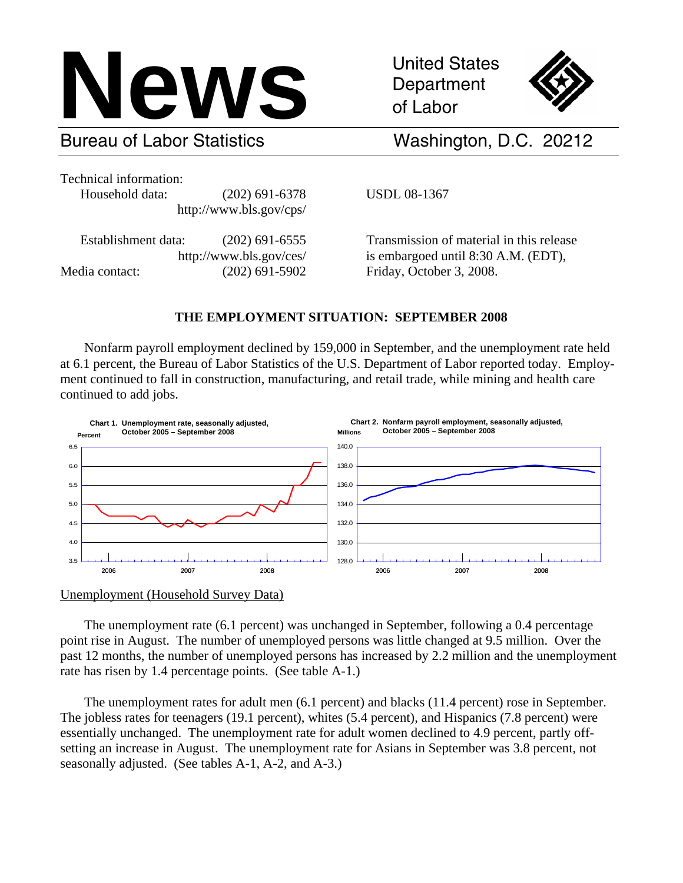# News

United States Department of Labor

Bureau of Labor Statistics — Washington, D.C. 20212

Technical information:
Household data: (202) 691-6378
http://www.bls.gov/cps/

Establishment data: (202) 691-6555
http://www.bls.gov/ces/

Media contact: (202) 691-5902

USDL 08-1367

Transmission of material in this release is embargoed until 8:30 A.M. (EDT), Friday, October 3, 2008.

## THE EMPLOYMENT SITUATION: SEPTEMBER 2008

Nonfarm payroll employment declined by 159,000 in September, and the unemployment rate held at 6.1 percent, the Bureau of Labor Statistics of the U.S. Department of Labor reported today. Employment continued to fall in construction, manufacturing, and retail trade, while mining and health care continued to add jobs.

**Chart 1. Unemployment rate, seasonally adjusted, October 2005 – September 2008**

**Chart 2. Nonfarm payroll employment, seasonally adjusted, October 2005 – September 2008**

### Unemployment (Household Survey Data)

The unemployment rate (6.1 percent) was unchanged in September, following a 0.4 percentage point rise in August. The number of unemployed persons was little changed at 9.5 million. Over the past 12 months, the number of unemployed persons has increased by 2.2 million and the unemployment rate has risen by 1.4 percentage points. (See table A-1.)

The unemployment rates for adult men (6.1 percent) and blacks (11.4 percent) rose in September. The jobless rates for teenagers (19.1 percent), whites (5.4 percent), and Hispanics (7.8 percent) were essentially unchanged. The unemployment rate for adult women declined to 4.9 percent, partly offsetting an increase in August. The unemployment rate for Asians in September was 3.8 percent, not seasonally adjusted. (See tables A-1, A-2, and A-3.)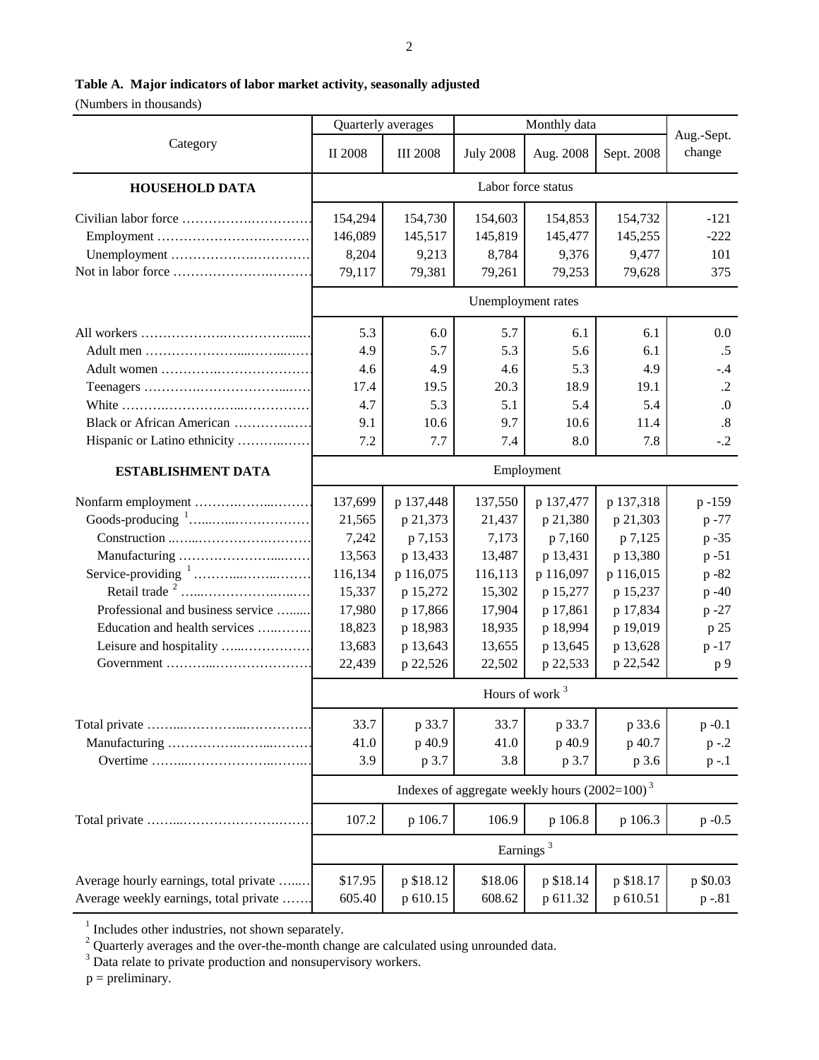**Table A. Major indicators of labor market activity, seasonally adjusted**

(Numbers in thousands)

| Category | Quarterly averages | | Monthly data | | | Aug.-Sept. change |
|---|---|---|---|---|---|---|
| | II 2008 | III 2008 | July 2008 | Aug. 2008 | Sept. 2008 | |
| **HOUSEHOLD DATA** | Labor force status | | | | | |
| Civilian labor force | 154,294 | 154,730 | 154,603 | 154,853 | 154,732 | -121 |
| Employment | 146,089 | 145,517 | 145,819 | 145,477 | 145,255 | -222 |
| Unemployment | 8,204 | 9,213 | 8,784 | 9,376 | 9,477 | 101 |
| Not in labor force | 79,117 | 79,381 | 79,261 | 79,253 | 79,628 | 375 |
| | Unemployment rates | | | | | |
| All workers | 5.3 | 6.0 | 5.7 | 6.1 | 6.1 | 0.0 |
| Adult men | 4.9 | 5.7 | 5.3 | 5.6 | 6.1 | .5 |
| Adult women | 4.6 | 4.9 | 4.6 | 5.3 | 4.9 | -.4 |
| Teenagers | 17.4 | 19.5 | 20.3 | 18.9 | 19.1 | .2 |
| White | 4.7 | 5.3 | 5.1 | 5.4 | 5.4 | .0 |
| Black or African American | 9.1 | 10.6 | 9.7 | 10.6 | 11.4 | .8 |
| Hispanic or Latino ethnicity | 7.2 | 7.7 | 7.4 | 8.0 | 7.8 | -.2 |
| **ESTABLISHMENT DATA** | Employment | | | | | |
| Nonfarm employment | 137,699 | p 137,448 | 137,550 | p 137,477 | p 137,318 | p -159 |
| Goods-producing [1] | 21,565 | p 21,373 | 21,437 | p 21,380 | p 21,303 | p -77 |
| Construction | 7,242 | p 7,153 | 7,173 | p 7,160 | p 7,125 | p -35 |
| Manufacturing | 13,563 | p 13,433 | 13,487 | p 13,431 | p 13,380 | p -51 |
| Service-providing [1] | 116,134 | p 116,075 | 116,113 | p 116,097 | p 116,015 | p -82 |
| Retail trade [2] | 15,337 | p 15,272 | 15,302 | p 15,277 | p 15,237 | p -40 |
| Professional and business service | 17,980 | p 17,866 | 17,904 | p 17,861 | p 17,834 | p -27 |
| Education and health services | 18,823 | p 18,983 | 18,935 | p 18,994 | p 19,019 | p 25 |
| Leisure and hospitality | 13,683 | p 13,643 | 13,655 | p 13,645 | p 13,628 | p -17 |
| Government | 22,439 | p 22,526 | 22,502 | p 22,533 | p 22,542 | p 9 |
| | Hours of work [3] | | | | | |
| Total private | 33.7 | p 33.7 | 33.7 | p 33.7 | p 33.6 | p -0.1 |
| Manufacturing | 41.0 | p 40.9 | 41.0 | p 40.9 | p 40.7 | p -.2 |
| Overtime | 3.9 | p 3.7 | 3.8 | p 3.7 | p 3.6 | p -.1 |
| | Indexes of aggregate weekly hours (2002=100) [3] | | | | | |
| Total private | 107.2 | p 106.7 | 106.9 | p 106.8 | p 106.3 | p -0.5 |
| | Earnings [3] | | | | | |
| Average hourly earnings, total private | $17.95 | p $18.12 | $18.06 | p $18.14 | p $18.17 | p $0.03 |
| Average weekly earnings, total private | 605.40 | p 610.15 | 608.62 | p 611.32 | p 610.51 | p -.81 |

[1] Includes other industries, not shown separately.
[2] Quarterly averages and the over-the-month change are calculated using unrounded data.
[3] Data relate to private production and nonsupervisory workers.
p = preliminary.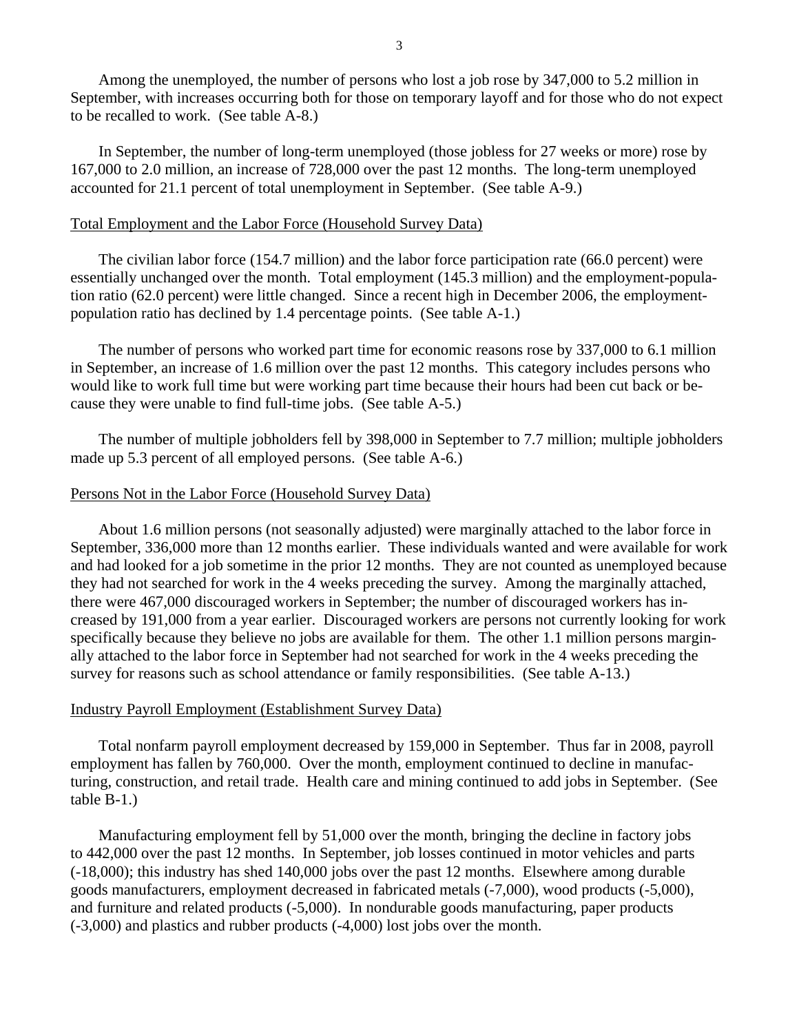Among the unemployed, the number of persons who lost a job rose by 347,000 to 5.2 million in September, with increases occurring both for those on temporary layoff and for those who do not expect to be recalled to work. (See table A-8.)

In September, the number of long-term unemployed (those jobless for 27 weeks or more) rose by 167,000 to 2.0 million, an increase of 728,000 over the past 12 months. The long-term unemployed accounted for 21.1 percent of total unemployment in September. (See table A-9.)

## Total Employment and the Labor Force (Household Survey Data)

The civilian labor force (154.7 million) and the labor force participation rate (66.0 percent) were essentially unchanged over the month. Total employment (145.3 million) and the employment-population ratio (62.0 percent) were little changed. Since a recent high in December 2006, the employment-population ratio has declined by 1.4 percentage points. (See table A-1.)

The number of persons who worked part time for economic reasons rose by 337,000 to 6.1 million in September, an increase of 1.6 million over the past 12 months. This category includes persons who would like to work full time but were working part time because their hours had been cut back or because they were unable to find full-time jobs. (See table A-5.)

The number of multiple jobholders fell by 398,000 in September to 7.7 million; multiple jobholders made up 5.3 percent of all employed persons. (See table A-6.)

## Persons Not in the Labor Force (Household Survey Data)

About 1.6 million persons (not seasonally adjusted) were marginally attached to the labor force in September, 336,000 more than 12 months earlier. These individuals wanted and were available for work and had looked for a job sometime in the prior 12 months. They are not counted as unemployed because they had not searched for work in the 4 weeks preceding the survey. Among the marginally attached, there were 467,000 discouraged workers in September; the number of discouraged workers has increased by 191,000 from a year earlier. Discouraged workers are persons not currently looking for work specifically because they believe no jobs are available for them. The other 1.1 million persons marginally attached to the labor force in September had not searched for work in the 4 weeks preceding the survey for reasons such as school attendance or family responsibilities. (See table A-13.)

## Industry Payroll Employment (Establishment Survey Data)

Total nonfarm payroll employment decreased by 159,000 in September. Thus far in 2008, payroll employment has fallen by 760,000. Over the month, employment continued to decline in manufacturing, construction, and retail trade. Health care and mining continued to add jobs in September. (See table B-1.)

Manufacturing employment fell by 51,000 over the month, bringing the decline in factory jobs to 442,000 over the past 12 months. In September, job losses continued in motor vehicles and parts (-18,000); this industry has shed 140,000 jobs over the past 12 months. Elsewhere among durable goods manufacturers, employment decreased in fabricated metals (-7,000), wood products (-5,000), and furniture and related products (-5,000). In nondurable goods manufacturing, paper products (-3,000) and plastics and rubber products (-4,000) lost jobs over the month.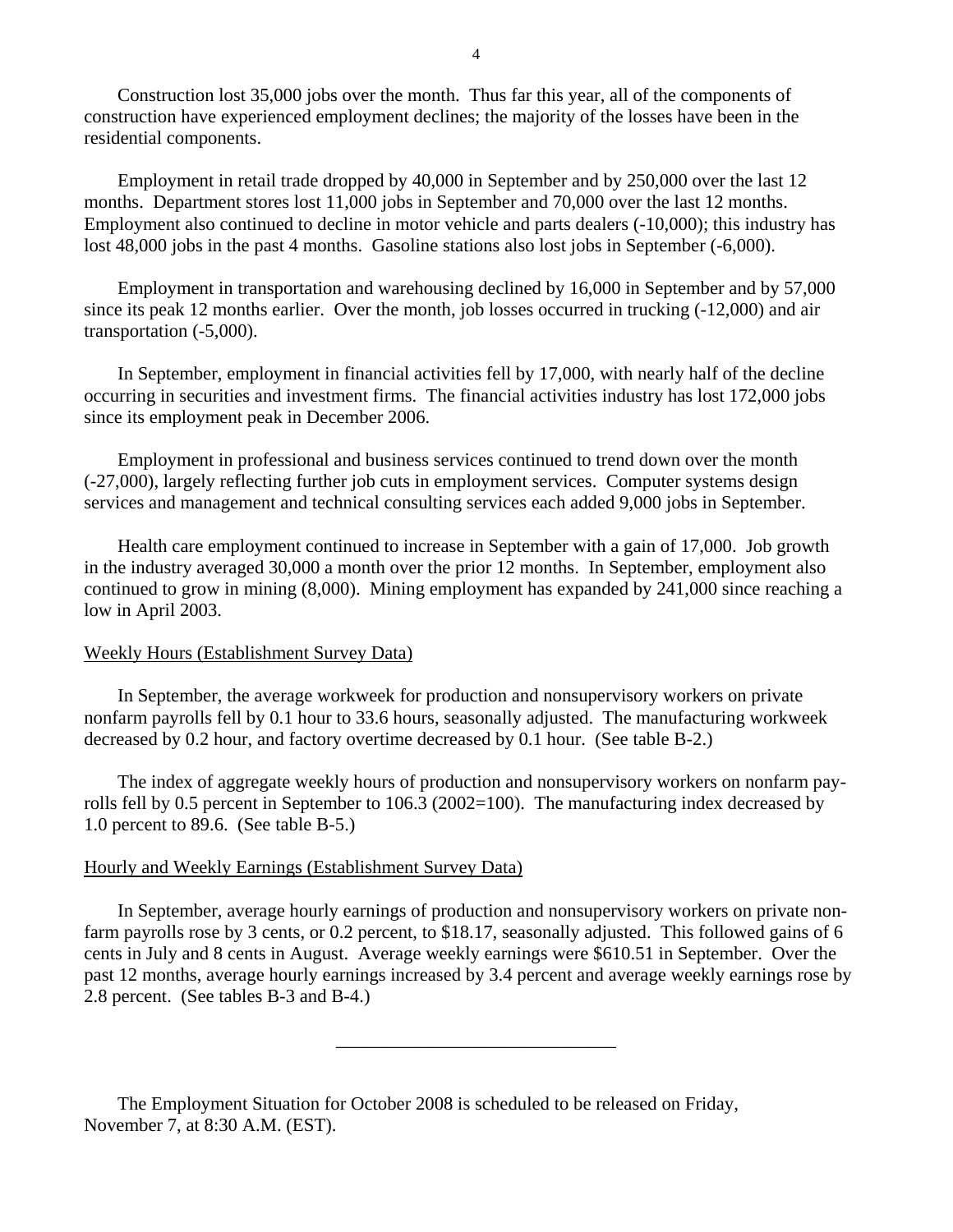Construction lost 35,000 jobs over the month. Thus far this year, all of the components of construction have experienced employment declines; the majority of the losses have been in the residential components.

Employment in retail trade dropped by 40,000 in September and by 250,000 over the last 12 months. Department stores lost 11,000 jobs in September and 70,000 over the last 12 months. Employment also continued to decline in motor vehicle and parts dealers (-10,000); this industry has lost 48,000 jobs in the past 4 months. Gasoline stations also lost jobs in September (-6,000).

Employment in transportation and warehousing declined by 16,000 in September and by 57,000 since its peak 12 months earlier. Over the month, job losses occurred in trucking (-12,000) and air transportation (-5,000).

In September, employment in financial activities fell by 17,000, with nearly half of the decline occurring in securities and investment firms. The financial activities industry has lost 172,000 jobs since its employment peak in December 2006.

Employment in professional and business services continued to trend down over the month (-27,000), largely reflecting further job cuts in employment services. Computer systems design services and management and technical consulting services each added 9,000 jobs in September.

Health care employment continued to increase in September with a gain of 17,000. Job growth in the industry averaged 30,000 a month over the prior 12 months. In September, employment also continued to grow in mining (8,000). Mining employment has expanded by 241,000 since reaching a low in April 2003.

## Weekly Hours (Establishment Survey Data)

In September, the average workweek for production and nonsupervisory workers on private nonfarm payrolls fell by 0.1 hour to 33.6 hours, seasonally adjusted. The manufacturing workweek decreased by 0.2 hour, and factory overtime decreased by 0.1 hour. (See table B-2.)

The index of aggregate weekly hours of production and nonsupervisory workers on nonfarm payrolls fell by 0.5 percent in September to 106.3 (2002=100). The manufacturing index decreased by 1.0 percent to 89.6. (See table B-5.)

## Hourly and Weekly Earnings (Establishment Survey Data)

In September, average hourly earnings of production and nonsupervisory workers on private nonfarm payrolls rose by 3 cents, or 0.2 percent, to $18.17, seasonally adjusted. This followed gains of 6 cents in July and 8 cents in August. Average weekly earnings were $610.51 in September. Over the past 12 months, average hourly earnings increased by 3.4 percent and average weekly earnings rose by 2.8 percent. (See tables B-3 and B-4.)

---

The Employment Situation for October 2008 is scheduled to be released on Friday, November 7, at 8:30 A.M. (EST).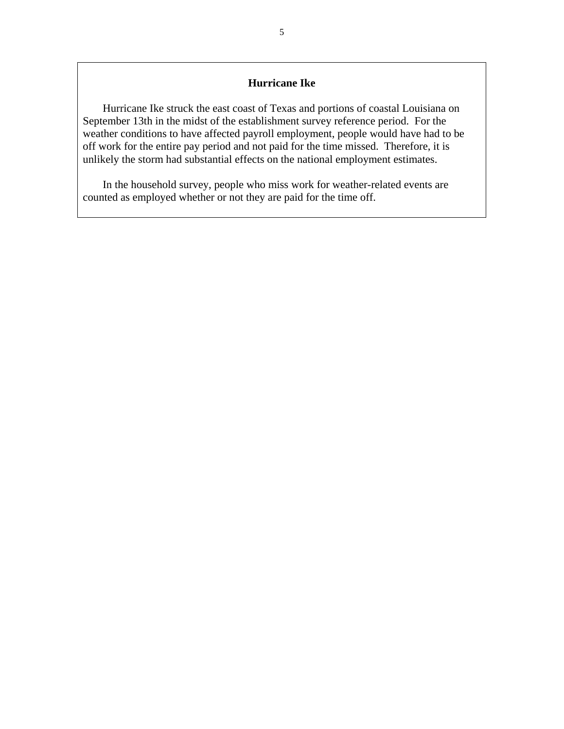## Hurricane Ike

Hurricane Ike struck the east coast of Texas and portions of coastal Louisiana on September 13th in the midst of the establishment survey reference period. For the weather conditions to have affected payroll employment, people would have had to be off work for the entire pay period and not paid for the time missed. Therefore, it is unlikely the storm had substantial effects on the national employment estimates.

In the household survey, people who miss work for weather-related events are counted as employed whether or not they are paid for the time off.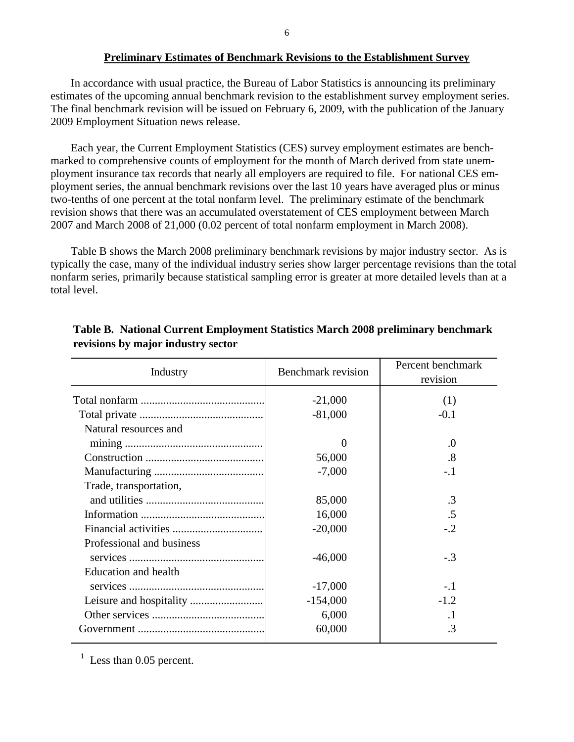## Preliminary Estimates of Benchmark Revisions to the Establishment Survey

In accordance with usual practice, the Bureau of Labor Statistics is announcing its preliminary estimates of the upcoming annual benchmark revision to the establishment survey employment series. The final benchmark revision will be issued on February 6, 2009, with the publication of the January 2009 Employment Situation news release.

Each year, the Current Employment Statistics (CES) survey employment estimates are benchmarked to comprehensive counts of employment for the month of March derived from state unemployment insurance tax records that nearly all employers are required to file. For national CES employment series, the annual benchmark revisions over the last 10 years have averaged plus or minus two-tenths of one percent at the total nonfarm level. The preliminary estimate of the benchmark revision shows that there was an accumulated overstatement of CES employment between March 2007 and March 2008 of 21,000 (0.02 percent of total nonfarm employment in March 2008).

Table B shows the March 2008 preliminary benchmark revisions by major industry sector. As is typically the case, many of the individual industry series show larger percentage revisions than the total nonfarm series, primarily because statistical sampling error is greater at more detailed levels than at a total level.

**Table B. National Current Employment Statistics March 2008 preliminary benchmark revisions by major industry sector**

| Industry | Benchmark revision | Percent benchmark revision |
|---|---|---|
| Total nonfarm | -21,000 | (1) |
| Total private | -81,000 | -0.1 |
| Natural resources and mining | 0 | .0 |
| Construction | 56,000 | .8 |
| Manufacturing | -7,000 | -.1 |
| Trade, transportation, and utilities | 85,000 | .3 |
| Information | 16,000 | .5 |
| Financial activities | -20,000 | -.2 |
| Professional and business services | -46,000 | -.3 |
| Education and health services | -17,000 | -.1 |
| Leisure and hospitality | -154,000 | -1.2 |
| Other services | 6,000 | .1 |
| Government | 60,000 | .3 |

[1] Less than 0.05 percent.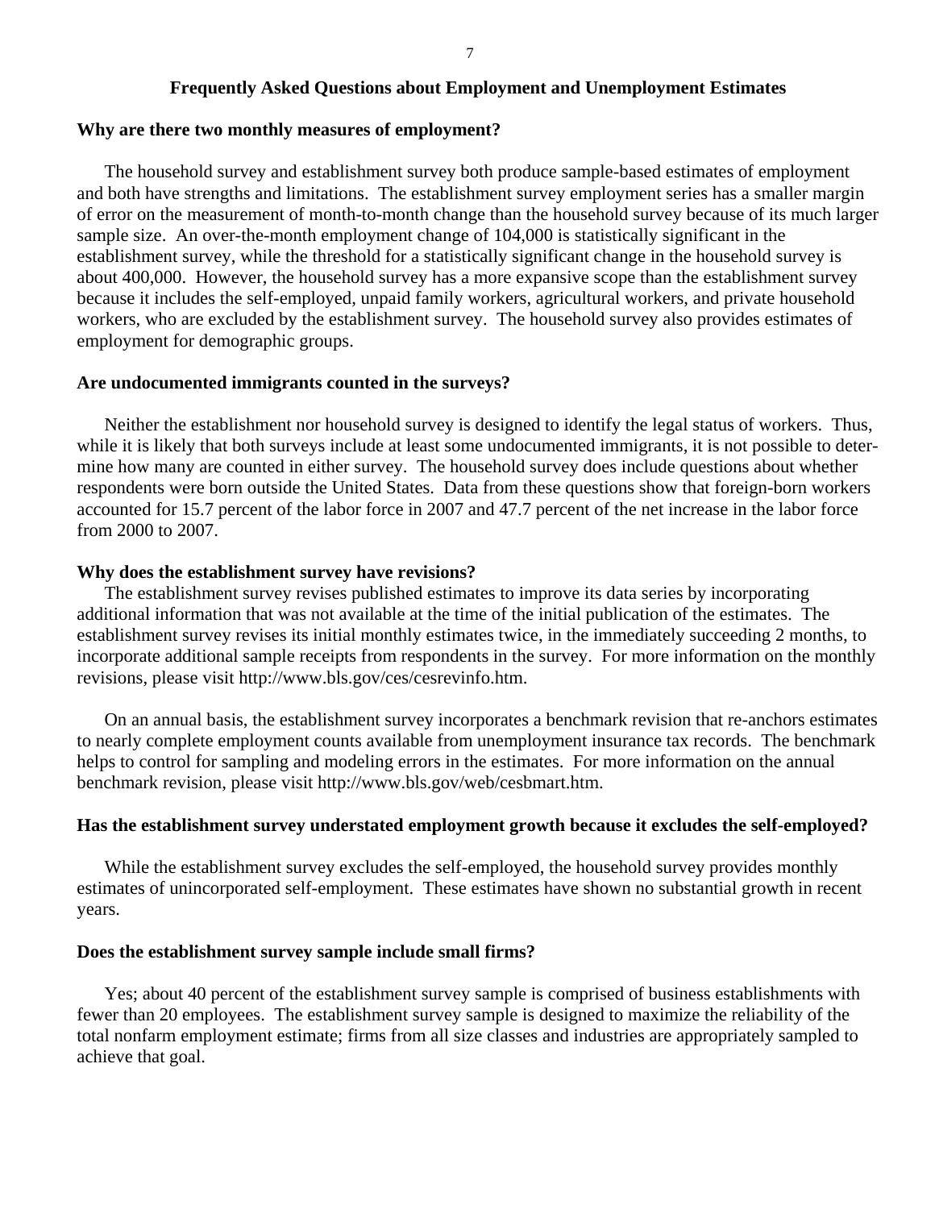## Frequently Asked Questions about Employment and Unemployment Estimates

### Why are there two monthly measures of employment?

The household survey and establishment survey both produce sample-based estimates of employment and both have strengths and limitations. The establishment survey employment series has a smaller margin of error on the measurement of month-to-month change than the household survey because of its much larger sample size. An over-the-month employment change of 104,000 is statistically significant in the establishment survey, while the threshold for a statistically significant change in the household survey is about 400,000. However, the household survey has a more expansive scope than the establishment survey because it includes the self-employed, unpaid family workers, agricultural workers, and private household workers, who are excluded by the establishment survey. The household survey also provides estimates of employment for demographic groups.

### Are undocumented immigrants counted in the surveys?

Neither the establishment nor household survey is designed to identify the legal status of workers. Thus, while it is likely that both surveys include at least some undocumented immigrants, it is not possible to determine how many are counted in either survey. The household survey does include questions about whether respondents were born outside the United States. Data from these questions show that foreign-born workers accounted for 15.7 percent of the labor force in 2007 and 47.7 percent of the net increase in the labor force from 2000 to 2007.

### Why does the establishment survey have revisions?

The establishment survey revises published estimates to improve its data series by incorporating additional information that was not available at the time of the initial publication of the estimates. The establishment survey revises its initial monthly estimates twice, in the immediately succeeding 2 months, to incorporate additional sample receipts from respondents in the survey. For more information on the monthly revisions, please visit http://www.bls.gov/ces/cesrevinfo.htm.

On an annual basis, the establishment survey incorporates a benchmark revision that re-anchors estimates to nearly complete employment counts available from unemployment insurance tax records. The benchmark helps to control for sampling and modeling errors in the estimates. For more information on the annual benchmark revision, please visit http://www.bls.gov/web/cesbmart.htm.

### Has the establishment survey understated employment growth because it excludes the self-employed?

While the establishment survey excludes the self-employed, the household survey provides monthly estimates of unincorporated self-employment. These estimates have shown no substantial growth in recent years.

### Does the establishment survey sample include small firms?

Yes; about 40 percent of the establishment survey sample is comprised of business establishments with fewer than 20 employees. The establishment survey sample is designed to maximize the reliability of the total nonfarm employment estimate; firms from all size classes and industries are appropriately sampled to achieve that goal.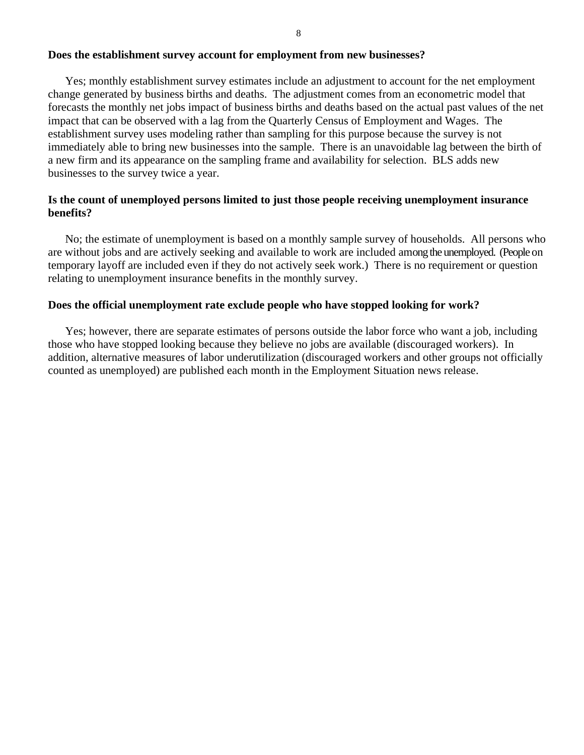**Does the establishment survey account for employment from new businesses?**

Yes; monthly establishment survey estimates include an adjustment to account for the net employment change generated by business births and deaths. The adjustment comes from an econometric model that forecasts the monthly net jobs impact of business births and deaths based on the actual past values of the net impact that can be observed with a lag from the Quarterly Census of Employment and Wages. The establishment survey uses modeling rather than sampling for this purpose because the survey is not immediately able to bring new businesses into the sample. There is an unavoidable lag between the birth of a new firm and its appearance on the sampling frame and availability for selection. BLS adds new businesses to the survey twice a year.

**Is the count of unemployed persons limited to just those people receiving unemployment insurance benefits?**

No; the estimate of unemployment is based on a monthly sample survey of households. All persons who are without jobs and are actively seeking and available to work are included among the unemployed. (People on temporary layoff are included even if they do not actively seek work.) There is no requirement or question relating to unemployment insurance benefits in the monthly survey.

**Does the official unemployment rate exclude people who have stopped looking for work?**

Yes; however, there are separate estimates of persons outside the labor force who want a job, including those who have stopped looking because they believe no jobs are available (discouraged workers). In addition, alternative measures of labor underutilization (discouraged workers and other groups not officially counted as unemployed) are published each month in the Employment Situation news release.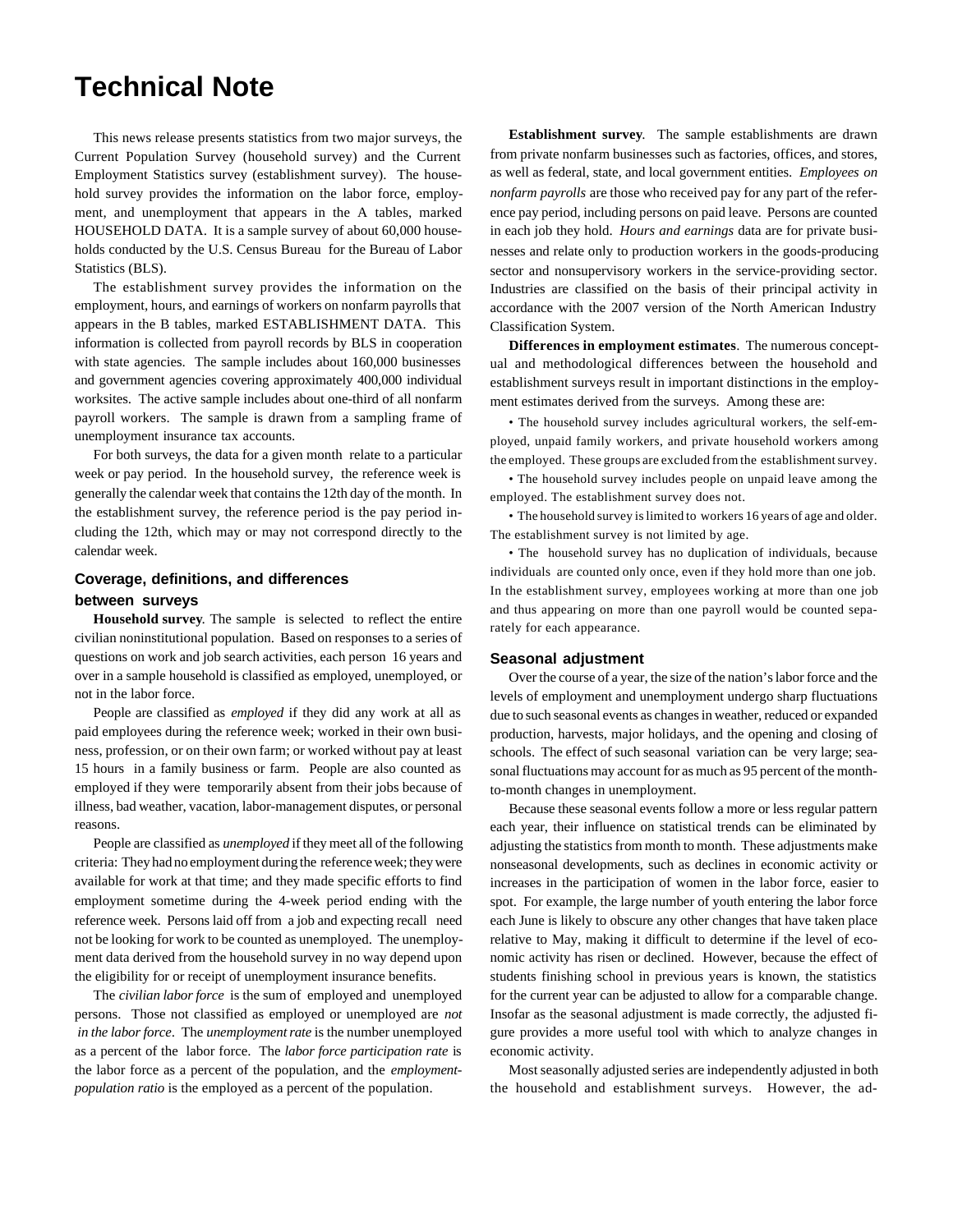# Technical Note

This news release presents statistics from two major surveys, the Current Population Survey (household survey) and the Current Employment Statistics survey (establishment survey). The household survey provides the information on the labor force, employment, and unemployment that appears in the A tables, marked HOUSEHOLD DATA. It is a sample survey of about 60,000 households conducted by the U.S. Census Bureau for the Bureau of Labor Statistics (BLS).

The establishment survey provides the information on the employment, hours, and earnings of workers on nonfarm payrolls that appears in the B tables, marked ESTABLISHMENT DATA. This information is collected from payroll records by BLS in cooperation with state agencies. The sample includes about 160,000 businesses and government agencies covering approximately 400,000 individual worksites. The active sample includes about one-third of all nonfarm payroll workers. The sample is drawn from a sampling frame of unemployment insurance tax accounts.

For both surveys, the data for a given month relate to a particular week or pay period. In the household survey, the reference week is generally the calendar week that contains the 12th day of the month. In the establishment survey, the reference period is the pay period including the 12th, which may or may not correspond directly to the calendar week.

## Coverage, definitions, and differences between surveys

**Household survey**. The sample is selected to reflect the entire civilian noninstitutional population. Based on responses to a series of questions on work and job search activities, each person 16 years and over in a sample household is classified as employed, unemployed, or not in the labor force.

People are classified as *employed* if they did any work at all as paid employees during the reference week; worked in their own business, profession, or on their own farm; or worked without pay at least 15 hours in a family business or farm. People are also counted as employed if they were temporarily absent from their jobs because of illness, bad weather, vacation, labor-management disputes, or personal reasons.

People are classified as *unemployed* if they meet all of the following criteria: They had no employment during the reference week; they were available for work at that time; and they made specific efforts to find employment sometime during the 4-week period ending with the reference week. Persons laid off from a job and expecting recall need not be looking for work to be counted as unemployed. The unemployment data derived from the household survey in no way depend upon the eligibility for or receipt of unemployment insurance benefits.

The *civilian labor force* is the sum of employed and unemployed persons. Those not classified as employed or unemployed are *not in the labor force*. The *unemployment rate* is the number unemployed as a percent of the labor force. The *labor force participation rate* is the labor force as a percent of the population, and the *employment-population ratio* is the employed as a percent of the population.

**Establishment survey**. The sample establishments are drawn from private nonfarm businesses such as factories, offices, and stores, as well as federal, state, and local government entities. *Employees on nonfarm payrolls* are those who received pay for any part of the reference pay period, including persons on paid leave. Persons are counted in each job they hold. *Hours and earnings* data are for private businesses and relate only to production workers in the goods-producing sector and nonsupervisory workers in the service-providing sector. Industries are classified on the basis of their principal activity in accordance with the 2007 version of the North American Industry Classification System.

**Differences in employment estimates**. The numerous conceptual and methodological differences between the household and establishment surveys result in important distinctions in the employment estimates derived from the surveys. Among these are:

- The household survey includes agricultural workers, the self-employed, unpaid family workers, and private household workers among the employed. These groups are excluded from the establishment survey.
- The household survey includes people on unpaid leave among the employed. The establishment survey does not.
- The household survey is limited to workers 16 years of age and older. The establishment survey is not limited by age.
- The household survey has no duplication of individuals, because individuals are counted only once, even if they hold more than one job. In the establishment survey, employees working at more than one job and thus appearing on more than one payroll would be counted separately for each appearance.

## Seasonal adjustment

Over the course of a year, the size of the nation's labor force and the levels of employment and unemployment undergo sharp fluctuations due to such seasonal events as changes in weather, reduced or expanded production, harvests, major holidays, and the opening and closing of schools. The effect of such seasonal variation can be very large; seasonal fluctuations may account for as much as 95 percent of the month-to-month changes in unemployment.

Because these seasonal events follow a more or less regular pattern each year, their influence on statistical trends can be eliminated by adjusting the statistics from month to month. These adjustments make nonseasonal developments, such as declines in economic activity or increases in the participation of women in the labor force, easier to spot. For example, the large number of youth entering the labor force each June is likely to obscure any other changes that have taken place relative to May, making it difficult to determine if the level of economic activity has risen or declined. However, because the effect of students finishing school in previous years is known, the statistics for the current year can be adjusted to allow for a comparable change. Insofar as the seasonal adjustment is made correctly, the adjusted figure provides a more useful tool with which to analyze changes in economic activity.

Most seasonally adjusted series are independently adjusted in both the household and establishment surveys. However, the ad-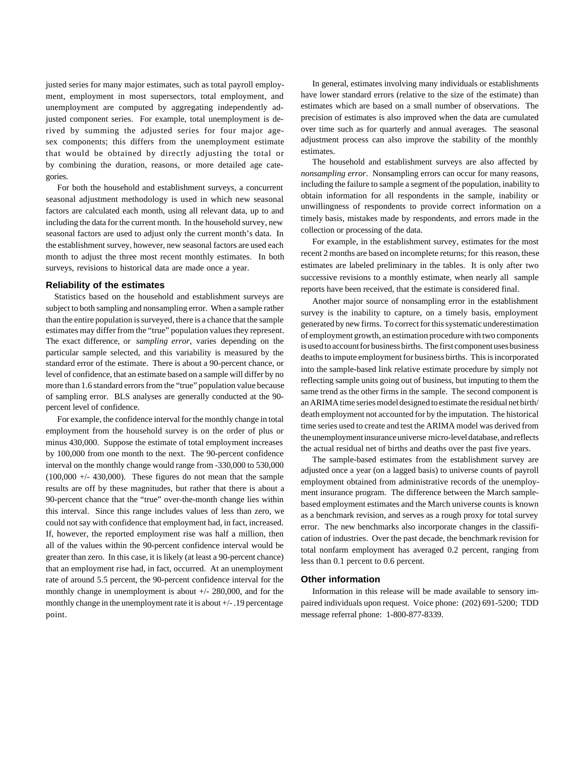justed series for many major estimates, such as total payroll employment, employment in most supersectors, total employment, and unemployment are computed by aggregating independently adjusted component series. For example, total unemployment is derived by summing the adjusted series for four major age-sex components; this differs from the unemployment estimate that would be obtained by directly adjusting the total or by combining the duration, reasons, or more detailed age categories.

For both the household and establishment surveys, a concurrent seasonal adjustment methodology is used in which new seasonal factors are calculated each month, using all relevant data, up to and including the data for the current month. In the household survey, new seasonal factors are used to adjust only the current month's data. In the establishment survey, however, new seasonal factors are used each month to adjust the three most recent monthly estimates. In both surveys, revisions to historical data are made once a year.

### Reliability of the estimates

Statistics based on the household and establishment surveys are subject to both sampling and nonsampling error. When a sample rather than the entire population is surveyed, there is a chance that the sample estimates may differ from the "true" population values they represent. The exact difference, or *sampling error*, varies depending on the particular sample selected, and this variability is measured by the standard error of the estimate. There is about a 90-percent chance, or level of confidence, that an estimate based on a sample will differ by no more than 1.6 standard errors from the "true" population value because of sampling error. BLS analyses are generally conducted at the 90-percent level of confidence.

For example, the confidence interval for the monthly change in total employment from the household survey is on the order of plus or minus 430,000. Suppose the estimate of total employment increases by 100,000 from one month to the next. The 90-percent confidence interval on the monthly change would range from -330,000 to 530,000 (100,000 +/- 430,000). These figures do not mean that the sample results are off by these magnitudes, but rather that there is about a 90-percent chance that the "true" over-the-month change lies within this interval. Since this range includes values of less than zero, we could not say with confidence that employment had, in fact, increased. If, however, the reported employment rise was half a million, then all of the values within the 90-percent confidence interval would be greater than zero. In this case, it is likely (at least a 90-percent chance) that an employment rise had, in fact, occurred. At an unemployment rate of around 5.5 percent, the 90-percent confidence interval for the monthly change in unemployment is about +/- 280,000, and for the monthly change in the unemployment rate it is about +/- .19 percentage point.

In general, estimates involving many individuals or establishments have lower standard errors (relative to the size of the estimate) than estimates which are based on a small number of observations. The precision of estimates is also improved when the data are cumulated over time such as for quarterly and annual averages. The seasonal adjustment process can also improve the stability of the monthly estimates.

The household and establishment surveys are also affected by *nonsampling error*. Nonsampling errors can occur for many reasons, including the failure to sample a segment of the population, inability to obtain information for all respondents in the sample, inability or unwillingness of respondents to provide correct information on a timely basis, mistakes made by respondents, and errors made in the collection or processing of the data.

For example, in the establishment survey, estimates for the most recent 2 months are based on incomplete returns; for this reason, these estimates are labeled preliminary in the tables. It is only after two successive revisions to a monthly estimate, when nearly all sample reports have been received, that the estimate is considered final.

Another major source of nonsampling error in the establishment survey is the inability to capture, on a timely basis, employment generated by new firms. To correct for this systematic underestimation of employment growth, an estimation procedure with two components is used to account for business births. The first component uses business deaths to impute employment for business births. This is incorporated into the sample-based link relative estimate procedure by simply not reflecting sample units going out of business, but imputing to them the same trend as the other firms in the sample. The second component is an ARIMA time series model designed to estimate the residual net birth/death employment not accounted for by the imputation. The historical time series used to create and test the ARIMA model was derived from the unemployment insurance universe micro-level database, and reflects the actual residual net of births and deaths over the past five years.

The sample-based estimates from the establishment survey are adjusted once a year (on a lagged basis) to universe counts of payroll employment obtained from administrative records of the unemployment insurance program. The difference between the March sample-based employment estimates and the March universe counts is known as a benchmark revision, and serves as a rough proxy for total survey error. The new benchmarks also incorporate changes in the classification of industries. Over the past decade, the benchmark revision for total nonfarm employment has averaged 0.2 percent, ranging from less than 0.1 percent to 0.6 percent.

### Other information

Information in this release will be made available to sensory impaired individuals upon request. Voice phone: (202) 691-5200; TDD message referral phone: 1-800-877-8339.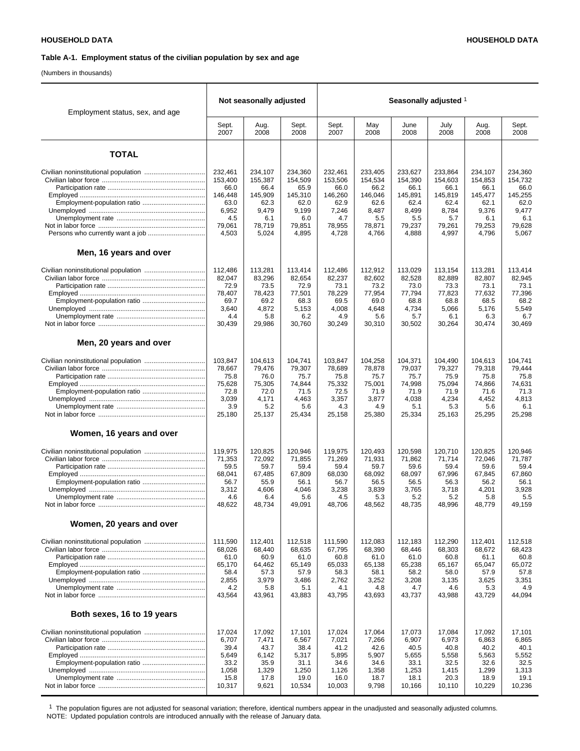**Table A-1. Employment status of the civilian population by sex and age**

(Numbers in thousands)

| Employment status, sex, and age | Not seasonally adjusted | | | Seasonally adjusted [1] | | | | | |
|---|---|---|---|---|---|---|---|---|---|
| | Sept. 2007 | Aug. 2008 | Sept. 2008 | Sept. 2007 | May 2008 | June 2008 | July 2008 | Aug. 2008 | Sept. 2008 |
| **TOTAL** | | | | | | | | | |
| Civilian noninstitutional population | 232,461 | 234,107 | 234,360 | 232,461 | 233,405 | 233,627 | 233,864 | 234,107 | 234,360 |
| Civilian labor force | 153,400 | 155,387 | 154,509 | 153,506 | 154,534 | 154,390 | 154,603 | 154,853 | 154,732 |
| Participation rate | 66.0 | 66.4 | 65.9 | 66.0 | 66.2 | 66.1 | 66.1 | 66.1 | 66.0 |
| Employed | 146,448 | 145,909 | 145,310 | 146,260 | 146,046 | 145,891 | 145,819 | 145,477 | 145,255 |
| Employment-population ratio | 63.0 | 62.3 | 62.0 | 62.9 | 62.6 | 62.4 | 62.4 | 62.1 | 62.0 |
| Unemployed | 6,952 | 9,479 | 9,199 | 7,246 | 8,487 | 8,499 | 8,784 | 9,376 | 9,477 |
| Unemployment rate | 4.5 | 6.1 | 6.0 | 4.7 | 5.5 | 5.5 | 5.7 | 6.1 | 6.1 |
| Not in labor force | 79,061 | 78,719 | 79,851 | 78,955 | 78,871 | 79,237 | 79,261 | 79,253 | 79,628 |
| Persons who currently want a job | 4,503 | 5,024 | 4,895 | 4,728 | 4,766 | 4,888 | 4,997 | 4,796 | 5,067 |
| **Men, 16 years and over** | | | | | | | | | |
| Civilian noninstitutional population | 112,486 | 113,281 | 113,414 | 112,486 | 112,912 | 113,029 | 113,154 | 113,281 | 113,414 |
| Civilian labor force | 82,047 | 83,296 | 82,654 | 82,237 | 82,602 | 82,528 | 82,889 | 82,807 | 82,945 |
| Participation rate | 72.9 | 73.5 | 72.9 | 73.1 | 73.2 | 73.0 | 73.3 | 73.1 | 73.1 |
| Employed | 78,407 | 78,423 | 77,501 | 78,229 | 77,954 | 77,794 | 77,823 | 77,632 | 77,396 |
| Employment-population ratio | 69.7 | 69.2 | 68.3 | 69.5 | 69.0 | 68.8 | 68.8 | 68.5 | 68.2 |
| Unemployed | 3,640 | 4,872 | 5,153 | 4,008 | 4,648 | 4,734 | 5,066 | 5,176 | 5,549 |
| Unemployment rate | 4.4 | 5.8 | 6.2 | 4.9 | 5.6 | 5.7 | 6.1 | 6.3 | 6.7 |
| Not in labor force | 30,439 | 29,986 | 30,760 | 30,249 | 30,310 | 30,502 | 30,264 | 30,474 | 30,469 |
| **Men, 20 years and over** | | | | | | | | | |
| Civilian noninstitutional population | 103,847 | 104,613 | 104,741 | 103,847 | 104,258 | 104,371 | 104,490 | 104,613 | 104,741 |
| Civilian labor force | 78,667 | 79,476 | 79,307 | 78,689 | 78,878 | 79,037 | 79,327 | 79,318 | 79,444 |
| Participation rate | 75.8 | 76.0 | 75.7 | 75.8 | 75.7 | 75.7 | 75.9 | 75.8 | 75.8 |
| Employed | 75,628 | 75,305 | 74,844 | 75,332 | 75,001 | 74,998 | 75,094 | 74,866 | 74,631 |
| Employment-population ratio | 72.8 | 72.0 | 71.5 | 72.5 | 71.9 | 71.9 | 71.9 | 71.6 | 71.3 |
| Unemployed | 3,039 | 4,171 | 4,463 | 3,357 | 3,877 | 4,038 | 4,234 | 4,452 | 4,813 |
| Unemployment rate | 3.9 | 5.2 | 5.6 | 4.3 | 4.9 | 5.1 | 5.3 | 5.6 | 6.1 |
| Not in labor force | 25,180 | 25,137 | 25,434 | 25,158 | 25,380 | 25,334 | 25,163 | 25,295 | 25,298 |
| **Women, 16 years and over** | | | | | | | | | |
| Civilian noninstitutional population | 119,975 | 120,825 | 120,946 | 119,975 | 120,493 | 120,598 | 120,710 | 120,825 | 120,946 |
| Civilian labor force | 71,353 | 72,092 | 71,855 | 71,269 | 71,931 | 71,862 | 71,714 | 72,046 | 71,787 |
| Participation rate | 59.5 | 59.7 | 59.4 | 59.4 | 59.7 | 59.6 | 59.4 | 59.6 | 59.4 |
| Employed | 68,041 | 67,485 | 67,809 | 68,030 | 68,092 | 68,097 | 67,996 | 67,845 | 67,860 |
| Employment-population ratio | 56.7 | 55.9 | 56.1 | 56.7 | 56.5 | 56.5 | 56.3 | 56.2 | 56.1 |
| Unemployed | 3,312 | 4,606 | 4,046 | 3,238 | 3,839 | 3,765 | 3,718 | 4,201 | 3,928 |
| Unemployment rate | 4.6 | 6.4 | 5.6 | 4.5 | 5.3 | 5.2 | 5.2 | 5.8 | 5.5 |
| Not in labor force | 48,622 | 48,734 | 49,091 | 48,706 | 48,562 | 48,735 | 48,996 | 48,779 | 49,159 |
| **Women, 20 years and over** | | | | | | | | | |
| Civilian noninstitutional population | 111,590 | 112,401 | 112,518 | 111,590 | 112,083 | 112,183 | 112,290 | 112,401 | 112,518 |
| Civilian labor force | 68,026 | 68,440 | 68,635 | 67,795 | 68,390 | 68,446 | 68,303 | 68,672 | 68,423 |
| Participation rate | 61.0 | 60.9 | 61.0 | 60.8 | 61.0 | 61.0 | 60.8 | 61.1 | 60.8 |
| Employed | 65,170 | 64,462 | 65,149 | 65,033 | 65,138 | 65,238 | 65,167 | 65,047 | 65,072 |
| Employment-population ratio | 58.4 | 57.3 | 57.9 | 58.3 | 58.1 | 58.2 | 58.0 | 57.9 | 57.8 |
| Unemployed | 2,855 | 3,979 | 3,486 | 2,762 | 3,252 | 3,208 | 3,135 | 3,625 | 3,351 |
| Unemployment rate | 4.2 | 5.8 | 5.1 | 4.1 | 4.8 | 4.7 | 4.6 | 5.3 | 4.9 |
| Not in labor force | 43,564 | 43,961 | 43,883 | 43,795 | 43,693 | 43,737 | 43,988 | 43,729 | 44,094 |
| **Both sexes, 16 to 19 years** | | | | | | | | | |
| Civilian noninstitutional population | 17,024 | 17,092 | 17,101 | 17,024 | 17,064 | 17,073 | 17,084 | 17,092 | 17,101 |
| Civilian labor force | 6,707 | 7,471 | 6,567 | 7,021 | 7,266 | 6,907 | 6,973 | 6,863 | 6,865 |
| Participation rate | 39.4 | 43.7 | 38.4 | 41.2 | 42.6 | 40.5 | 40.8 | 40.2 | 40.1 |
| Employed | 5,649 | 6,142 | 5,317 | 5,895 | 5,907 | 5,655 | 5,558 | 5,563 | 5,552 |
| Employment-population ratio | 33.2 | 35.9 | 31.1 | 34.6 | 34.6 | 33.1 | 32.5 | 32.6 | 32.5 |
| Unemployed | 1,058 | 1,329 | 1,250 | 1,126 | 1,358 | 1,253 | 1,415 | 1,299 | 1,313 |
| Unemployment rate | 15.8 | 17.8 | 19.0 | 16.0 | 18.7 | 18.1 | 20.3 | 18.9 | 19.1 |
| Not in labor force | 10,317 | 9,621 | 10,534 | 10,003 | 9,798 | 10,166 | 10,110 | 10,229 | 10,236 |

[1] The population figures are not adjusted for seasonal variation; therefore, identical numbers appear in the unadjusted and seasonally adjusted columns.

NOTE: Updated population controls are introduced annually with the release of January data.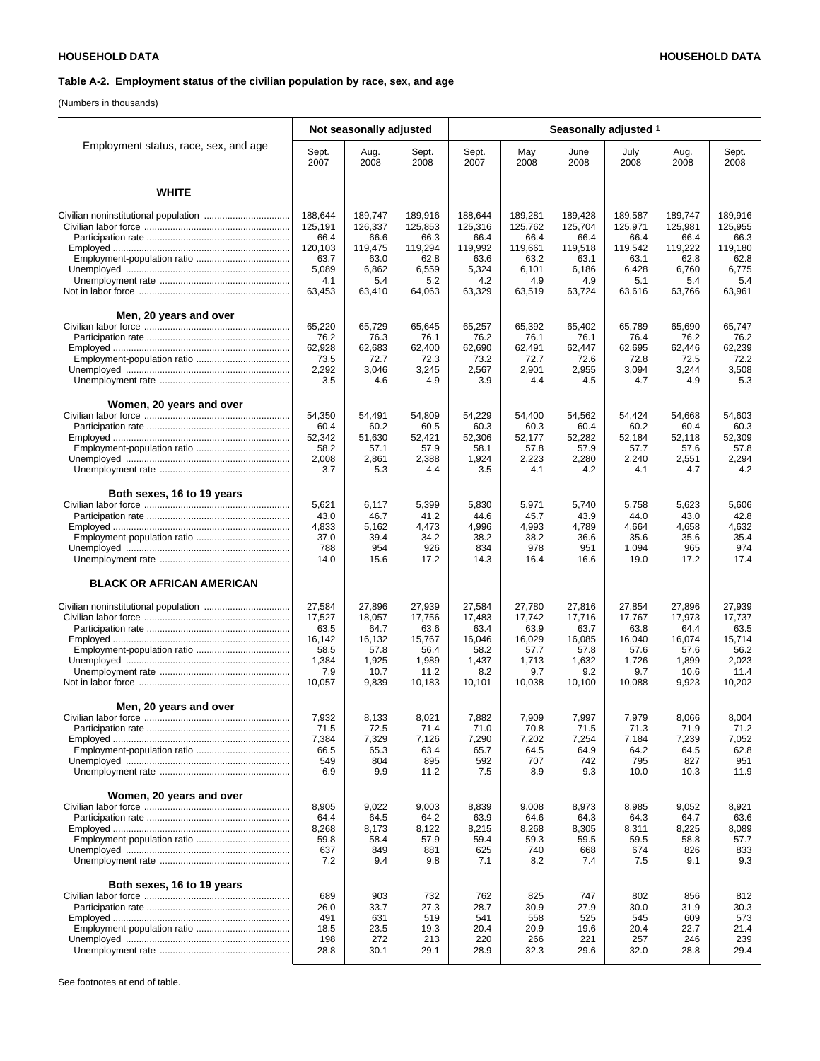**Table A-2. Employment status of the civilian population by race, sex, and age**

(Numbers in thousands)

| Employment status, race, sex, and age | Not seasonally adjusted | | | Seasonally adjusted [1] | | | | | |
|---|---|---|---|---|---|---|---|---|---|
| | Sept. 2007 | Aug. 2008 | Sept. 2008 | Sept. 2007 | May 2008 | June 2008 | July 2008 | Aug. 2008 | Sept. 2008 |
| **WHITE** | | | | | | | | | |
| Civilian noninstitutional population | 188,644 | 189,747 | 189,916 | 188,644 | 189,281 | 189,428 | 189,587 | 189,747 | 189,916 |
| Civilian labor force | 125,191 | 126,337 | 125,853 | 125,316 | 125,762 | 125,704 | 125,971 | 125,981 | 125,955 |
| Participation rate | 66.4 | 66.6 | 66.3 | 66.4 | 66.4 | 66.4 | 66.4 | 66.4 | 66.3 |
| Employed | 120,103 | 119,475 | 119,294 | 119,992 | 119,661 | 119,518 | 119,542 | 119,222 | 119,180 |
| Employment-population ratio | 63.7 | 63.0 | 62.8 | 63.6 | 63.2 | 63.1 | 63.1 | 62.8 | 62.8 |
| Unemployed | 5,089 | 6,862 | 6,559 | 5,324 | 6,101 | 6,186 | 6,428 | 6,760 | 6,775 |
| Unemployment rate | 4.1 | 5.4 | 5.2 | 4.2 | 4.9 | 4.9 | 5.1 | 5.4 | 5.4 |
| Not in labor force | 63,453 | 63,410 | 64,063 | 63,329 | 63,519 | 63,724 | 63,616 | 63,766 | 63,961 |
| **Men, 20 years and over** | | | | | | | | | |
| Civilian labor force | 65,220 | 65,729 | 65,645 | 65,257 | 65,392 | 65,402 | 65,789 | 65,690 | 65,747 |
| Participation rate | 76.2 | 76.3 | 76.1 | 76.2 | 76.1 | 76.1 | 76.4 | 76.2 | 76.2 |
| Employed | 62,928 | 62,683 | 62,400 | 62,690 | 62,491 | 62,447 | 62,695 | 62,446 | 62,239 |
| Employment-population ratio | 73.5 | 72.7 | 72.3 | 73.2 | 72.7 | 72.6 | 72.8 | 72.5 | 72.2 |
| Unemployed | 2,292 | 3,046 | 3,245 | 2,567 | 2,901 | 2,955 | 3,094 | 3,244 | 3,508 |
| Unemployment rate | 3.5 | 4.6 | 4.9 | 3.9 | 4.4 | 4.5 | 4.7 | 4.9 | 5.3 |
| **Women, 20 years and over** | | | | | | | | | |
| Civilian labor force | 54,350 | 54,491 | 54,809 | 54,229 | 54,400 | 54,562 | 54,424 | 54,668 | 54,603 |
| Participation rate | 60.4 | 60.2 | 60.5 | 60.3 | 60.3 | 60.4 | 60.2 | 60.4 | 60.3 |
| Employed | 52,342 | 51,630 | 52,421 | 52,306 | 52,177 | 52,282 | 52,184 | 52,118 | 52,309 |
| Employment-population ratio | 58.2 | 57.1 | 57.9 | 58.1 | 57.8 | 57.9 | 57.7 | 57.6 | 57.8 |
| Unemployed | 2,008 | 2,861 | 2,388 | 1,924 | 2,223 | 2,280 | 2,240 | 2,551 | 2,294 |
| Unemployment rate | 3.7 | 5.3 | 4.4 | 3.5 | 4.1 | 4.2 | 4.1 | 4.7 | 4.2 |
| **Both sexes, 16 to 19 years** | | | | | | | | | |
| Civilian labor force | 5,621 | 6,117 | 5,399 | 5,830 | 5,971 | 5,740 | 5,758 | 5,623 | 5,606 |
| Participation rate | 43.0 | 46.7 | 41.2 | 44.6 | 45.7 | 43.9 | 44.0 | 43.0 | 42.8 |
| Employed | 4,833 | 5,162 | 4,473 | 4,996 | 4,993 | 4,789 | 4,664 | 4,658 | 4,632 |
| Employment-population ratio | 37.0 | 39.4 | 34.2 | 38.2 | 38.2 | 36.6 | 35.6 | 35.6 | 35.4 |
| Unemployed | 788 | 954 | 926 | 834 | 978 | 951 | 1,094 | 965 | 974 |
| Unemployment rate | 14.0 | 15.6 | 17.2 | 14.3 | 16.4 | 16.6 | 19.0 | 17.2 | 17.4 |
| **BLACK OR AFRICAN AMERICAN** | | | | | | | | | |
| Civilian noninstitutional population | 27,584 | 27,896 | 27,939 | 27,584 | 27,780 | 27,816 | 27,854 | 27,896 | 27,939 |
| Civilian labor force | 17,527 | 18,057 | 17,756 | 17,483 | 17,742 | 17,716 | 17,767 | 17,973 | 17,737 |
| Participation rate | 63.5 | 64.7 | 63.6 | 63.4 | 63.9 | 63.7 | 63.8 | 64.4 | 63.5 |
| Employed | 16,142 | 16,132 | 15,767 | 16,046 | 16,029 | 16,085 | 16,040 | 16,074 | 15,714 |
| Employment-population ratio | 58.5 | 57.8 | 56.4 | 58.2 | 57.7 | 57.8 | 57.6 | 57.6 | 56.2 |
| Unemployed | 1,384 | 1,925 | 1,989 | 1,437 | 1,713 | 1,632 | 1,726 | 1,899 | 2,023 |
| Unemployment rate | 7.9 | 10.7 | 11.2 | 8.2 | 9.7 | 9.2 | 9.7 | 10.6 | 11.4 |
| Not in labor force | 10,057 | 9,839 | 10,183 | 10,101 | 10,038 | 10,100 | 10,088 | 9,923 | 10,202 |
| **Men, 20 years and over** | | | | | | | | | |
| Civilian labor force | 7,932 | 8,133 | 8,021 | 7,882 | 7,909 | 7,997 | 7,979 | 8,066 | 8,004 |
| Participation rate | 71.5 | 72.5 | 71.4 | 71.0 | 70.8 | 71.5 | 71.3 | 71.9 | 71.2 |
| Employed | 7,384 | 7,329 | 7,126 | 7,290 | 7,202 | 7,254 | 7,184 | 7,239 | 7,052 |
| Employment-population ratio | 66.5 | 65.3 | 63.4 | 65.7 | 64.5 | 64.9 | 64.2 | 64.5 | 62.8 |
| Unemployed | 549 | 804 | 895 | 592 | 707 | 742 | 795 | 827 | 951 |
| Unemployment rate | 6.9 | 9.9 | 11.2 | 7.5 | 8.9 | 9.3 | 10.0 | 10.3 | 11.9 |
| **Women, 20 years and over** | | | | | | | | | |
| Civilian labor force | 8,905 | 9,022 | 9,003 | 8,839 | 9,008 | 8,973 | 8,985 | 9,052 | 8,921 |
| Participation rate | 64.4 | 64.5 | 64.2 | 63.9 | 64.6 | 64.3 | 64.3 | 64.7 | 63.6 |
| Employed | 8,268 | 8,173 | 8,122 | 8,215 | 8,268 | 8,305 | 8,311 | 8,225 | 8,089 |
| Employment-population ratio | 59.8 | 58.4 | 57.9 | 59.4 | 59.3 | 59.5 | 59.5 | 58.8 | 57.7 |
| Unemployed | 637 | 849 | 881 | 625 | 740 | 668 | 674 | 826 | 833 |
| Unemployment rate | 7.2 | 9.4 | 9.8 | 7.1 | 8.2 | 7.4 | 7.5 | 9.1 | 9.3 |
| **Both sexes, 16 to 19 years** | | | | | | | | | |
| Civilian labor force | 689 | 903 | 732 | 762 | 825 | 747 | 802 | 856 | 812 |
| Participation rate | 26.0 | 33.7 | 27.3 | 28.7 | 30.9 | 27.9 | 30.0 | 31.9 | 30.3 |
| Employed | 491 | 631 | 519 | 541 | 558 | 525 | 545 | 609 | 573 |
| Employment-population ratio | 18.5 | 23.5 | 19.3 | 20.4 | 20.9 | 19.6 | 20.4 | 22.7 | 21.4 |
| Unemployed | 198 | 272 | 213 | 220 | 266 | 221 | 257 | 246 | 239 |
| Unemployment rate | 28.8 | 30.1 | 29.1 | 28.9 | 32.3 | 29.6 | 32.0 | 28.8 | 29.4 |

See footnotes at end of table.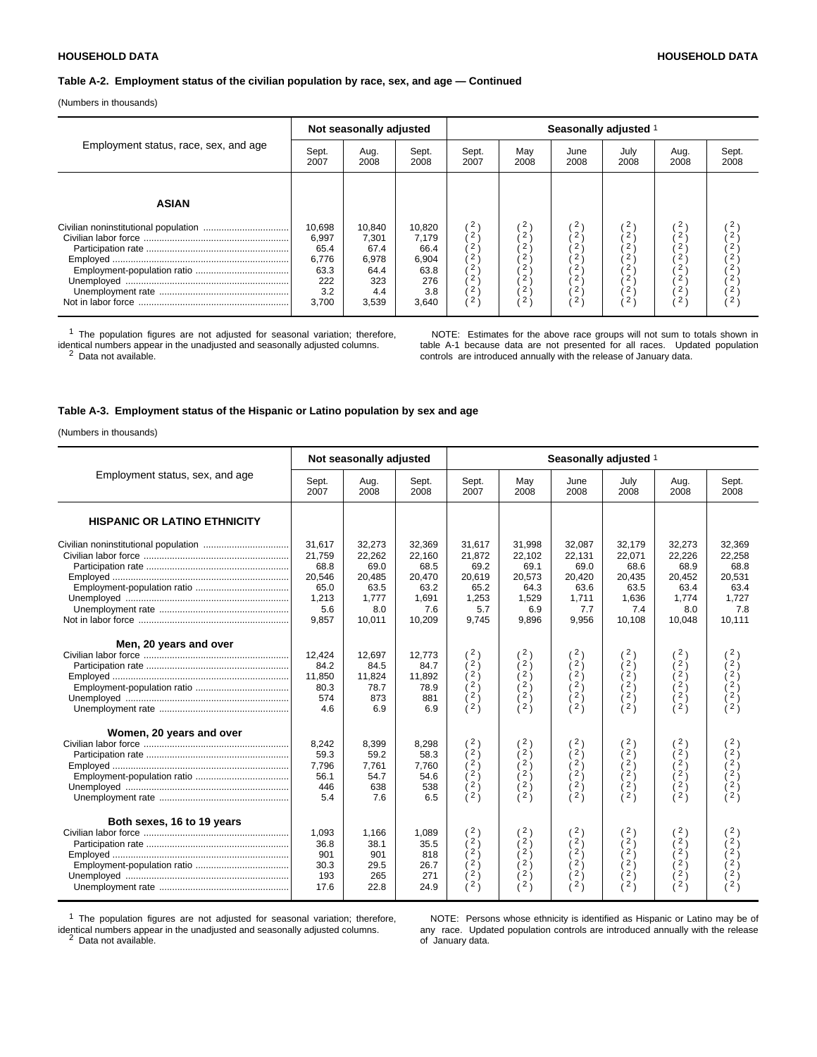**Table A-2. Employment status of the civilian population by race, sex, and age — Continued**

(Numbers in thousands)

| Employment status, race, sex, and age | Not seasonally adjusted | | | Seasonally adjusted [1] | | | | | |
|---|---|---|---|---|---|---|---|---|---|
| | Sept. 2007 | Aug. 2008 | Sept. 2008 | Sept. 2007 | May 2008 | June 2008 | July 2008 | Aug. 2008 | Sept. 2008 |
| **ASIAN** | | | | | | | | | |
| Civilian noninstitutional population | 10,698 | 10,840 | 10,820 | (2) | (2) | (2) | (2) | (2) | (2) |
| Civilian labor force | 6,997 | 7,301 | 7,179 | (2) | (2) | (2) | (2) | (2) | (2) |
| Participation rate | 65.4 | 67.4 | 66.4 | (2) | (2) | (2) | (2) | (2) | (2) |
| Employed | 6,776 | 6,978 | 6,904 | (2) | (2) | (2) | (2) | (2) | (2) |
| Employment-population ratio | 63.3 | 64.4 | 63.8 | (2) | (2) | (2) | (2) | (2) | (2) |
| Unemployed | 222 | 323 | 276 | (2) | (2) | (2) | (2) | (2) | (2) |
| Unemployment rate | 3.2 | 4.4 | 3.8 | (2) | (2) | (2) | (2) | (2) | (2) |
| Not in labor force | 3,700 | 3,539 | 3,640 | (2) | (2) | (2) | (2) | (2) | (2) |

[1] The population figures are not adjusted for seasonal variation; therefore, identical numbers appear in the unadjusted and seasonally adjusted columns.
[2] Data not available.

NOTE: Estimates for the above race groups will not sum to totals shown in table A-1 because data are not presented for all races. Updated population controls are introduced annually with the release of January data.

**Table A-3. Employment status of the Hispanic or Latino population by sex and age**

(Numbers in thousands)

| Employment status, sex, and age | Not seasonally adjusted | | | Seasonally adjusted [1] | | | | | |
|---|---|---|---|---|---|---|---|---|---|
| | Sept. 2007 | Aug. 2008 | Sept. 2008 | Sept. 2007 | May 2008 | June 2008 | July 2008 | Aug. 2008 | Sept. 2008 |
| **HISPANIC OR LATINO ETHNICITY** | | | | | | | | | |
| Civilian noninstitutional population | 31,617 | 32,273 | 32,369 | 31,617 | 31,998 | 32,087 | 32,179 | 32,273 | 32,369 |
| Civilian labor force | 21,759 | 22,262 | 22,160 | 21,872 | 22,102 | 22,131 | 22,071 | 22,226 | 22,258 |
| Participation rate | 68.8 | 69.0 | 68.5 | 69.2 | 69.1 | 69.0 | 68.6 | 68.9 | 68.8 |
| Employed | 20,546 | 20,485 | 20,470 | 20,619 | 20,573 | 20,420 | 20,435 | 20,452 | 20,531 |
| Employment-population ratio | 65.0 | 63.5 | 63.2 | 65.2 | 64.3 | 63.6 | 63.5 | 63.4 | 63.4 |
| Unemployed | 1,213 | 1,777 | 1,691 | 1,253 | 1,529 | 1,711 | 1,636 | 1,774 | 1,727 |
| Unemployment rate | 5.6 | 8.0 | 7.6 | 5.7 | 6.9 | 7.7 | 7.4 | 8.0 | 7.8 |
| Not in labor force | 9,857 | 10,011 | 10,209 | 9,745 | 9,896 | 9,956 | 10,108 | 10,048 | 10,111 |
| **Men, 20 years and over** | | | | | | | | | |
| Civilian labor force | 12,424 | 12,697 | 12,773 | (2) | (2) | (2) | (2) | (2) | (2) |
| Participation rate | 84.2 | 84.5 | 84.7 | (2) | (2) | (2) | (2) | (2) | (2) |
| Employed | 11,850 | 11,824 | 11,892 | (2) | (2) | (2) | (2) | (2) | (2) |
| Employment-population ratio | 80.3 | 78.7 | 78.9 | (2) | (2) | (2) | (2) | (2) | (2) |
| Unemployed | 574 | 873 | 881 | (2) | (2) | (2) | (2) | (2) | (2) |
| Unemployment rate | 4.6 | 6.9 | 6.9 | (2) | (2) | (2) | (2) | (2) | (2) |
| **Women, 20 years and over** | | | | | | | | | |
| Civilian labor force | 8,242 | 8,399 | 8,298 | (2) | (2) | (2) | (2) | (2) | (2) |
| Participation rate | 59.3 | 59.2 | 58.3 | (2) | (2) | (2) | (2) | (2) | (2) |
| Employed | 7,796 | 7,761 | 7,760 | (2) | (2) | (2) | (2) | (2) | (2) |
| Employment-population ratio | 56.1 | 54.7 | 54.6 | (2) | (2) | (2) | (2) | (2) | (2) |
| Unemployed | 446 | 638 | 538 | (2) | (2) | (2) | (2) | (2) | (2) |
| Unemployment rate | 5.4 | 7.6 | 6.5 | (2) | (2) | (2) | (2) | (2) | (2) |
| **Both sexes, 16 to 19 years** | | | | | | | | | |
| Civilian labor force | 1,093 | 1,166 | 1,089 | (2) | (2) | (2) | (2) | (2) | (2) |
| Participation rate | 36.8 | 38.1 | 35.5 | (2) | (2) | (2) | (2) | (2) | (2) |
| Employed | 901 | 901 | 818 | (2) | (2) | (2) | (2) | (2) | (2) |
| Employment-population ratio | 30.3 | 29.5 | 26.7 | (2) | (2) | (2) | (2) | (2) | (2) |
| Unemployed | 193 | 265 | 271 | (2) | (2) | (2) | (2) | (2) | (2) |
| Unemployment rate | 17.6 | 22.8 | 24.9 | (2) | (2) | (2) | (2) | (2) | (2) |

[1] The population figures are not adjusted for seasonal variation; therefore, identical numbers appear in the unadjusted and seasonally adjusted columns.
[2] Data not available.

NOTE: Persons whose ethnicity is identified as Hispanic or Latino may be of any race. Updated population controls are introduced annually with the release of January data.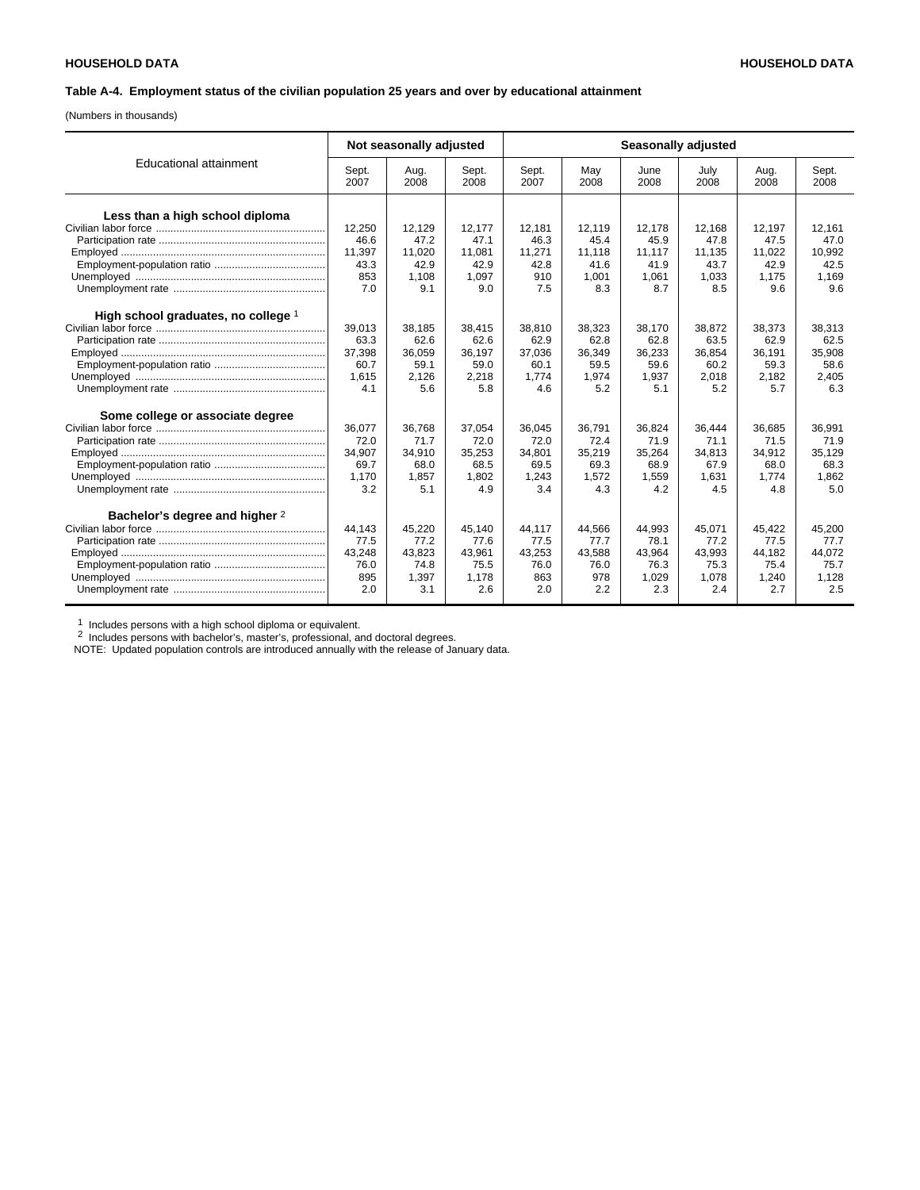HOUSEHOLD DATA

**Table A-4. Employment status of the civilian population 25 years and over by educational attainment**

(Numbers in thousands)

| Educational attainment | Not seasonally adjusted | | | Seasonally adjusted | | | | | |
|---|---|---|---|---|---|---|---|---|---|
| | Sept. 2007 | Aug. 2008 | Sept. 2008 | Sept. 2007 | May 2008 | June 2008 | July 2008 | Aug. 2008 | Sept. 2008 |
| **Less than a high school diploma** | | | | | | | | | |
| Civilian labor force | 12,250 | 12,129 | 12,177 | 12,181 | 12,119 | 12,178 | 12,168 | 12,197 | 12,161 |
| Participation rate | 46.6 | 47.2 | 47.1 | 46.3 | 45.4 | 45.9 | 47.8 | 47.5 | 47.0 |
| Employed | 11,397 | 11,020 | 11,081 | 11,271 | 11,118 | 11,117 | 11,135 | 11,022 | 10,992 |
| Employment-population ratio | 43.3 | 42.9 | 42.9 | 42.8 | 41.6 | 41.9 | 43.7 | 42.9 | 42.5 |
| Unemployed | 853 | 1,108 | 1,097 | 910 | 1,001 | 1,061 | 1,033 | 1,175 | 1,169 |
| Unemployment rate | 7.0 | 9.1 | 9.0 | 7.5 | 8.3 | 8.7 | 8.5 | 9.6 | 9.6 |
| **High school graduates, no college** [1] | | | | | | | | | |
| Civilian labor force | 39,013 | 38,185 | 38,415 | 38,810 | 38,323 | 38,170 | 38,872 | 38,373 | 38,313 |
| Participation rate | 63.3 | 62.6 | 62.6 | 62.9 | 62.8 | 62.8 | 63.5 | 62.9 | 62.5 |
| Employed | 37,398 | 36,059 | 36,197 | 37,036 | 36,349 | 36,233 | 36,854 | 36,191 | 35,908 |
| Employment-population ratio | 60.7 | 59.1 | 59.0 | 60.1 | 59.5 | 59.6 | 60.2 | 59.3 | 58.6 |
| Unemployed | 1,615 | 2,126 | 2,218 | 1,774 | 1,974 | 1,937 | 2,018 | 2,182 | 2,405 |
| Unemployment rate | 4.1 | 5.6 | 5.8 | 4.6 | 5.2 | 5.1 | 5.2 | 5.7 | 6.3 |
| **Some college or associate degree** | | | | | | | | | |
| Civilian labor force | 36,077 | 36,768 | 37,054 | 36,045 | 36,791 | 36,824 | 36,444 | 36,685 | 36,991 |
| Participation rate | 72.0 | 71.7 | 72.0 | 72.0 | 72.4 | 71.9 | 71.1 | 71.5 | 71.9 |
| Employed | 34,907 | 34,910 | 35,253 | 34,801 | 35,219 | 35,264 | 34,813 | 34,912 | 35,129 |
| Employment-population ratio | 69.7 | 68.0 | 68.5 | 69.5 | 69.3 | 68.9 | 67.9 | 68.0 | 68.3 |
| Unemployed | 1,170 | 1,857 | 1,802 | 1,243 | 1,572 | 1,559 | 1,631 | 1,774 | 1,862 |
| Unemployment rate | 3.2 | 5.1 | 4.9 | 3.4 | 4.3 | 4.2 | 4.5 | 4.8 | 5.0 |
| **Bachelor's degree and higher** [2] | | | | | | | | | |
| Civilian labor force | 44,143 | 45,220 | 45,140 | 44,117 | 44,566 | 44,993 | 45,071 | 45,422 | 45,200 |
| Participation rate | 77.5 | 77.2 | 77.6 | 77.5 | 77.7 | 78.1 | 77.2 | 77.5 | 77.7 |
| Employed | 43,248 | 43,823 | 43,961 | 43,253 | 43,588 | 43,964 | 43,993 | 44,182 | 44,072 |
| Employment-population ratio | 76.0 | 74.8 | 75.5 | 76.0 | 76.0 | 76.3 | 75.3 | 75.4 | 75.7 |
| Unemployed | 895 | 1,397 | 1,178 | 863 | 978 | 1,029 | 1,078 | 1,240 | 1,128 |
| Unemployment rate | 2.0 | 3.1 | 2.6 | 2.0 | 2.2 | 2.3 | 2.4 | 2.7 | 2.5 |

[1] Includes persons with a high school diploma or equivalent.
[2] Includes persons with bachelor's, master's, professional, and doctoral degrees.
NOTE: Updated population controls are introduced annually with the release of January data.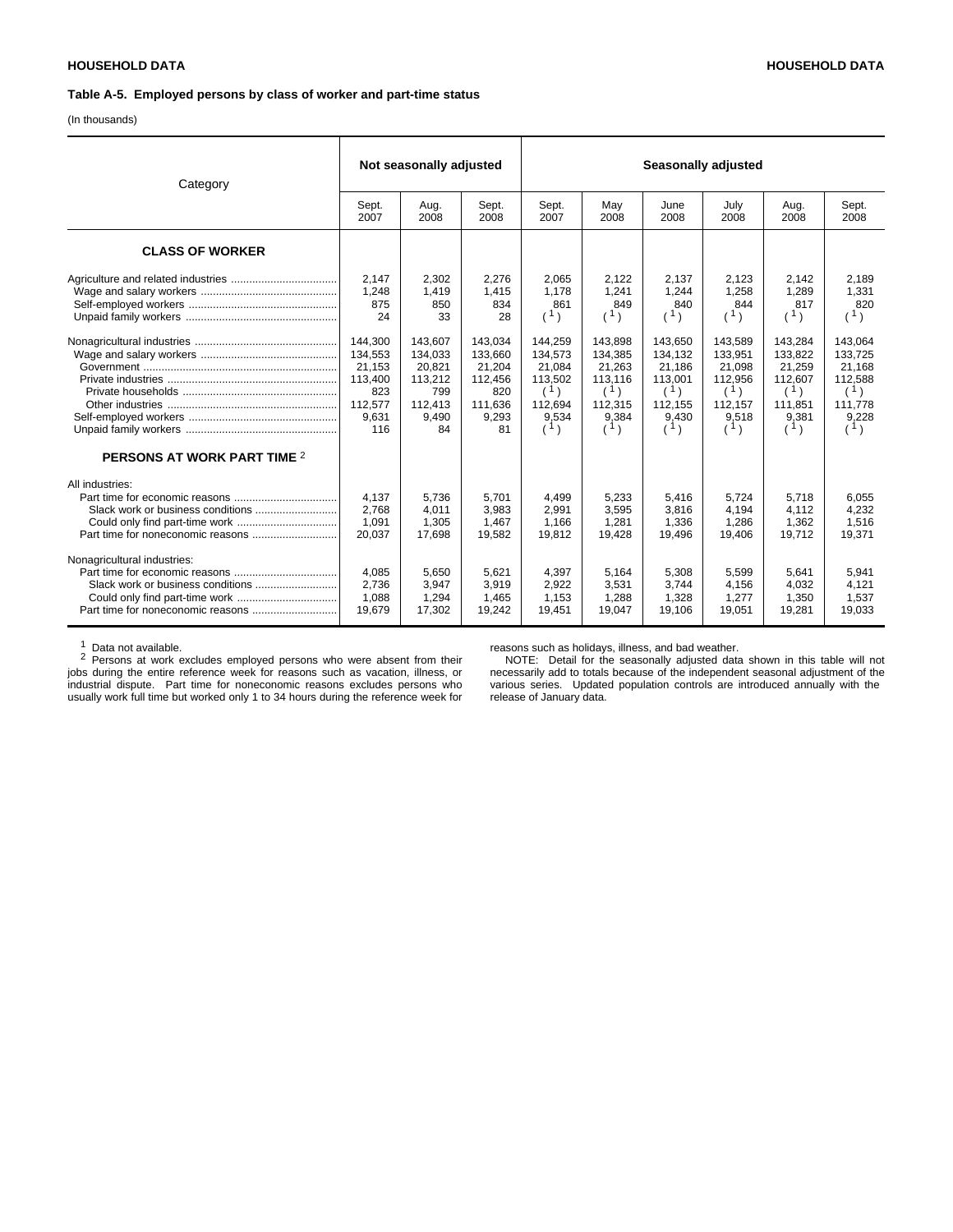**HOUSEHOLD DATA**

**Table A-5. Employed persons by class of worker and part-time status**

(In thousands)

| Category | Not seasonally adjusted | | | Seasonally adjusted | | | | | |
|---|---|---|---|---|---|---|---|---|---|
| | Sept. 2007 | Aug. 2008 | Sept. 2008 | Sept. 2007 | May 2008 | June 2008 | July 2008 | Aug. 2008 | Sept. 2008 |
| **CLASS OF WORKER** | | | | | | | | | |
| Agriculture and related industries | 2,147 | 2,302 | 2,276 | 2,065 | 2,122 | 2,137 | 2,123 | 2,142 | 2,189 |
| Wage and salary workers | 1,248 | 1,419 | 1,415 | 1,178 | 1,241 | 1,244 | 1,258 | 1,289 | 1,331 |
| Self-employed workers | 875 | 850 | 834 | 861 | 849 | 840 | 844 | 817 | 820 |
| Unpaid family workers | 24 | 33 | 28 | ([1]) | ([1]) | ([1]) | ([1]) | ([1]) | ([1]) |
| Nonagricultural industries | 144,300 | 143,607 | 143,034 | 144,259 | 143,898 | 143,650 | 143,589 | 143,284 | 143,064 |
| Wage and salary workers | 134,553 | 134,033 | 133,660 | 134,573 | 134,385 | 134,132 | 133,951 | 133,822 | 133,725 |
| Government | 21,153 | 20,821 | 21,204 | 21,084 | 21,263 | 21,186 | 21,098 | 21,259 | 21,168 |
| Private industries | 113,400 | 113,212 | 112,456 | 113,502 | 113,116 | 113,001 | 112,956 | 112,607 | 112,588 |
| Private households | 823 | 799 | 820 | ([1]) | ([1]) | ([1]) | ([1]) | ([1]) | ([1]) |
| Other industries | 112,577 | 112,413 | 111,636 | 112,694 | 112,315 | 112,155 | 112,157 | 111,851 | 111,778 |
| Self-employed workers | 9,631 | 9,490 | 9,293 | 9,534 | 9,384 | 9,430 | 9,518 | 9,381 | 9,228 |
| Unpaid family workers | 116 | 84 | 81 | ([1]) | ([1]) | ([1]) | ([1]) | ([1]) | ([1]) |
| **PERSONS AT WORK PART TIME** [2] | | | | | | | | | |
| All industries: | | | | | | | | | |
| Part time for economic reasons | 4,137 | 5,736 | 5,701 | 4,499 | 5,233 | 5,416 | 5,724 | 5,718 | 6,055 |
| Slack work or business conditions | 2,768 | 4,011 | 3,983 | 2,991 | 3,595 | 3,816 | 4,194 | 4,112 | 4,232 |
| Could only find part-time work | 1,091 | 1,305 | 1,467 | 1,166 | 1,281 | 1,336 | 1,286 | 1,362 | 1,516 |
| Part time for noneconomic reasons | 20,037 | 17,698 | 19,582 | 19,812 | 19,428 | 19,496 | 19,406 | 19,712 | 19,371 |
| Nonagricultural industries: | | | | | | | | | |
| Part time for economic reasons | 4,085 | 5,650 | 5,621 | 4,397 | 5,164 | 5,308 | 5,599 | 5,641 | 5,941 |
| Slack work or business conditions | 2,736 | 3,947 | 3,919 | 2,922 | 3,531 | 3,744 | 4,156 | 4,032 | 4,121 |
| Could only find part-time work | 1,088 | 1,294 | 1,465 | 1,153 | 1,288 | 1,328 | 1,277 | 1,350 | 1,537 |
| Part time for noneconomic reasons | 19,679 | 17,302 | 19,242 | 19,451 | 19,047 | 19,106 | 19,051 | 19,281 | 19,033 |

[1] Data not available.

[2] Persons at work excludes employed persons who were absent from their jobs during the entire reference week for reasons such as vacation, illness, or industrial dispute. Part time for noneconomic reasons excludes persons who usually work full time but worked only 1 to 34 hours during the reference week for reasons such as holidays, illness, and bad weather.

NOTE: Detail for the seasonally adjusted data shown in this table will not necessarily add to totals because of the independent seasonal adjustment of the various series. Updated population controls are introduced annually with the release of January data.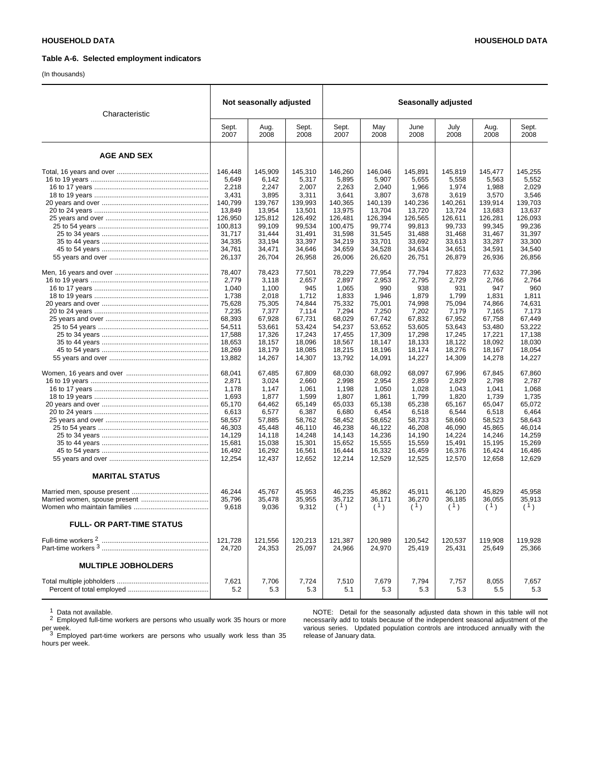**Table A-6. Selected employment indicators**

(In thousands)

| Characteristic | Not seasonally adjusted | | | Seasonally adjusted | | | | | |
|---|---|---|---|---|---|---|---|---|---|
| | Sept. 2007 | Aug. 2008 | Sept. 2008 | Sept. 2007 | May 2008 | June 2008 | July 2008 | Aug. 2008 | Sept. 2008 |
| **AGE AND SEX** | | | | | | | | | |
| Total, 16 years and over | 146,448 | 145,909 | 145,310 | 146,260 | 146,046 | 145,891 | 145,819 | 145,477 | 145,255 |
| 16 to 19 years | 5,649 | 6,142 | 5,317 | 5,895 | 5,907 | 5,655 | 5,558 | 5,563 | 5,552 |
| 16 to 17 years | 2,218 | 2,247 | 2,007 | 2,263 | 2,040 | 1,966 | 1,974 | 1,988 | 2,029 |
| 18 to 19 years | 3,431 | 3,895 | 3,311 | 3,641 | 3,807 | 3,678 | 3,619 | 3,570 | 3,546 |
| 20 years and over | 140,799 | 139,767 | 139,993 | 140,365 | 140,139 | 140,236 | 140,261 | 139,914 | 139,703 |
| 20 to 24 years | 13,849 | 13,954 | 13,501 | 13,975 | 13,704 | 13,720 | 13,724 | 13,683 | 13,637 |
| 25 years and over | 126,950 | 125,812 | 126,492 | 126,481 | 126,394 | 126,565 | 126,611 | 126,281 | 126,093 |
| 25 to 54 years | 100,813 | 99,109 | 99,534 | 100,475 | 99,774 | 99,813 | 99,733 | 99,345 | 99,236 |
| 25 to 34 years | 31,717 | 31,444 | 31,491 | 31,598 | 31,545 | 31,488 | 31,468 | 31,467 | 31,397 |
| 35 to 44 years | 34,335 | 33,194 | 33,397 | 34,219 | 33,701 | 33,692 | 33,613 | 33,287 | 33,300 |
| 45 to 54 years | 34,761 | 34,471 | 34,646 | 34,659 | 34,528 | 34,634 | 34,651 | 34,591 | 34,540 |
| 55 years and over | 26,137 | 26,704 | 26,958 | 26,006 | 26,620 | 26,751 | 26,879 | 26,936 | 26,856 |
| Men, 16 years and over | 78,407 | 78,423 | 77,501 | 78,229 | 77,954 | 77,794 | 77,823 | 77,632 | 77,396 |
| 16 to 19 years | 2,779 | 3,118 | 2,657 | 2,897 | 2,953 | 2,795 | 2,729 | 2,766 | 2,764 |
| 16 to 17 years | 1,040 | 1,100 | 945 | 1,065 | 990 | 938 | 931 | 947 | 960 |
| 18 to 19 years | 1,738 | 2,018 | 1,712 | 1,833 | 1,946 | 1,879 | 1,799 | 1,831 | 1,811 |
| 20 years and over | 75,628 | 75,305 | 74,844 | 75,332 | 75,001 | 74,998 | 75,094 | 74,866 | 74,631 |
| 20 to 24 years | 7,235 | 7,377 | 7,114 | 7,294 | 7,250 | 7,202 | 7,179 | 7,165 | 7,173 |
| 25 years and over | 68,393 | 67,928 | 67,731 | 68,029 | 67,742 | 67,832 | 67,952 | 67,758 | 67,449 |
| 25 to 54 years | 54,511 | 53,661 | 53,424 | 54,237 | 53,652 | 53,605 | 53,643 | 53,480 | 53,222 |
| 25 to 34 years | 17,588 | 17,326 | 17,243 | 17,455 | 17,309 | 17,298 | 17,245 | 17,221 | 17,138 |
| 35 to 44 years | 18,653 | 18,157 | 18,096 | 18,567 | 18,147 | 18,133 | 18,122 | 18,092 | 18,030 |
| 45 to 54 years | 18,269 | 18,179 | 18,085 | 18,215 | 18,196 | 18,174 | 18,276 | 18,167 | 18,054 |
| 55 years and over | 13,882 | 14,267 | 14,307 | 13,792 | 14,091 | 14,227 | 14,309 | 14,278 | 14,227 |
| Women, 16 years and over | 68,041 | 67,485 | 67,809 | 68,030 | 68,092 | 68,097 | 67,996 | 67,845 | 67,860 |
| 16 to 19 years | 2,871 | 3,024 | 2,660 | 2,998 | 2,954 | 2,859 | 2,829 | 2,798 | 2,787 |
| 16 to 17 years | 1,178 | 1,147 | 1,061 | 1,198 | 1,050 | 1,028 | 1,043 | 1,041 | 1,068 |
| 18 to 19 years | 1,693 | 1,877 | 1,599 | 1,807 | 1,861 | 1,799 | 1,820 | 1,739 | 1,735 |
| 20 years and over | 65,170 | 64,462 | 65,149 | 65,033 | 65,138 | 65,238 | 65,167 | 65,047 | 65,072 |
| 20 to 24 years | 6,613 | 6,577 | 6,387 | 6,680 | 6,454 | 6,518 | 6,544 | 6,518 | 6,464 |
| 25 years and over | 58,557 | 57,885 | 58,762 | 58,452 | 58,652 | 58,733 | 58,660 | 58,523 | 58,643 |
| 25 to 54 years | 46,303 | 45,448 | 46,110 | 46,238 | 46,122 | 46,208 | 46,090 | 45,865 | 46,014 |
| 25 to 34 years | 14,129 | 14,118 | 14,248 | 14,143 | 14,236 | 14,190 | 14,224 | 14,246 | 14,259 |
| 35 to 44 years | 15,681 | 15,038 | 15,301 | 15,652 | 15,555 | 15,559 | 15,491 | 15,195 | 15,269 |
| 45 to 54 years | 16,492 | 16,292 | 16,561 | 16,444 | 16,332 | 16,459 | 16,376 | 16,424 | 16,486 |
| 55 years and over | 12,254 | 12,437 | 12,652 | 12,214 | 12,529 | 12,525 | 12,570 | 12,658 | 12,629 |
| **MARITAL STATUS** | | | | | | | | | |
| Married men, spouse present | 46,244 | 45,767 | 45,953 | 46,235 | 45,862 | 45,911 | 46,120 | 45,829 | 45,958 |
| Married women, spouse present | 35,796 | 35,478 | 35,955 | 35,712 | 36,171 | 36,270 | 36,185 | 36,055 | 35,913 |
| Women who maintain families | 9,618 | 9,036 | 9,312 | ([1]) | ([1]) | ([1]) | ([1]) | ([1]) | ([1]) |
| **FULL- OR PART-TIME STATUS** | | | | | | | | | |
| Full-time workers [2] | 121,728 | 121,556 | 120,213 | 121,387 | 120,989 | 120,542 | 120,537 | 119,908 | 119,928 |
| Part-time workers [3] | 24,720 | 24,353 | 25,097 | 24,966 | 24,970 | 25,419 | 25,431 | 25,649 | 25,366 |
| **MULTIPLE JOBHOLDERS** | | | | | | | | | |
| Total multiple jobholders | 7,621 | 7,706 | 7,724 | 7,510 | 7,679 | 7,794 | 7,757 | 8,055 | 7,657 |
| Percent of total employed | 5.2 | 5.3 | 5.3 | 5.1 | 5.3 | 5.3 | 5.3 | 5.5 | 5.3 |

[1] Data not available.
[2] Employed full-time workers are persons who usually work 35 hours or more per week.
[3] Employed part-time workers are persons who usually work less than 35 hours per week.

NOTE: Detail for the seasonally adjusted data shown in this table will not necessarily add to totals because of the independent seasonal adjustment of the various series. Updated population controls are introduced annually with the release of January data.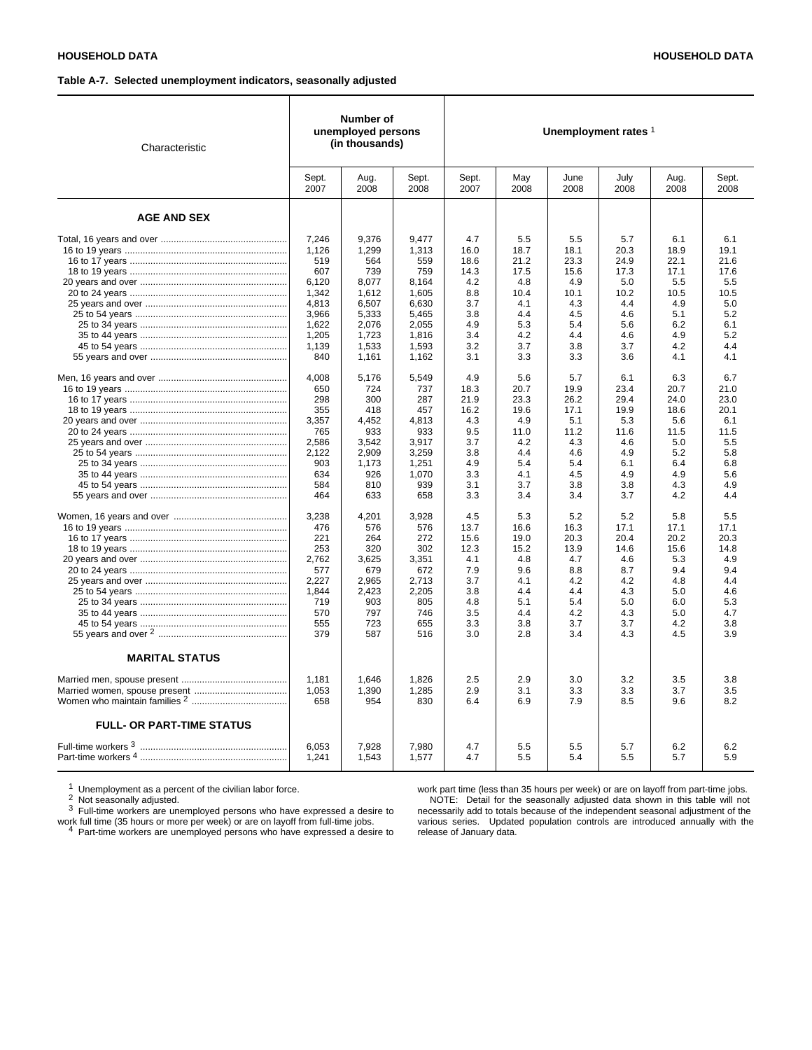**Table A-7. Selected unemployment indicators, seasonally adjusted**

| Characteristic | Number of unemployed persons (in thousands) | | | Unemployment rates [1] | | | | | |
|---|---|---|---|---|---|---|---|---|---|
| | Sept. 2007 | Aug. 2008 | Sept. 2008 | Sept. 2007 | May 2008 | June 2008 | July 2008 | Aug. 2008 | Sept. 2008 |
| **AGE AND SEX** | | | | | | | | | |
| Total, 16 years and over | 7,246 | 9,376 | 9,477 | 4.7 | 5.5 | 5.5 | 5.7 | 6.1 | 6.1 |
| 16 to 19 years | 1,126 | 1,299 | 1,313 | 16.0 | 18.7 | 18.1 | 20.3 | 18.9 | 19.1 |
| 16 to 17 years | 519 | 564 | 559 | 18.6 | 21.2 | 23.3 | 24.9 | 22.1 | 21.6 |
| 18 to 19 years | 607 | 739 | 759 | 14.3 | 17.5 | 15.6 | 17.3 | 17.1 | 17.6 |
| 20 years and over | 6,120 | 8,077 | 8,164 | 4.2 | 4.8 | 4.9 | 5.0 | 5.5 | 5.5 |
| 20 to 24 years | 1,342 | 1,612 | 1,605 | 8.8 | 10.4 | 10.1 | 10.2 | 10.5 | 10.5 |
| 25 years and over | 4,813 | 6,507 | 6,630 | 3.7 | 4.1 | 4.3 | 4.4 | 4.9 | 5.0 |
| 25 to 54 years | 3,966 | 5,333 | 5,465 | 3.8 | 4.4 | 4.5 | 4.6 | 5.1 | 5.2 |
| 25 to 34 years | 1,622 | 2,076 | 2,055 | 4.9 | 5.3 | 5.4 | 5.6 | 6.2 | 6.1 |
| 35 to 44 years | 1,205 | 1,723 | 1,816 | 3.4 | 4.2 | 4.4 | 4.6 | 4.9 | 5.2 |
| 45 to 54 years | 1,139 | 1,533 | 1,593 | 3.2 | 3.7 | 3.8 | 3.7 | 4.2 | 4.4 |
| 55 years and over | 840 | 1,161 | 1,162 | 3.1 | 3.3 | 3.3 | 3.6 | 4.1 | 4.1 |
| Men, 16 years and over | 4,008 | 5,176 | 5,549 | 4.9 | 5.6 | 5.7 | 6.1 | 6.3 | 6.7 |
| 16 to 19 years | 650 | 724 | 737 | 18.3 | 20.7 | 19.9 | 23.4 | 20.7 | 21.0 |
| 16 to 17 years | 298 | 300 | 287 | 21.9 | 23.3 | 26.2 | 29.4 | 24.0 | 23.0 |
| 18 to 19 years | 355 | 418 | 457 | 16.2 | 19.6 | 17.1 | 19.9 | 18.6 | 20.1 |
| 20 years and over | 3,357 | 4,452 | 4,813 | 4.3 | 4.9 | 5.1 | 5.3 | 5.6 | 6.1 |
| 20 to 24 years | 765 | 933 | 933 | 9.5 | 11.0 | 11.2 | 11.6 | 11.5 | 11.5 |
| 25 years and over | 2,586 | 3,542 | 3,917 | 3.7 | 4.2 | 4.3 | 4.6 | 5.0 | 5.5 |
| 25 to 54 years | 2,122 | 2,909 | 3,259 | 3.8 | 4.4 | 4.6 | 4.9 | 5.2 | 5.8 |
| 25 to 34 years | 903 | 1,173 | 1,251 | 4.9 | 5.4 | 5.4 | 6.1 | 6.4 | 6.8 |
| 35 to 44 years | 634 | 926 | 1,070 | 3.3 | 4.1 | 4.5 | 4.9 | 4.9 | 5.6 |
| 45 to 54 years | 584 | 810 | 939 | 3.1 | 3.7 | 3.8 | 3.8 | 4.3 | 4.9 |
| 55 years and over | 464 | 633 | 658 | 3.3 | 3.4 | 3.4 | 3.7 | 4.2 | 4.4 |
| Women, 16 years and over | 3,238 | 4,201 | 3,928 | 4.5 | 5.3 | 5.2 | 5.2 | 5.8 | 5.5 |
| 16 to 19 years | 476 | 576 | 576 | 13.7 | 16.6 | 16.3 | 17.1 | 17.1 | 17.1 |
| 16 to 17 years | 221 | 264 | 272 | 15.6 | 19.0 | 20.3 | 20.4 | 20.2 | 20.3 |
| 18 to 19 years | 253 | 320 | 302 | 12.3 | 15.2 | 13.9 | 14.6 | 15.6 | 14.8 |
| 20 years and over | 2,762 | 3,625 | 3,351 | 4.1 | 4.8 | 4.7 | 4.6 | 5.3 | 4.9 |
| 20 to 24 years | 577 | 679 | 672 | 7.9 | 9.6 | 8.8 | 8.7 | 9.4 | 9.4 |
| 25 years and over | 2,227 | 2,965 | 2,713 | 3.7 | 4.1 | 4.2 | 4.2 | 4.8 | 4.4 |
| 25 to 54 years | 1,844 | 2,423 | 2,205 | 3.8 | 4.4 | 4.4 | 4.3 | 5.0 | 4.6 |
| 25 to 34 years | 719 | 903 | 805 | 4.8 | 5.1 | 5.4 | 5.0 | 6.0 | 5.3 |
| 35 to 44 years | 570 | 797 | 746 | 3.5 | 4.4 | 4.2 | 4.3 | 5.0 | 4.7 |
| 45 to 54 years | 555 | 723 | 655 | 3.3 | 3.8 | 3.7 | 3.7 | 4.2 | 3.8 |
| 55 years and over [2] | 379 | 587 | 516 | 3.0 | 2.8 | 3.4 | 4.3 | 4.5 | 3.9 |
| **MARITAL STATUS** | | | | | | | | | |
| Married men, spouse present | 1,181 | 1,646 | 1,826 | 2.5 | 2.9 | 3.0 | 3.2 | 3.5 | 3.8 |
| Married women, spouse present | 1,053 | 1,390 | 1,285 | 2.9 | 3.1 | 3.3 | 3.3 | 3.7 | 3.5 |
| Women who maintain families [2] | 658 | 954 | 830 | 6.4 | 6.9 | 7.9 | 8.5 | 9.6 | 8.2 |
| **FULL- OR PART-TIME STATUS** | | | | | | | | | |
| Full-time workers [3] | 6,053 | 7,928 | 7,980 | 4.7 | 5.5 | 5.5 | 5.7 | 6.2 | 6.2 |
| Part-time workers [4] | 1,241 | 1,543 | 1,577 | 4.7 | 5.5 | 5.4 | 5.5 | 5.7 | 5.9 |

[1] Unemployment as a percent of the civilian labor force.

[2] Not seasonally adjusted.

[3] Full-time workers are unemployed persons who have expressed a desire to work full time (35 hours or more per week) or are on layoff from full-time jobs.

[4] Part-time workers are unemployed persons who have expressed a desire to work part time (less than 35 hours per week) or are on layoff from part-time jobs.

NOTE: Detail for the seasonally adjusted data shown in this table will not necessarily add to totals because of the independent seasonal adjustment of the various series. Updated population controls are introduced annually with the release of January data.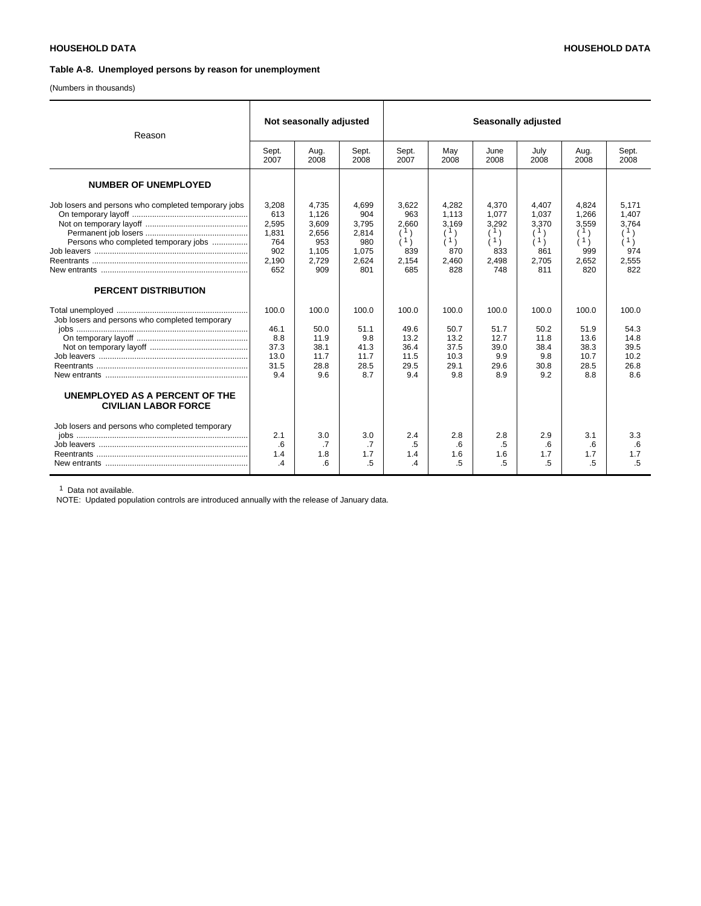HOUSEHOLD DATA

**Table A-8. Unemployed persons by reason for unemployment**

(Numbers in thousands)

| Reason | Not seasonally adjusted | | | Seasonally adjusted | | | | | |
|---|---|---|---|---|---|---|---|---|---|
| | Sept. 2007 | Aug. 2008 | Sept. 2008 | Sept. 2007 | May 2008 | June 2008 | July 2008 | Aug. 2008 | Sept. 2008 |
| **NUMBER OF UNEMPLOYED** | | | | | | | | | |
| Job losers and persons who completed temporary jobs | 3,208 | 4,735 | 4,699 | 3,622 | 4,282 | 4,370 | 4,407 | 4,824 | 5,171 |
| On temporary layoff | 613 | 1,126 | 904 | 963 | 1,113 | 1,077 | 1,037 | 1,266 | 1,407 |
| Not on temporary layoff | 2,595 | 3,609 | 3,795 | 2,660 | 3,169 | 3,292 | 3,370 | 3,559 | 3,764 |
| Permanent job losers | 1,831 | 2,656 | 2,814 | (1) | (1) | (1) | (1) | (1) | (1) |
| Persons who completed temporary jobs | 764 | 953 | 980 | (1) | (1) | (1) | (1) | (1) | (1) |
| Job leavers | 902 | 1,105 | 1,075 | 839 | 870 | 833 | 861 | 999 | 974 |
| Reentrants | 2,190 | 2,729 | 2,624 | 2,154 | 2,460 | 2,498 | 2,705 | 2,652 | 2,555 |
| New entrants | 652 | 909 | 801 | 685 | 828 | 748 | 811 | 820 | 822 |
| **PERCENT DISTRIBUTION** | | | | | | | | | |
| Total unemployed | 100.0 | 100.0 | 100.0 | 100.0 | 100.0 | 100.0 | 100.0 | 100.0 | 100.0 |
| Job losers and persons who completed temporary jobs | 46.1 | 50.0 | 51.1 | 49.6 | 50.7 | 51.7 | 50.2 | 51.9 | 54.3 |
| On temporary layoff | 8.8 | 11.9 | 9.8 | 13.2 | 13.2 | 12.7 | 11.8 | 13.6 | 14.8 |
| Not on temporary layoff | 37.3 | 38.1 | 41.3 | 36.4 | 37.5 | 39.0 | 38.4 | 38.3 | 39.5 |
| Job leavers | 13.0 | 11.7 | 11.7 | 11.5 | 10.3 | 9.9 | 9.8 | 10.7 | 10.2 |
| Reentrants | 31.5 | 28.8 | 28.5 | 29.5 | 29.1 | 29.6 | 30.8 | 28.5 | 26.8 |
| New entrants | 9.4 | 9.6 | 8.7 | 9.4 | 9.8 | 8.9 | 9.2 | 8.8 | 8.6 |
| **UNEMPLOYED AS A PERCENT OF THE CIVILIAN LABOR FORCE** | | | | | | | | | |
| Job losers and persons who completed temporary jobs | 2.1 | 3.0 | 3.0 | 2.4 | 2.8 | 2.8 | 2.9 | 3.1 | 3.3 |
| Job leavers | .6 | .7 | .7 | .5 | .6 | .5 | .6 | .6 | .6 |
| Reentrants | 1.4 | 1.8 | 1.7 | 1.4 | 1.6 | 1.6 | 1.7 | 1.7 | 1.7 |
| New entrants | .4 | .6 | .5 | .4 | .5 | .5 | .5 | .5 | .5 |

[1] Data not available.

NOTE: Updated population controls are introduced annually with the release of January data.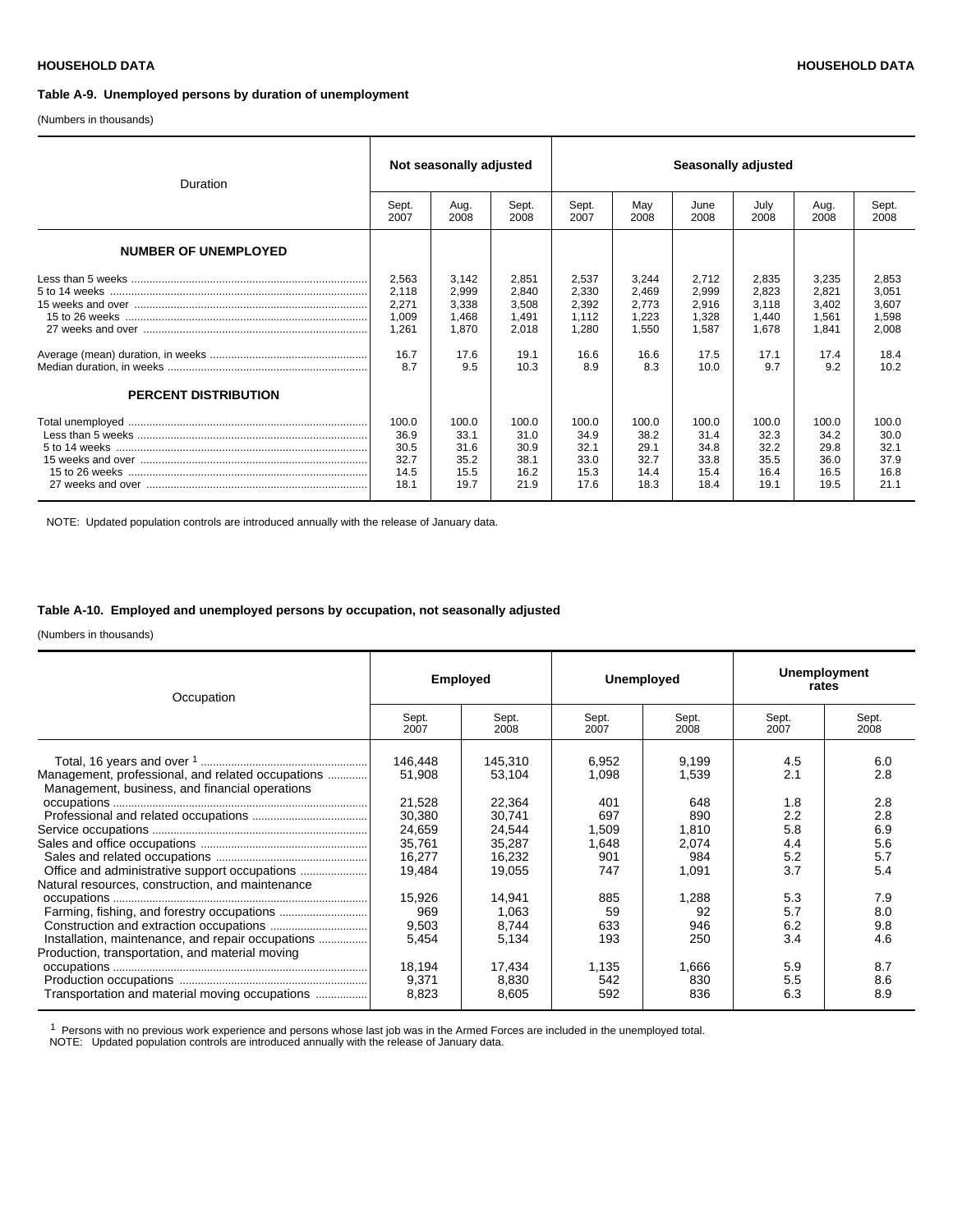## Table A-9. Unemployed persons by duration of unemployment

(Numbers in thousands)

| Duration | Not seasonally adjusted | | | Seasonally adjusted | | | | | |
|---|---|---|---|---|---|---|---|---|---|
| | Sept. 2007 | Aug. 2008 | Sept. 2008 | Sept. 2007 | May 2008 | June 2008 | July 2008 | Aug. 2008 | Sept. 2008 |
| **NUMBER OF UNEMPLOYED** | | | | | | | | | |
| Less than 5 weeks | 2,563 | 3,142 | 2,851 | 2,537 | 3,244 | 2,712 | 2,835 | 3,235 | 2,853 |
| 5 to 14 weeks | 2,118 | 2,999 | 2,840 | 2,330 | 2,469 | 2,999 | 2,823 | 2,821 | 3,051 |
| 15 weeks and over | 2,271 | 3,338 | 3,508 | 2,392 | 2,773 | 2,916 | 3,118 | 3,402 | 3,607 |
| 15 to 26 weeks | 1,009 | 1,468 | 1,491 | 1,112 | 1,223 | 1,328 | 1,440 | 1,561 | 1,598 |
| 27 weeks and over | 1,261 | 1,870 | 2,018 | 1,280 | 1,550 | 1,587 | 1,678 | 1,841 | 2,008 |
| Average (mean) duration, in weeks | 16.7 | 17.6 | 19.1 | 16.6 | 16.6 | 17.5 | 17.1 | 17.4 | 18.4 |
| Median duration, in weeks | 8.7 | 9.5 | 10.3 | 8.9 | 8.3 | 10.0 | 9.7 | 9.2 | 10.2 |
| **PERCENT DISTRIBUTION** | | | | | | | | | |
| Total unemployed | 100.0 | 100.0 | 100.0 | 100.0 | 100.0 | 100.0 | 100.0 | 100.0 | 100.0 |
| Less than 5 weeks | 36.9 | 33.1 | 31.0 | 34.9 | 38.2 | 31.4 | 32.3 | 34.2 | 30.0 |
| 5 to 14 weeks | 30.5 | 31.6 | 30.9 | 32.1 | 29.1 | 34.8 | 32.2 | 29.8 | 32.1 |
| 15 weeks and over | 32.7 | 35.2 | 38.1 | 33.0 | 32.7 | 33.8 | 35.5 | 36.0 | 37.9 |
| 15 to 26 weeks | 14.5 | 15.5 | 16.2 | 15.3 | 14.4 | 15.4 | 16.4 | 16.5 | 16.8 |
| 27 weeks and over | 18.1 | 19.7 | 21.9 | 17.6 | 18.3 | 18.4 | 19.1 | 19.5 | 21.1 |

NOTE: Updated population controls are introduced annually with the release of January data.

## Table A-10. Employed and unemployed persons by occupation, not seasonally adjusted

(Numbers in thousands)

| Occupation | Employed | | Unemployed | | Unemployment rates | |
|---|---|---|---|---|---|---|
| | Sept. 2007 | Sept. 2008 | Sept. 2007 | Sept. 2008 | Sept. 2007 | Sept. 2008 |
| Total, 16 years and over [1] | 146,448 | 145,310 | 6,952 | 9,199 | 4.5 | 6.0 |
| Management, professional, and related occupations | 51,908 | 53,104 | 1,098 | 1,539 | 2.1 | 2.8 |
| Management, business, and financial operations occupations | 21,528 | 22,364 | 401 | 648 | 1.8 | 2.8 |
| Professional and related occupations | 30,380 | 30,741 | 697 | 890 | 2.2 | 2.8 |
| Service occupations | 24,659 | 24,544 | 1,509 | 1,810 | 5.8 | 6.9 |
| Sales and office occupations | 35,761 | 35,287 | 1,648 | 2,074 | 4.4 | 5.6 |
| Sales and related occupations | 16,277 | 16,232 | 901 | 984 | 5.2 | 5.7 |
| Office and administrative support occupations | 19,484 | 19,055 | 747 | 1,091 | 3.7 | 5.4 |
| Natural resources, construction, and maintenance occupations | 15,926 | 14,941 | 885 | 1,288 | 5.3 | 7.9 |
| Farming, fishing, and forestry occupations | 969 | 1,063 | 59 | 92 | 5.7 | 8.0 |
| Construction and extraction occupations | 9,503 | 8,744 | 633 | 946 | 6.2 | 9.8 |
| Installation, maintenance, and repair occupations | 5,454 | 5,134 | 193 | 250 | 3.4 | 4.6 |
| Production, transportation, and material moving occupations | 18,194 | 17,434 | 1,135 | 1,666 | 5.9 | 8.7 |
| Production occupations | 9,371 | 8,830 | 542 | 830 | 5.5 | 8.6 |
| Transportation and material moving occupations | 8,823 | 8,605 | 592 | 836 | 6.3 | 8.9 |

[1] Persons with no previous work experience and persons whose last job was in the Armed Forces are included in the unemployed total.
NOTE: Updated population controls are introduced annually with the release of January data.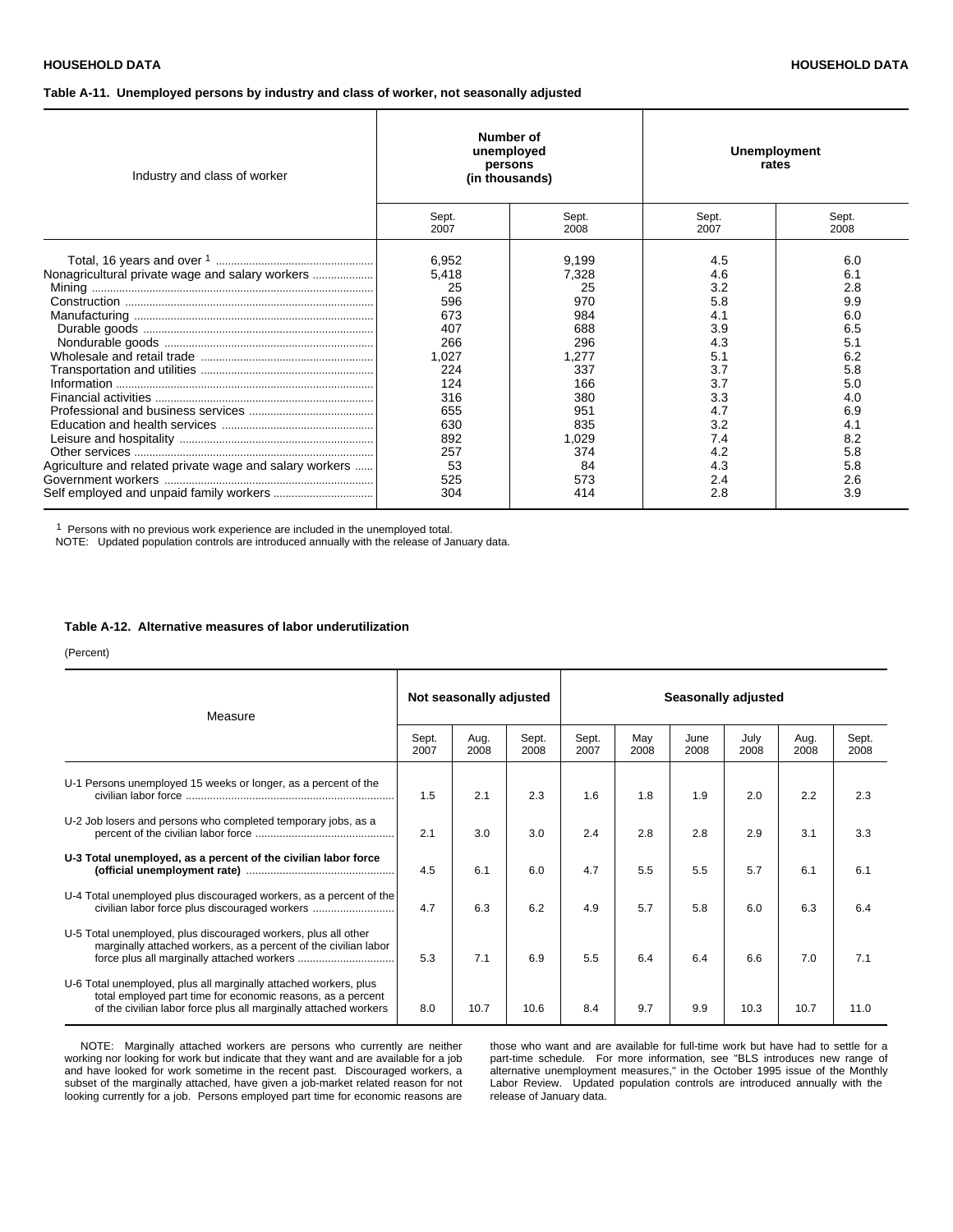HOUSEHOLD DATA

### Table A-11. Unemployed persons by industry and class of worker, not seasonally adjusted

| Industry and class of worker | Number of unemployed persons (in thousands) | | Unemployment rates | |
|---|---|---|---|---|
| | Sept. 2007 | Sept. 2008 | Sept. 2007 | Sept. 2008 |
| Total, 16 years and over [1] | 6,952 | 9,199 | 4.5 | 6.0 |
| Nonagricultural private wage and salary workers | 5,418 | 7,328 | 4.6 | 6.1 |
| Mining | 25 | 25 | 3.2 | 2.8 |
| Construction | 596 | 970 | 5.8 | 9.9 |
| Manufacturing | 673 | 984 | 4.1 | 6.0 |
| Durable goods | 407 | 688 | 3.9 | 6.5 |
| Nondurable goods | 266 | 296 | 4.3 | 5.1 |
| Wholesale and retail trade | 1,027 | 1,277 | 5.1 | 6.2 |
| Transportation and utilities | 224 | 337 | 3.7 | 5.8 |
| Information | 124 | 166 | 3.7 | 5.0 |
| Financial activities | 316 | 380 | 3.3 | 4.0 |
| Professional and business services | 655 | 951 | 4.7 | 6.9 |
| Education and health services | 630 | 835 | 3.2 | 4.1 |
| Leisure and hospitality | 892 | 1,029 | 7.4 | 8.2 |
| Other services | 257 | 374 | 4.2 | 5.8 |
| Agriculture and related private wage and salary workers | 53 | 84 | 4.3 | 5.8 |
| Government workers | 525 | 573 | 2.4 | 2.6 |
| Self employed and unpaid family workers | 304 | 414 | 2.8 | 3.9 |

[1] Persons with no previous work experience are included in the unemployed total.

NOTE: Updated population controls are introduced annually with the release of January data.

### Table A-12. Alternative measures of labor underutilization

(Percent)

| Measure | Not seasonally adjusted | | | Seasonally adjusted | | | | | |
|---|---|---|---|---|---|---|---|---|---|
| | Sept. 2007 | Aug. 2008 | Sept. 2008 | Sept. 2007 | May 2008 | June 2008 | July 2008 | Aug. 2008 | Sept. 2008 |
| U-1 Persons unemployed 15 weeks or longer, as a percent of the civilian labor force | 1.5 | 2.1 | 2.3 | 1.6 | 1.8 | 1.9 | 2.0 | 2.2 | 2.3 |
| U-2 Job losers and persons who completed temporary jobs, as a percent of the civilian labor force | 2.1 | 3.0 | 3.0 | 2.4 | 2.8 | 2.8 | 2.9 | 3.1 | 3.3 |
| **U-3 Total unemployed, as a percent of the civilian labor force (official unemployment rate)** | 4.5 | 6.1 | 6.0 | 4.7 | 5.5 | 5.5 | 5.7 | 6.1 | 6.1 |
| U-4 Total unemployed plus discouraged workers, as a percent of the civilian labor force plus discouraged workers | 4.7 | 6.3 | 6.2 | 4.9 | 5.7 | 5.8 | 6.0 | 6.3 | 6.4 |
| U-5 Total unemployed, plus discouraged workers, plus all other marginally attached workers, as a percent of the civilian labor force plus all marginally attached workers | 5.3 | 7.1 | 6.9 | 5.5 | 6.4 | 6.4 | 6.6 | 7.0 | 7.1 |
| U-6 Total unemployed, plus all marginally attached workers, plus total employed part time for economic reasons, as a percent of the civilian labor force plus all marginally attached workers | 8.0 | 10.7 | 10.6 | 8.4 | 9.7 | 9.9 | 10.3 | 10.7 | 11.0 |

NOTE: Marginally attached workers are persons who currently are neither working nor looking for work but indicate that they want and are available for a job and have looked for work sometime in the recent past. Discouraged workers, a subset of the marginally attached, have given a job-market related reason for not looking currently for a job. Persons employed part time for economic reasons are those who want and are available for full-time work but have had to settle for a part-time schedule. For more information, see "BLS introduces new range of alternative unemployment measures," in the October 1995 issue of the Monthly Labor Review. Updated population controls are introduced annually with the release of January data.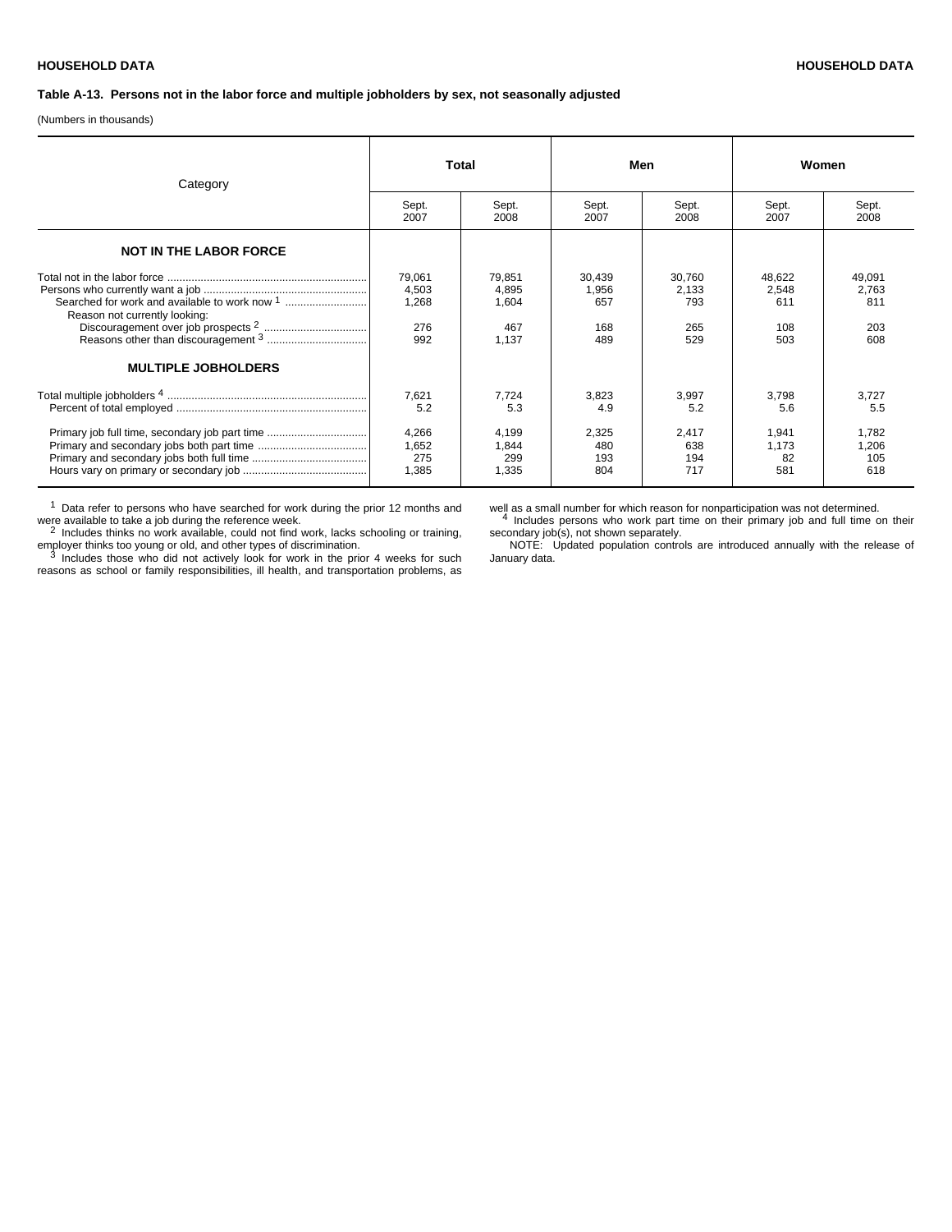## Table A-13. Persons not in the labor force and multiple jobholders by sex, not seasonally adjusted

(Numbers in thousands)

| Category | Total | | Men | | Women | |
|---|---|---|---|---|---|---|
| | Sept. 2007 | Sept. 2008 | Sept. 2007 | Sept. 2008 | Sept. 2007 | Sept. 2008 |
| **NOT IN THE LABOR FORCE** | | | | | | |
| Total not in the labor force | 79,061 | 79,851 | 30,439 | 30,760 | 48,622 | 49,091 |
| Persons who currently want a job | 4,503 | 4,895 | 1,956 | 2,133 | 2,548 | 2,763 |
| Searched for work and available to work now [1] | 1,268 | 1,604 | 657 | 793 | 611 | 811 |
| Reason not currently looking: | | | | | | |
| Discouragement over job prospects [2] | 276 | 467 | 168 | 265 | 108 | 203 |
| Reasons other than discouragement [3] | 992 | 1,137 | 489 | 529 | 503 | 608 |
| **MULTIPLE JOBHOLDERS** | | | | | | |
| Total multiple jobholders [4] | 7,621 | 7,724 | 3,823 | 3,997 | 3,798 | 3,727 |
| Percent of total employed | 5.2 | 5.3 | 4.9 | 5.2 | 5.6 | 5.5 |
| Primary job full time, secondary job part time | 4,266 | 4,199 | 2,325 | 2,417 | 1,941 | 1,782 |
| Primary and secondary jobs both part time | 1,652 | 1,844 | 480 | 638 | 1,173 | 1,206 |
| Primary and secondary jobs both full time | 275 | 299 | 193 | 194 | 82 | 105 |
| Hours vary on primary or secondary job | 1,385 | 1,335 | 804 | 717 | 581 | 618 |

[1] Data refer to persons who have searched for work during the prior 12 months and were available to take a job during the reference week.

[2] Includes thinks no work available, could not find work, lacks schooling or training, employer thinks too young or old, and other types of discrimination.

[3] Includes those who did not actively look for work in the prior 4 weeks for such reasons as school or family responsibilities, ill health, and transportation problems, as well as a small number for which reason for nonparticipation was not determined.

[4] Includes persons who work part time on their primary job and full time on their secondary job(s), not shown separately.

NOTE: Updated population controls are introduced annually with the release of January data.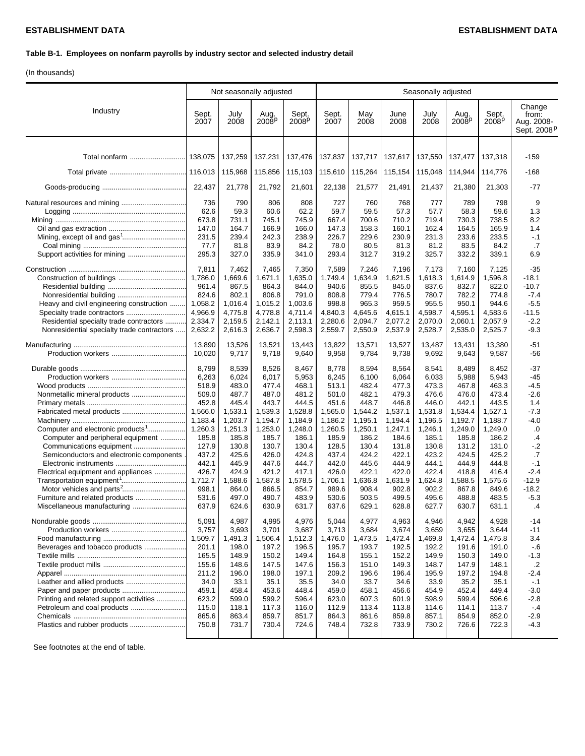**ESTABLISHMENT DATA**

**Table B-1. Employees on nonfarm payrolls by industry sector and selected industry detail**

(In thousands)

| Industry | Not seasonally adjusted | | | | Seasonally adjusted | | | | | | |
|---|---|---|---|---|---|---|---|---|---|---|---|
| | Sept. 2007 | July 2008 | Aug. 2008p | Sept. 2008p | Sept. 2007 | May 2008 | June 2008 | July 2008 | Aug. 2008p | Sept. 2008p | Change from: Aug. 2008- Sept. 2008p |
| Total nonfarm | 138,075 | 137,259 | 137,231 | 137,476 | 137,837 | 137,717 | 137,617 | 137,550 | 137,477 | 137,318 | -159 |
| Total private | 116,013 | 115,968 | 115,856 | 115,103 | 115,610 | 115,264 | 115,154 | 115,048 | 114,944 | 114,776 | -168 |
| Goods-producing | 22,437 | 21,778 | 21,792 | 21,601 | 22,138 | 21,577 | 21,491 | 21,437 | 21,380 | 21,303 | -77 |
| Natural resources and mining | 736 | 790 | 806 | 808 | 727 | 760 | 768 | 777 | 789 | 798 | 9 |
| Logging | 62.6 | 59.3 | 60.6 | 62.2 | 59.7 | 59.5 | 57.3 | 57.7 | 58.3 | 59.6 | 1.3 |
| Mining | 673.8 | 731.1 | 745.1 | 745.9 | 667.4 | 700.6 | 710.2 | 719.4 | 730.3 | 738.5 | 8.2 |
| Oil and gas extraction | 147.0 | 164.7 | 166.9 | 166.0 | 147.3 | 158.3 | 160.1 | 162.4 | 164.5 | 165.9 | 1.4 |
| Mining, except oil and gas[1] | 231.5 | 239.4 | 242.3 | 238.9 | 226.7 | 229.6 | 230.9 | 231.3 | 233.6 | 233.5 | -.1 |
| Coal mining | 77.7 | 81.8 | 83.9 | 84.2 | 78.0 | 80.5 | 81.3 | 81.2 | 83.5 | 84.2 | .7 |
| Support activities for mining | 295.3 | 327.0 | 335.9 | 341.0 | 293.4 | 312.7 | 319.2 | 325.7 | 332.2 | 339.1 | 6.9 |
| Construction | 7,811 | 7,462 | 7,465 | 7,350 | 7,589 | 7,246 | 7,196 | 7,173 | 7,160 | 7,125 | -35 |
| Construction of buildings | 1,786.0 | 1,669.6 | 1,671.1 | 1,635.0 | 1,749.4 | 1,634.9 | 1,621.5 | 1,618.3 | 1,614.9 | 1,596.8 | -18.1 |
| Residential building | 961.4 | 867.5 | 864.3 | 844.0 | 940.6 | 855.5 | 845.0 | 837.6 | 832.7 | 822.0 | -10.7 |
| Nonresidential building | 824.6 | 802.1 | 806.8 | 791.0 | 808.8 | 779.4 | 776.5 | 780.7 | 782.2 | 774.8 | -7.4 |
| Heavy and civil engineering construction | 1,058.2 | 1,016.4 | 1,015.2 | 1,003.6 | 998.8 | 965.3 | 959.5 | 955.5 | 950.1 | 944.6 | -5.5 |
| Specialty trade contractors | 4,966.9 | 4,775.8 | 4,778.8 | 4,711.4 | 4,840.3 | 4,645.6 | 4,615.1 | 4,598.7 | 4,595.1 | 4,583.6 | -11.5 |
| Residential specialty trade contractors | 2,334.7 | 2,159.5 | 2,142.1 | 2,113.1 | 2,280.6 | 2,094.7 | 2,077.2 | 2,070.0 | 2,060.1 | 2,057.9 | -2.2 |
| Nonresidential specialty trade contractors | 2,632.2 | 2,616.3 | 2,636.7 | 2,598.3 | 2,559.7 | 2,550.9 | 2,537.9 | 2,528.7 | 2,535.0 | 2,525.7 | -9.3 |
| Manufacturing | 13,890 | 13,526 | 13,521 | 13,443 | 13,822 | 13,571 | 13,527 | 13,487 | 13,431 | 13,380 | -51 |
| Production workers | 10,020 | 9,717 | 9,718 | 9,640 | 9,958 | 9,784 | 9,738 | 9,692 | 9,643 | 9,587 | -56 |
| Durable goods | 8,799 | 8,539 | 8,526 | 8,467 | 8,778 | 8,594 | 8,564 | 8,541 | 8,489 | 8,452 | -37 |
| Production workers | 6,263 | 6,024 | 6,017 | 5,953 | 6,245 | 6,100 | 6,064 | 6,033 | 5,988 | 5,943 | -45 |
| Wood products | 518.9 | 483.0 | 477.4 | 468.1 | 513.1 | 482.4 | 477.3 | 473.3 | 467.8 | 463.3 | -4.5 |
| Nonmetallic mineral products | 509.0 | 487.7 | 487.0 | 481.2 | 501.0 | 482.1 | 479.3 | 476.6 | 476.0 | 473.4 | -2.6 |
| Primary metals | 452.8 | 445.4 | 443.7 | 444.5 | 451.6 | 448.7 | 446.8 | 446.0 | 442.1 | 443.5 | 1.4 |
| Fabricated metal products | 1,566.0 | 1,533.1 | 1,539.3 | 1,528.8 | 1,565.0 | 1,544.2 | 1,537.1 | 1,531.8 | 1,534.4 | 1,527.1 | -7.3 |
| Machinery | 1,183.4 | 1,203.7 | 1,194.7 | 1,184.9 | 1,186.2 | 1,195.1 | 1,194.4 | 1,196.5 | 1,192.7 | 1,188.7 | -4.0 |
| Computer and electronic products[1] | 1,260.3 | 1,251.3 | 1,253.0 | 1,248.0 | 1,260.5 | 1,250.1 | 1,247.1 | 1,246.1 | 1,249.0 | 1,249.0 | .0 |
| Computer and peripheral equipment | 185.8 | 185.8 | 185.7 | 186.1 | 185.9 | 186.2 | 184.6 | 185.1 | 185.8 | 186.2 | .4 |
| Communications equipment | 127.9 | 130.8 | 130.7 | 130.4 | 128.5 | 130.4 | 131.8 | 130.8 | 131.2 | 131.0 | -.2 |
| Semiconductors and electronic components | 437.2 | 425.6 | 426.0 | 424.8 | 437.4 | 424.2 | 422.1 | 423.2 | 424.5 | 425.2 | .7 |
| Electronic instruments | 442.1 | 445.9 | 447.6 | 444.7 | 442.0 | 445.6 | 444.9 | 444.1 | 444.9 | 444.8 | -.1 |
| Electrical equipment and appliances | 426.7 | 424.9 | 421.2 | 417.1 | 426.0 | 422.1 | 422.0 | 422.4 | 418.8 | 416.4 | -2.4 |
| Transportation equipment[1] | 1,712.7 | 1,588.6 | 1,587.8 | 1,578.5 | 1,706.1 | 1,636.8 | 1,631.9 | 1,624.8 | 1,588.5 | 1,575.6 | -12.9 |
| Motor vehicles and parts[2] | 998.1 | 864.0 | 866.5 | 854.7 | 989.6 | 908.4 | 902.8 | 902.2 | 867.8 | 849.6 | -18.2 |
| Furniture and related products | 531.6 | 497.0 | 490.7 | 483.9 | 530.6 | 503.5 | 499.5 | 495.6 | 488.8 | 483.5 | -5.3 |
| Miscellaneous manufacturing | 637.9 | 624.6 | 630.9 | 631.7 | 637.6 | 629.1 | 628.8 | 627.7 | 630.7 | 631.1 | .4 |
| Nondurable goods | 5,091 | 4,987 | 4,995 | 4,976 | 5,044 | 4,977 | 4,963 | 4,946 | 4,942 | 4,928 | -14 |
| Production workers | 3,757 | 3,693 | 3,701 | 3,687 | 3,713 | 3,684 | 3,674 | 3,659 | 3,655 | 3,644 | -11 |
| Food manufacturing | 1,509.7 | 1,491.3 | 1,506.4 | 1,512.3 | 1,476.0 | 1,473.5 | 1,472.4 | 1,469.8 | 1,472.4 | 1,475.8 | 3.4 |
| Beverages and tobacco products | 201.1 | 198.0 | 197.2 | 196.5 | 195.7 | 193.7 | 192.5 | 192.2 | 191.6 | 191.0 | -.6 |
| Textile mills | 165.5 | 148.9 | 150.2 | 149.4 | 164.8 | 155.1 | 152.2 | 149.9 | 150.3 | 149.0 | -1.3 |
| Textile product mills | 155.6 | 148.6 | 147.5 | 147.6 | 156.3 | 151.0 | 149.3 | 148.7 | 147.9 | 148.1 | .2 |
| Apparel | 211.2 | 196.0 | 198.0 | 197.1 | 209.2 | 196.6 | 196.4 | 195.9 | 197.2 | 194.8 | -2.4 |
| Leather and allied products | 34.0 | 33.1 | 35.1 | 35.5 | 34.0 | 33.7 | 34.6 | 33.9 | 35.2 | 35.1 | -.1 |
| Paper and paper products | 459.1 | 458.4 | 453.6 | 448.4 | 459.0 | 458.1 | 456.6 | 454.9 | 452.4 | 449.4 | -3.0 |
| Printing and related support activities | 623.2 | 599.0 | 599.2 | 596.4 | 623.0 | 607.3 | 601.9 | 598.9 | 599.4 | 596.6 | -2.8 |
| Petroleum and coal products | 115.0 | 118.1 | 117.3 | 116.0 | 112.9 | 113.4 | 113.8 | 114.6 | 114.1 | 113.7 | -.4 |
| Chemicals | 865.6 | 863.4 | 859.7 | 851.7 | 864.3 | 861.6 | 859.8 | 857.1 | 854.9 | 852.0 | -2.9 |
| Plastics and rubber products | 750.8 | 731.7 | 730.4 | 724.6 | 748.4 | 732.8 | 733.9 | 730.2 | 726.6 | 722.3 | -4.3 |

See footnotes at the end of table.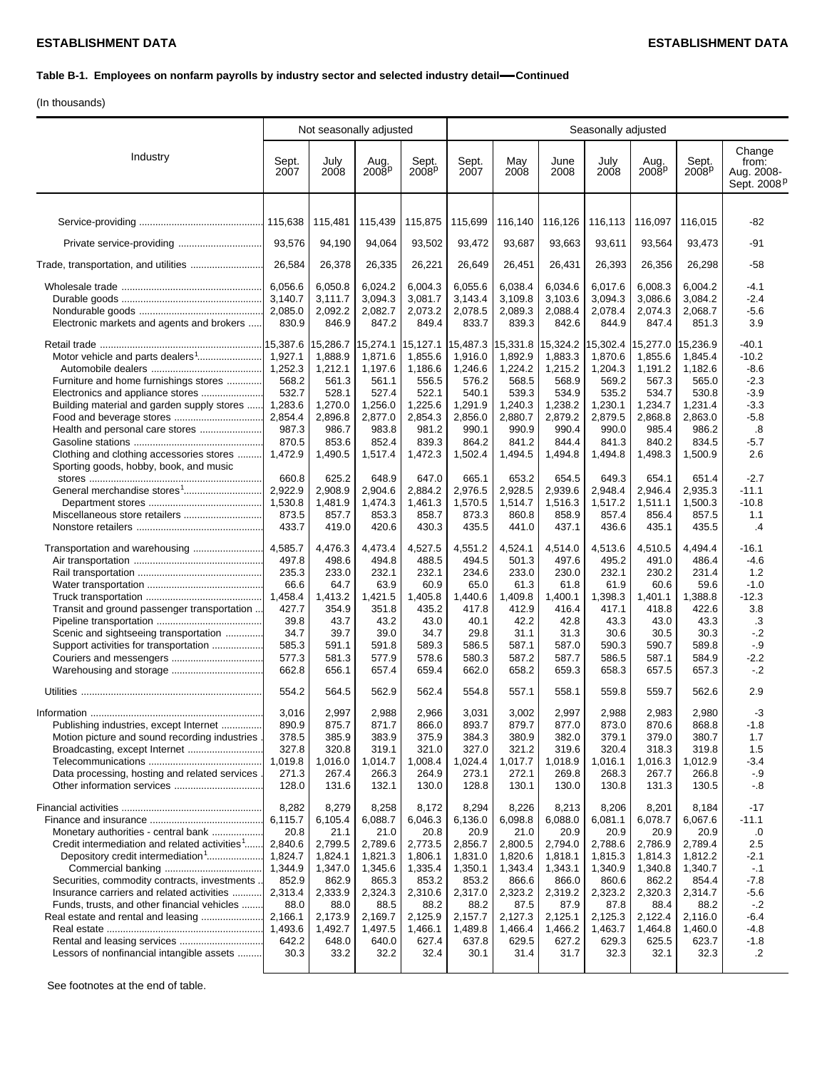**ESTABLISHMENT DATA**

**Table B-1. Employees on nonfarm payrolls by industry sector and selected industry detail—Continued**

(In thousands)

| Industry | Not seasonally adjusted | | | | Seasonally adjusted | | | | | | |
|---|---|---|---|---|---|---|---|---|---|---|---|
| | Sept. 2007 | July 2008 | Aug. 2008p | Sept. 2008p | Sept. 2007 | May 2008 | June 2008 | July 2008 | Aug. 2008p | Sept. 2008p | Change from: Aug. 2008-Sept. 2008p |
| Service-providing | 115,638 | 115,481 | 115,439 | 115,875 | 115,699 | 116,140 | 116,126 | 116,113 | 116,097 | 116,015 | -82 |
| Private service-providing | 93,576 | 94,190 | 94,064 | 93,502 | 93,472 | 93,687 | 93,663 | 93,611 | 93,564 | 93,473 | -91 |
| Trade, transportation, and utilities | 26,584 | 26,378 | 26,335 | 26,221 | 26,649 | 26,451 | 26,431 | 26,393 | 26,356 | 26,298 | -58 |
| Wholesale trade | 6,056.6 | 6,050.8 | 6,024.2 | 6,004.3 | 6,055.6 | 6,038.4 | 6,034.6 | 6,017.6 | 6,008.3 | 6,004.2 | -4.1 |
| Durable goods | 3,140.7 | 3,111.7 | 3,094.3 | 3,081.7 | 3,143.4 | 3,109.8 | 3,103.6 | 3,094.3 | 3,086.6 | 3,084.2 | -2.4 |
| Nondurable goods | 2,085.0 | 2,092.2 | 2,082.7 | 2,073.2 | 2,078.5 | 2,089.3 | 2,088.4 | 2,078.4 | 2,074.3 | 2,068.7 | -5.6 |
| Electronic markets and agents and brokers | 830.9 | 846.9 | 847.2 | 849.4 | 833.7 | 839.3 | 842.6 | 844.9 | 847.4 | 851.3 | 3.9 |
| Retail trade | 15,387.6 | 15,286.7 | 15,274.1 | 15,127.1 | 15,487.3 | 15,331.8 | 15,324.2 | 15,302.4 | 15,277.0 | 15,236.9 | -40.1 |
| Motor vehicle and parts dealers[1] | 1,927.1 | 1,888.9 | 1,871.6 | 1,855.6 | 1,916.0 | 1,892.9 | 1,883.3 | 1,870.6 | 1,855.6 | 1,845.4 | -10.2 |
| Automobile dealers | 1,252.3 | 1,212.1 | 1,197.6 | 1,186.6 | 1,246.6 | 1,224.2 | 1,215.2 | 1,204.3 | 1,191.2 | 1,182.6 | -8.6 |
| Furniture and home furnishings stores | 568.2 | 561.3 | 561.1 | 556.5 | 576.2 | 568.5 | 568.9 | 569.2 | 567.3 | 565.0 | -2.3 |
| Electronics and appliance stores | 532.7 | 528.1 | 527.4 | 522.1 | 540.1 | 539.3 | 534.9 | 535.2 | 534.7 | 530.8 | -3.9 |
| Building material and garden supply stores | 1,283.6 | 1,270.0 | 1,256.0 | 1,225.6 | 1,291.9 | 1,240.3 | 1,238.2 | 1,230.1 | 1,234.7 | 1,231.4 | -3.3 |
| Food and beverage stores | 2,854.4 | 2,896.8 | 2,877.0 | 2,854.3 | 2,856.0 | 2,880.7 | 2,879.2 | 2,879.5 | 2,868.8 | 2,863.0 | -5.8 |
| Health and personal care stores | 987.3 | 986.7 | 983.8 | 981.2 | 990.1 | 990.9 | 990.4 | 990.0 | 985.4 | 986.2 | .8 |
| Gasoline stations | 870.5 | 853.6 | 852.4 | 839.3 | 864.2 | 841.2 | 844.4 | 841.3 | 840.2 | 834.5 | -5.7 |
| Clothing and clothing accessories stores | 1,472.9 | 1,490.5 | 1,517.4 | 1,472.3 | 1,502.4 | 1,494.5 | 1,494.8 | 1,494.8 | 1,498.3 | 1,500.9 | 2.6 |
| Sporting goods, hobby, book, and music stores | 660.8 | 625.2 | 648.9 | 647.0 | 665.1 | 653.2 | 654.5 | 649.3 | 654.1 | 651.4 | -2.7 |
| General merchandise stores[1] | 2,922.9 | 2,908.9 | 2,904.6 | 2,884.2 | 2,976.5 | 2,928.5 | 2,939.6 | 2,948.4 | 2,946.4 | 2,935.3 | -11.1 |
| Department stores | 1,530.8 | 1,481.9 | 1,474.3 | 1,461.3 | 1,570.5 | 1,514.7 | 1,516.3 | 1,517.2 | 1,511.1 | 1,500.3 | -10.8 |
| Miscellaneous store retailers | 873.5 | 857.7 | 853.3 | 858.7 | 873.3 | 860.8 | 858.9 | 857.4 | 856.4 | 857.5 | 1.1 |
| Nonstore retailers | 433.7 | 419.0 | 420.6 | 430.3 | 435.5 | 441.0 | 437.1 | 436.6 | 435.1 | 435.5 | .4 |
| Transportation and warehousing | 4,585.7 | 4,476.3 | 4,473.4 | 4,527.5 | 4,551.2 | 4,524.1 | 4,514.0 | 4,513.6 | 4,510.5 | 4,494.4 | -16.1 |
| Air transportation | 497.8 | 498.6 | 494.8 | 488.5 | 494.5 | 501.3 | 497.6 | 495.2 | 491.0 | 486.4 | -4.6 |
| Rail transportation | 235.3 | 233.0 | 232.1 | 232.1 | 234.6 | 233.0 | 230.0 | 232.1 | 230.2 | 231.4 | 1.2 |
| Water transportation | 66.6 | 64.7 | 63.9 | 60.9 | 65.0 | 61.3 | 61.8 | 61.9 | 60.6 | 59.6 | -1.0 |
| Truck transportation | 1,458.4 | 1,413.2 | 1,421.5 | 1,405.8 | 1,440.6 | 1,409.8 | 1,400.1 | 1,398.3 | 1,401.1 | 1,388.8 | -12.3 |
| Transit and ground passenger transportation | 427.7 | 354.9 | 351.8 | 435.2 | 417.8 | 412.9 | 416.4 | 417.1 | 418.8 | 422.6 | 3.8 |
| Pipeline transportation | 39.8 | 43.7 | 43.2 | 43.0 | 40.1 | 42.2 | 42.8 | 43.3 | 43.0 | 43.3 | .3 |
| Scenic and sightseeing transportation | 34.7 | 39.7 | 39.0 | 34.7 | 29.8 | 31.1 | 31.3 | 30.6 | 30.5 | 30.3 | -.2 |
| Support activities for transportation | 585.3 | 591.1 | 591.8 | 589.3 | 586.5 | 587.1 | 587.0 | 590.3 | 590.7 | 589.8 | -.9 |
| Couriers and messengers | 577.3 | 581.3 | 577.9 | 578.6 | 580.3 | 587.2 | 587.7 | 586.5 | 587.1 | 584.9 | -2.2 |
| Warehousing and storage | 662.8 | 656.1 | 657.4 | 659.4 | 662.0 | 658.2 | 659.3 | 658.3 | 657.5 | 657.3 | -.2 |
| Utilities | 554.2 | 564.5 | 562.9 | 562.4 | 554.8 | 557.1 | 558.1 | 559.8 | 559.7 | 562.6 | 2.9 |
| Information | 3,016 | 2,997 | 2,988 | 2,966 | 3,031 | 3,002 | 2,997 | 2,988 | 2,983 | 2,980 | -3 |
| Publishing industries, except Internet | 890.9 | 875.7 | 871.7 | 866.0 | 893.7 | 879.7 | 877.0 | 873.0 | 870.6 | 868.8 | -1.8 |
| Motion picture and sound recording industries | 378.5 | 385.9 | 383.9 | 375.9 | 384.3 | 380.9 | 382.0 | 379.1 | 379.0 | 380.7 | 1.7 |
| Broadcasting, except Internet | 327.8 | 320.8 | 319.1 | 321.0 | 327.0 | 321.2 | 319.6 | 320.4 | 318.3 | 319.8 | 1.5 |
| Telecommunications | 1,019.8 | 1,016.0 | 1,014.7 | 1,008.4 | 1,024.4 | 1,017.7 | 1,018.9 | 1,016.1 | 1,016.3 | 1,012.9 | -3.4 |
| Data processing, hosting and related services | 271.3 | 267.4 | 266.3 | 264.9 | 273.1 | 272.1 | 269.8 | 268.3 | 267.7 | 266.8 | -.9 |
| Other information services | 128.0 | 131.6 | 132.1 | 130.0 | 128.8 | 130.1 | 130.0 | 130.8 | 131.3 | 130.5 | -.8 |
| Financial activities | 8,282 | 8,279 | 8,258 | 8,172 | 8,294 | 8,226 | 8,213 | 8,206 | 8,201 | 8,184 | -17 |
| Finance and insurance | 6,115.7 | 6,105.4 | 6,088.7 | 6,046.3 | 6,136.0 | 6,098.8 | 6,088.0 | 6,081.1 | 6,078.7 | 6,067.6 | -11.1 |
| Monetary authorities - central bank | 20.8 | 21.1 | 21.0 | 20.8 | 20.9 | 21.0 | 20.9 | 20.9 | 20.9 | 20.9 | .0 |
| Credit intermediation and related activities[1] | 2,840.6 | 2,799.5 | 2,789.6 | 2,773.5 | 2,856.7 | 2,800.5 | 2,794.0 | 2,788.6 | 2,786.9 | 2,789.4 | 2.5 |
| Depository credit intermediation[1] | 1,824.7 | 1,824.1 | 1,821.3 | 1,806.1 | 1,831.0 | 1,820.6 | 1,818.1 | 1,815.3 | 1,814.3 | 1,812.2 | -2.1 |
| Commercial banking | 1,344.9 | 1,347.0 | 1,345.6 | 1,335.4 | 1,350.1 | 1,343.4 | 1,343.1 | 1,340.9 | 1,340.8 | 1,340.7 | -.1 |
| Securities, commodity contracts, investments | 852.9 | 862.9 | 865.3 | 853.2 | 853.2 | 866.6 | 866.0 | 860.6 | 862.2 | 854.4 | -7.8 |
| Insurance carriers and related activities | 2,313.4 | 2,333.9 | 2,324.3 | 2,310.6 | 2,317.0 | 2,323.2 | 2,319.2 | 2,323.2 | 2,320.3 | 2,314.7 | -5.6 |
| Funds, trusts, and other financial vehicles | 88.0 | 88.0 | 88.5 | 88.2 | 88.2 | 87.5 | 87.9 | 87.8 | 88.4 | 88.2 | -.2 |
| Real estate and rental and leasing | 2,166.1 | 2,173.9 | 2,169.7 | 2,125.9 | 2,157.7 | 2,127.3 | 2,125.1 | 2,125.3 | 2,122.4 | 2,116.0 | -6.4 |
| Real estate | 1,493.6 | 1,492.7 | 1,497.5 | 1,466.1 | 1,489.8 | 1,466.4 | 1,466.2 | 1,463.7 | 1,464.8 | 1,460.0 | -4.8 |
| Rental and leasing services | 642.2 | 648.0 | 640.0 | 627.4 | 637.8 | 629.5 | 627.2 | 629.3 | 625.5 | 623.7 | -1.8 |
| Lessors of nonfinancial intangible assets | 30.3 | 33.2 | 32.2 | 32.4 | 30.1 | 31.4 | 31.7 | 32.3 | 32.1 | 32.3 | .2 |

See footnotes at the end of table.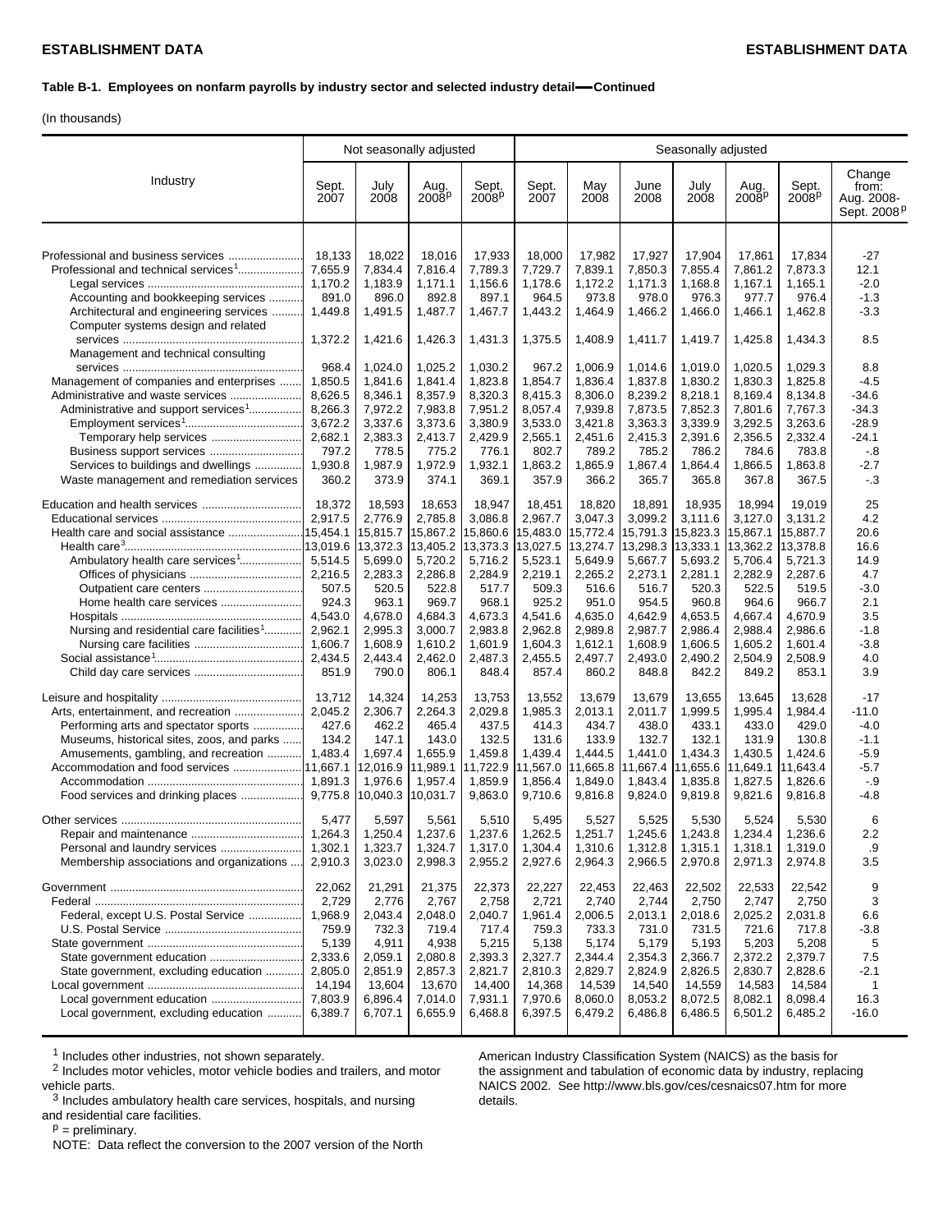**Table B-1. Employees on nonfarm payrolls by industry sector and selected industry detail—Continued**

(In thousands)

| Industry | Not seasonally adjusted | | | | Seasonally adjusted | | | | | | |
|---|---|---|---|---|---|---|---|---|---|---|---|
| | Sept. 2007 | July 2008 | Aug. 2008p | Sept. 2008p | Sept. 2007 | May 2008 | June 2008 | July 2008 | Aug. 2008p | Sept. 2008p | Change from: Aug. 2008-Sept. 2008p |
| Professional and business services | 18,133 | 18,022 | 18,016 | 17,933 | 18,000 | 17,982 | 17,927 | 17,904 | 17,861 | 17,834 | -27 |
| Professional and technical services[1] | 7,655.9 | 7,834.4 | 7,816.4 | 7,789.3 | 7,729.7 | 7,839.1 | 7,850.3 | 7,855.4 | 7,861.2 | 7,873.3 | 12.1 |
| Legal services | 1,170.2 | 1,183.9 | 1,171.1 | 1,156.6 | 1,178.6 | 1,172.2 | 1,171.3 | 1,168.8 | 1,167.1 | 1,165.1 | -2.0 |
| Accounting and bookkeeping services | 891.0 | 896.0 | 892.8 | 897.1 | 964.5 | 973.8 | 978.0 | 976.3 | 977.7 | 976.4 | -1.3 |
| Architectural and engineering services | 1,449.8 | 1,491.5 | 1,487.7 | 1,467.7 | 1,443.2 | 1,464.9 | 1,466.2 | 1,466.0 | 1,466.1 | 1,462.8 | -3.3 |
| Computer systems design and related services | 1,372.2 | 1,421.6 | 1,426.3 | 1,431.3 | 1,375.5 | 1,408.9 | 1,411.7 | 1,419.7 | 1,425.8 | 1,434.3 | 8.5 |
| Management and technical consulting services | 968.4 | 1,024.0 | 1,025.2 | 1,030.2 | 967.2 | 1,006.9 | 1,014.6 | 1,019.0 | 1,020.5 | 1,029.3 | 8.8 |
| Management of companies and enterprises | 1,850.5 | 1,841.6 | 1,841.4 | 1,823.8 | 1,854.7 | 1,836.4 | 1,837.8 | 1,830.2 | 1,830.3 | 1,825.8 | -4.5 |
| Administrative and waste services | 8,626.5 | 8,346.1 | 8,357.9 | 8,320.3 | 8,415.3 | 8,306.0 | 8,239.2 | 8,218.1 | 8,169.4 | 8,134.8 | -34.6 |
| Administrative and support services[1] | 8,266.3 | 7,972.2 | 7,983.8 | 7,951.2 | 8,057.4 | 7,939.8 | 7,873.5 | 7,852.3 | 7,801.6 | 7,767.3 | -34.3 |
| Employment services[1] | 3,672.2 | 3,337.6 | 3,373.6 | 3,380.9 | 3,533.0 | 3,421.8 | 3,363.3 | 3,339.9 | 3,292.5 | 3,263.6 | -28.9 |
| Temporary help services | 2,682.1 | 2,383.3 | 2,413.7 | 2,429.9 | 2,565.1 | 2,451.6 | 2,415.3 | 2,391.6 | 2,356.5 | 2,332.4 | -24.1 |
| Business support services | 797.2 | 778.5 | 775.2 | 776.1 | 802.7 | 789.2 | 785.2 | 786.2 | 784.6 | 783.8 | -.8 |
| Services to buildings and dwellings | 1,930.8 | 1,987.9 | 1,972.9 | 1,932.1 | 1,863.2 | 1,865.9 | 1,867.4 | 1,864.4 | 1,866.5 | 1,863.8 | -2.7 |
| Waste management and remediation services | 360.2 | 373.9 | 374.1 | 369.1 | 357.9 | 366.2 | 365.7 | 365.8 | 367.8 | 367.5 | -.3 |
| Education and health services | 18,372 | 18,593 | 18,653 | 18,947 | 18,451 | 18,820 | 18,891 | 18,935 | 18,994 | 19,019 | 25 |
| Educational services | 2,917.5 | 2,776.9 | 2,785.8 | 3,086.8 | 2,967.7 | 3,047.3 | 3,099.2 | 3,111.6 | 3,127.0 | 3,131.2 | 4.2 |
| Health care and social assistance | 15,454.1 | 15,815.7 | 15,867.2 | 15,860.6 | 15,483.0 | 15,772.4 | 15,791.3 | 15,823.3 | 15,867.1 | 15,887.7 | 20.6 |
| Health care[3] | 13,019.6 | 13,372.3 | 13,405.2 | 13,373.3 | 13,027.5 | 13,274.7 | 13,298.3 | 13,333.1 | 13,362.2 | 13,378.8 | 16.6 |
| Ambulatory health care services[1] | 5,514.5 | 5,699.0 | 5,720.2 | 5,716.2 | 5,523.1 | 5,649.9 | 5,667.7 | 5,693.2 | 5,706.4 | 5,721.3 | 14.9 |
| Offices of physicians | 2,216.5 | 2,283.3 | 2,286.8 | 2,284.9 | 2,219.1 | 2,265.2 | 2,273.1 | 2,281.1 | 2,282.9 | 2,287.6 | 4.7 |
| Outpatient care centers | 507.5 | 520.5 | 522.8 | 517.7 | 509.3 | 516.6 | 516.7 | 520.3 | 522.5 | 519.5 | -3.0 |
| Home health care services | 924.3 | 963.1 | 969.7 | 968.1 | 925.2 | 951.0 | 954.5 | 960.8 | 964.6 | 966.7 | 2.1 |
| Hospitals | 4,543.0 | 4,678.0 | 4,684.3 | 4,673.3 | 4,541.6 | 4,635.0 | 4,642.9 | 4,653.5 | 4,667.4 | 4,670.9 | 3.5 |
| Nursing and residential care facilities[1] | 2,962.1 | 2,995.3 | 3,000.7 | 2,983.8 | 2,962.8 | 2,989.8 | 2,987.7 | 2,986.4 | 2,988.4 | 2,986.6 | -1.8 |
| Nursing care facilities | 1,606.7 | 1,608.9 | 1,610.2 | 1,601.9 | 1,604.3 | 1,612.1 | 1,608.9 | 1,606.5 | 1,605.2 | 1,601.4 | -3.8 |
| Social assistance[1] | 2,434.5 | 2,443.4 | 2,462.0 | 2,487.3 | 2,455.5 | 2,497.7 | 2,493.0 | 2,490.2 | 2,504.9 | 2,508.9 | 4.0 |
| Child day care services | 851.9 | 790.0 | 806.1 | 848.4 | 857.4 | 860.2 | 848.8 | 842.2 | 849.2 | 853.1 | 3.9 |
| Leisure and hospitality | 13,712 | 14,324 | 14,253 | 13,753 | 13,552 | 13,679 | 13,679 | 13,655 | 13,645 | 13,628 | -17 |
| Arts, entertainment, and recreation | 2,045.2 | 2,306.7 | 2,264.3 | 2,029.8 | 1,985.3 | 2,013.1 | 2,011.7 | 1,999.5 | 1,995.4 | 1,984.4 | -11.0 |
| Performing arts and spectator sports | 427.6 | 462.2 | 465.4 | 437.5 | 414.3 | 434.7 | 438.0 | 433.1 | 433.0 | 429.0 | -4.0 |
| Museums, historical sites, zoos, and parks | 134.2 | 147.1 | 143.0 | 132.5 | 131.6 | 133.9 | 132.7 | 132.1 | 131.9 | 130.8 | -1.1 |
| Amusements, gambling, and recreation | 1,483.4 | 1,697.4 | 1,655.9 | 1,459.8 | 1,439.4 | 1,444.5 | 1,441.0 | 1,434.3 | 1,430.5 | 1,424.6 | -5.9 |
| Accommodation and food services | 11,667.1 | 12,016.9 | 11,989.1 | 11,722.9 | 11,567.0 | 11,665.8 | 11,667.4 | 11,655.6 | 11,649.1 | 11,643.4 | -5.7 |
| Accommodation | 1,891.3 | 1,976.6 | 1,957.4 | 1,859.9 | 1,856.4 | 1,849.0 | 1,843.4 | 1,835.8 | 1,827.5 | 1,826.6 | -.9 |
| Food services and drinking places | 9,775.8 | 10,040.3 | 10,031.7 | 9,863.0 | 9,710.6 | 9,816.8 | 9,824.0 | 9,819.8 | 9,821.6 | 9,816.8 | -4.8 |
| Other services | 5,477 | 5,597 | 5,561 | 5,510 | 5,495 | 5,527 | 5,525 | 5,530 | 5,524 | 5,530 | 6 |
| Repair and maintenance | 1,264.3 | 1,250.4 | 1,237.6 | 1,237.6 | 1,262.5 | 1,251.7 | 1,245.6 | 1,243.8 | 1,234.4 | 1,236.6 | 2.2 |
| Personal and laundry services | 1,302.1 | 1,323.7 | 1,324.7 | 1,317.0 | 1,304.4 | 1,310.6 | 1,312.8 | 1,315.1 | 1,318.1 | 1,319.0 | .9 |
| Membership associations and organizations | 2,910.3 | 3,023.0 | 2,998.3 | 2,955.2 | 2,927.6 | 2,964.3 | 2,966.5 | 2,970.8 | 2,971.3 | 2,974.8 | 3.5 |
| Government | 22,062 | 21,291 | 21,375 | 22,373 | 22,227 | 22,453 | 22,463 | 22,502 | 22,533 | 22,542 | 9 |
| Federal | 2,729 | 2,776 | 2,767 | 2,758 | 2,721 | 2,740 | 2,744 | 2,750 | 2,747 | 2,750 | 3 |
| Federal, except U.S. Postal Service | 1,968.9 | 2,043.4 | 2,048.0 | 2,040.7 | 1,961.4 | 2,006.5 | 2,013.1 | 2,018.6 | 2,025.2 | 2,031.8 | 6.6 |
| U.S. Postal Service | 759.9 | 732.3 | 719.4 | 717.4 | 759.3 | 733.3 | 731.0 | 731.5 | 721.6 | 717.8 | -3.8 |
| State government | 5,139 | 4,911 | 4,938 | 5,215 | 5,138 | 5,174 | 5,179 | 5,193 | 5,203 | 5,208 | 5 |
| State government education | 2,333.6 | 2,059.1 | 2,080.8 | 2,393.3 | 2,327.7 | 2,344.4 | 2,354.3 | 2,366.7 | 2,372.2 | 2,379.7 | 7.5 |
| State government, excluding education | 2,805.0 | 2,851.9 | 2,857.3 | 2,821.7 | 2,810.3 | 2,829.7 | 2,824.9 | 2,826.5 | 2,830.7 | 2,828.6 | -2.1 |
| Local government | 14,194 | 13,604 | 13,670 | 14,400 | 14,368 | 14,539 | 14,540 | 14,559 | 14,583 | 14,584 | 1 |
| Local government education | 7,803.9 | 6,896.4 | 7,014.0 | 7,931.1 | 7,970.6 | 8,060.0 | 8,053.2 | 8,072.5 | 8,082.1 | 8,098.4 | 16.3 |
| Local government, excluding education | 6,389.7 | 6,707.1 | 6,655.9 | 6,468.8 | 6,397.5 | 6,479.2 | 6,486.8 | 6,486.5 | 6,501.2 | 6,485.2 | -16.0 |

[1] Includes other industries, not shown separately.

[2] Includes motor vehicles, motor vehicle bodies and trailers, and motor vehicle parts.

[3] Includes ambulatory health care services, hospitals, and nursing and residential care facilities.

p = preliminary.

NOTE: Data reflect the conversion to the 2007 version of the North American Industry Classification System (NAICS) as the basis for the assignment and tabulation of economic data by industry, replacing NAICS 2002. See http://www.bls.gov/ces/cesnaics07.htm for more details.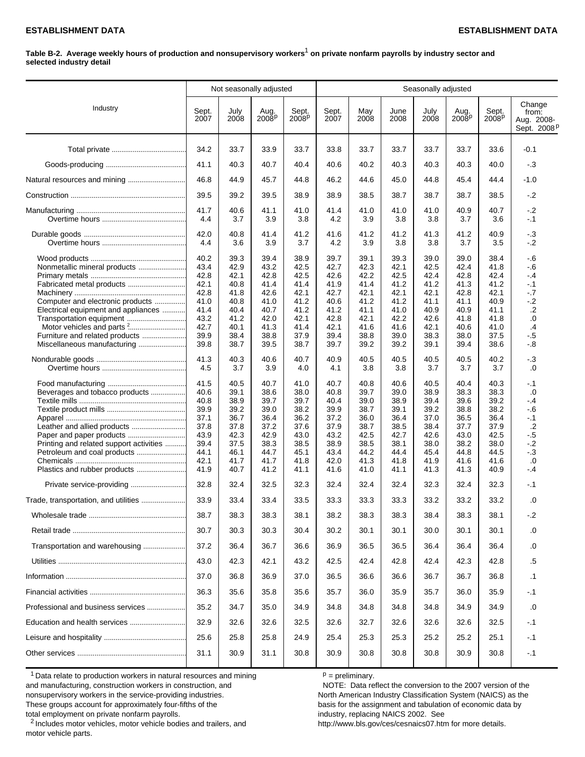ESTABLISHMENT DATA

**Table B-2. Average weekly hours of production and nonsupervisory workers[1] on private nonfarm payrolls by industry sector and selected industry detail**

| Industry | Not seasonally adjusted | | | | Seasonally adjusted | | | | | | |
|---|---|---|---|---|---|---|---|---|---|---|---|
| | Sept. 2007 | July 2008 | Aug. 2008p | Sept. 2008p | Sept. 2007 | May 2008 | June 2008 | July 2008 | Aug. 2008p | Sept. 2008p | Change from: Aug. 2008-Sept. 2008p |
| Total private | 34.2 | 33.7 | 33.9 | 33.7 | 33.8 | 33.7 | 33.7 | 33.7 | 33.7 | 33.6 | -0.1 |
| Goods-producing | 41.1 | 40.3 | 40.7 | 40.4 | 40.6 | 40.2 | 40.3 | 40.3 | 40.3 | 40.0 | -.3 |
| Natural resources and mining | 46.8 | 44.9 | 45.7 | 44.8 | 46.2 | 44.6 | 45.0 | 44.8 | 45.4 | 44.4 | -1.0 |
| Construction | 39.5 | 39.2 | 39.5 | 38.9 | 38.9 | 38.5 | 38.7 | 38.7 | 38.7 | 38.5 | -.2 |
| Manufacturing | 41.7 | 40.6 | 41.1 | 41.0 | 41.4 | 41.0 | 41.0 | 41.0 | 40.9 | 40.7 | -.2 |
| Overtime hours | 4.4 | 3.7 | 3.9 | 3.8 | 4.2 | 3.9 | 3.8 | 3.8 | 3.7 | 3.6 | -.1 |
| Durable goods | 42.0 | 40.8 | 41.4 | 41.2 | 41.6 | 41.2 | 41.2 | 41.3 | 41.2 | 40.9 | -.3 |
| Overtime hours | 4.4 | 3.6 | 3.9 | 3.7 | 4.2 | 3.9 | 3.8 | 3.8 | 3.7 | 3.5 | -.2 |
| Wood products | 40.2 | 39.3 | 39.4 | 38.9 | 39.7 | 39.1 | 39.3 | 39.0 | 39.0 | 38.4 | -.6 |
| Nonmetallic mineral products | 43.4 | 42.9 | 43.2 | 42.5 | 42.7 | 42.3 | 42.1 | 42.5 | 42.4 | 41.8 | -.6 |
| Primary metals | 42.8 | 42.1 | 42.8 | 42.5 | 42.6 | 42.2 | 42.5 | 42.4 | 42.8 | 42.4 | -.4 |
| Fabricated metal products | 42.1 | 40.8 | 41.4 | 41.4 | 41.9 | 41.4 | 41.2 | 41.2 | 41.3 | 41.2 | -.1 |
| Machinery | 42.8 | 41.8 | 42.6 | 42.1 | 42.7 | 42.1 | 42.1 | 42.1 | 42.8 | 42.1 | -.7 |
| Computer and electronic products | 41.0 | 40.8 | 41.0 | 41.2 | 40.6 | 41.2 | 41.2 | 41.1 | 41.1 | 40.9 | -.2 |
| Electrical equipment and appliances | 41.4 | 40.4 | 40.7 | 41.2 | 41.2 | 41.1 | 41.0 | 40.9 | 40.9 | 41.1 | .2 |
| Transportation equipment | 43.2 | 41.2 | 42.0 | 42.1 | 42.8 | 42.1 | 42.2 | 42.6 | 41.8 | 41.8 | .0 |
| Motor vehicles and parts[2] | 42.7 | 40.1 | 41.3 | 41.4 | 42.1 | 41.6 | 41.6 | 42.1 | 40.6 | 41.0 | .4 |
| Furniture and related products | 39.9 | 38.4 | 38.8 | 37.9 | 39.4 | 38.8 | 39.0 | 38.3 | 38.0 | 37.5 | -.5 |
| Miscellaneous manufacturing | 39.8 | 38.7 | 39.5 | 38.7 | 39.7 | 39.2 | 39.2 | 39.1 | 39.4 | 38.6 | -.8 |
| Nondurable goods | 41.3 | 40.3 | 40.6 | 40.7 | 40.9 | 40.5 | 40.5 | 40.5 | 40.5 | 40.2 | -.3 |
| Overtime hours | 4.5 | 3.7 | 3.9 | 4.0 | 4.1 | 3.8 | 3.8 | 3.7 | 3.7 | 3.7 | .0 |
| Food manufacturing | 41.5 | 40.5 | 40.7 | 41.0 | 40.7 | 40.8 | 40.6 | 40.5 | 40.4 | 40.3 | -.1 |
| Beverages and tobacco products | 40.6 | 39.1 | 38.6 | 38.0 | 40.8 | 39.7 | 39.0 | 38.9 | 38.3 | 38.3 | .0 |
| Textile mills | 40.8 | 38.9 | 39.7 | 39.7 | 40.4 | 39.0 | 38.9 | 39.4 | 39.6 | 39.2 | -.4 |
| Textile product mills | 39.9 | 39.2 | 39.0 | 38.2 | 39.9 | 38.7 | 39.1 | 39.2 | 38.8 | 38.2 | -.6 |
| Apparel | 37.1 | 36.7 | 36.4 | 36.2 | 37.2 | 36.0 | 36.4 | 37.0 | 36.5 | 36.4 | -.1 |
| Leather and allied products | 37.8 | 37.8 | 37.2 | 37.6 | 37.9 | 38.7 | 38.5 | 38.4 | 37.7 | 37.9 | .2 |
| Paper and paper products | 43.9 | 42.3 | 42.9 | 43.0 | 43.2 | 42.5 | 42.7 | 42.6 | 43.0 | 42.5 | -.5 |
| Printing and related support activities | 39.4 | 37.5 | 38.3 | 38.5 | 38.9 | 38.5 | 38.1 | 38.0 | 38.2 | 38.0 | -.2 |
| Petroleum and coal products | 44.1 | 46.1 | 44.7 | 45.1 | 43.4 | 44.2 | 44.4 | 45.4 | 44.8 | 44.5 | -.3 |
| Chemicals | 42.1 | 41.7 | 41.7 | 41.8 | 42.0 | 41.3 | 41.8 | 41.9 | 41.6 | 41.6 | .0 |
| Plastics and rubber products | 41.9 | 40.7 | 41.2 | 41.1 | 41.6 | 41.0 | 41.1 | 41.3 | 41.3 | 40.9 | -.4 |
| Private service-providing | 32.8 | 32.4 | 32.5 | 32.3 | 32.4 | 32.4 | 32.4 | 32.3 | 32.4 | 32.3 | -.1 |
| Trade, transportation, and utilities | 33.9 | 33.4 | 33.4 | 33.5 | 33.3 | 33.3 | 33.3 | 33.2 | 33.2 | 33.2 | .0 |
| Wholesale trade | 38.7 | 38.3 | 38.3 | 38.1 | 38.2 | 38.3 | 38.3 | 38.4 | 38.3 | 38.1 | -.2 |
| Retail trade | 30.7 | 30.3 | 30.3 | 30.4 | 30.2 | 30.1 | 30.1 | 30.0 | 30.1 | 30.1 | .0 |
| Transportation and warehousing | 37.2 | 36.4 | 36.7 | 36.6 | 36.9 | 36.5 | 36.5 | 36.4 | 36.4 | 36.4 | .0 |
| Utilities | 43.0 | 42.3 | 42.1 | 43.2 | 42.5 | 42.4 | 42.8 | 42.4 | 42.3 | 42.8 | .5 |
| Information | 37.0 | 36.8 | 36.9 | 37.0 | 36.5 | 36.6 | 36.6 | 36.7 | 36.7 | 36.8 | .1 |
| Financial activities | 36.3 | 35.6 | 35.8 | 35.6 | 35.7 | 36.0 | 35.9 | 35.7 | 36.0 | 35.9 | -.1 |
| Professional and business services | 35.2 | 34.7 | 35.0 | 34.9 | 34.8 | 34.8 | 34.8 | 34.8 | 34.9 | 34.9 | .0 |
| Education and health services | 32.9 | 32.6 | 32.6 | 32.5 | 32.6 | 32.7 | 32.6 | 32.6 | 32.6 | 32.5 | -.1 |
| Leisure and hospitality | 25.6 | 25.8 | 25.8 | 24.9 | 25.4 | 25.3 | 25.3 | 25.2 | 25.2 | 25.1 | -.1 |
| Other services | 31.1 | 30.9 | 31.1 | 30.8 | 30.9 | 30.8 | 30.8 | 30.8 | 30.9 | 30.8 | -.1 |

[1] Data relate to production workers in natural resources and mining and manufacturing, construction workers in construction, and nonsupervisory workers in the service-providing industries. These groups account for approximately four-fifths of the total employment on private nonfarm payrolls.

[2] Includes motor vehicles, motor vehicle bodies and trailers, and motor vehicle parts.

p = preliminary.

NOTE: Data reflect the conversion to the 2007 version of the North American Industry Classification System (NAICS) as the basis for the assignment and tabulation of economic data by industry, replacing NAICS 2002. See http://www.bls.gov/ces/cesnaics07.htm for more details.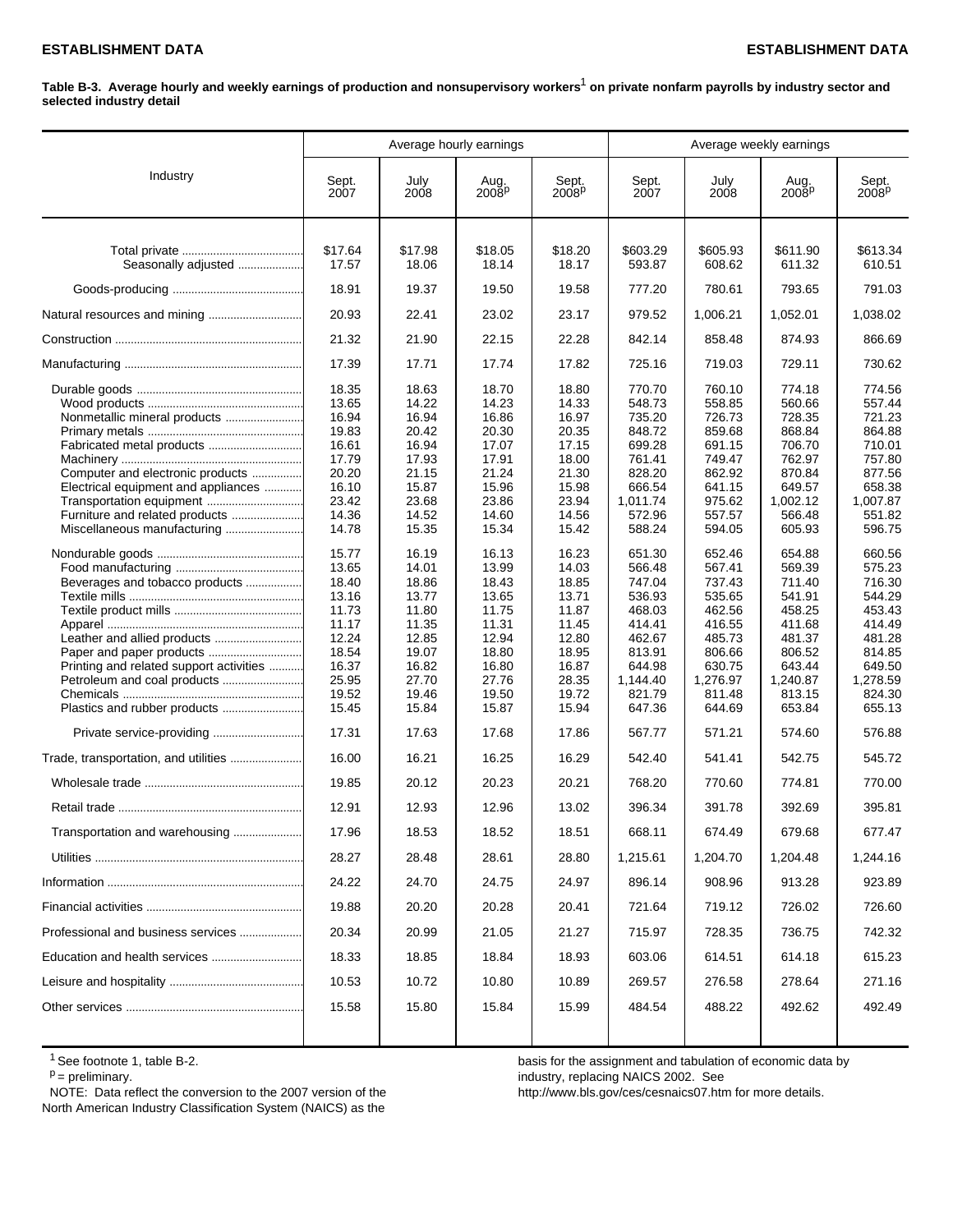**Table B-3. Average hourly and weekly earnings of production and nonsupervisory workers[1] on private nonfarm payrolls by industry sector and selected industry detail**

| Industry | Average hourly earnings | | | | Average weekly earnings | | | |
|---|---|---|---|---|---|---|---|---|
| | Sept. 2007 | July 2008 | Aug. 2008[p] | Sept. 2008[p] | Sept. 2007 | July 2008 | Aug. 2008[p] | Sept. 2008[p] |
| Total private | $17.64 | $17.98 | $18.05 | $18.20 | $603.29 | $605.93 | $611.90 | $613.34 |
| Seasonally adjusted | 17.57 | 18.06 | 18.14 | 18.17 | 593.87 | 608.62 | 611.32 | 610.51 |
| Goods-producing | 18.91 | 19.37 | 19.50 | 19.58 | 777.20 | 780.61 | 793.65 | 791.03 |
| Natural resources and mining | 20.93 | 22.41 | 23.02 | 23.17 | 979.52 | 1,006.21 | 1,052.01 | 1,038.02 |
| Construction | 21.32 | 21.90 | 22.15 | 22.28 | 842.14 | 858.48 | 874.93 | 866.69 |
| Manufacturing | 17.39 | 17.71 | 17.74 | 17.82 | 725.16 | 719.03 | 729.11 | 730.62 |
| Durable goods | 18.35 | 18.63 | 18.70 | 18.80 | 770.70 | 760.10 | 774.18 | 774.56 |
| Wood products | 13.65 | 14.22 | 14.23 | 14.33 | 548.73 | 558.85 | 560.66 | 557.44 |
| Nonmetallic mineral products | 16.94 | 16.94 | 16.86 | 16.97 | 735.20 | 726.73 | 728.35 | 721.23 |
| Primary metals | 19.83 | 20.42 | 20.30 | 20.35 | 848.72 | 859.68 | 868.84 | 864.88 |
| Fabricated metal products | 16.61 | 16.94 | 17.07 | 17.15 | 699.28 | 691.15 | 706.70 | 710.01 |
| Machinery | 17.79 | 17.93 | 17.91 | 18.00 | 761.41 | 749.47 | 762.97 | 757.80 |
| Computer and electronic products | 20.20 | 21.15 | 21.24 | 21.30 | 828.20 | 862.92 | 870.84 | 877.56 |
| Electrical equipment and appliances | 16.10 | 15.87 | 15.96 | 15.98 | 666.54 | 641.15 | 649.57 | 658.38 |
| Transportation equipment | 23.42 | 23.68 | 23.86 | 23.94 | 1,011.74 | 975.62 | 1,002.12 | 1,007.87 |
| Furniture and related products | 14.36 | 14.52 | 14.60 | 14.56 | 572.96 | 557.57 | 566.48 | 551.82 |
| Miscellaneous manufacturing | 14.78 | 15.35 | 15.34 | 15.42 | 588.24 | 594.05 | 605.93 | 596.75 |
| Nondurable goods | 15.77 | 16.19 | 16.13 | 16.23 | 651.30 | 652.46 | 654.88 | 660.56 |
| Food manufacturing | 13.65 | 14.01 | 13.99 | 14.03 | 566.48 | 567.41 | 569.39 | 575.23 |
| Beverages and tobacco products | 18.40 | 18.86 | 18.43 | 18.85 | 747.04 | 737.43 | 711.40 | 716.30 |
| Textile mills | 13.16 | 13.77 | 13.65 | 13.71 | 536.93 | 535.65 | 541.91 | 544.29 |
| Textile product mills | 11.73 | 11.80 | 11.75 | 11.87 | 468.03 | 462.56 | 458.25 | 453.43 |
| Apparel | 11.17 | 11.35 | 11.31 | 11.45 | 414.41 | 416.55 | 411.68 | 414.49 |
| Leather and allied products | 12.24 | 12.85 | 12.94 | 12.80 | 462.67 | 485.73 | 481.37 | 481.28 |
| Paper and paper products | 18.54 | 19.07 | 18.80 | 18.95 | 813.91 | 806.66 | 806.52 | 814.85 |
| Printing and related support activities | 16.37 | 16.82 | 16.80 | 16.87 | 644.98 | 630.75 | 643.44 | 649.50 |
| Petroleum and coal products | 25.95 | 27.70 | 27.76 | 28.35 | 1,144.40 | 1,276.97 | 1,240.87 | 1,278.59 |
| Chemicals | 19.52 | 19.46 | 19.50 | 19.72 | 821.79 | 811.48 | 813.15 | 824.30 |
| Plastics and rubber products | 15.45 | 15.84 | 15.87 | 15.94 | 647.36 | 644.69 | 653.84 | 655.13 |
| Private service-providing | 17.31 | 17.63 | 17.68 | 17.86 | 567.77 | 571.21 | 574.60 | 576.88 |
| Trade, transportation, and utilities | 16.00 | 16.21 | 16.25 | 16.29 | 542.40 | 541.41 | 542.75 | 545.72 |
| Wholesale trade | 19.85 | 20.12 | 20.23 | 20.21 | 768.20 | 770.60 | 774.81 | 770.00 |
| Retail trade | 12.91 | 12.93 | 12.96 | 13.02 | 396.34 | 391.78 | 392.69 | 395.81 |
| Transportation and warehousing | 17.96 | 18.53 | 18.52 | 18.51 | 668.11 | 674.49 | 679.68 | 677.47 |
| Utilities | 28.27 | 28.48 | 28.61 | 28.80 | 1,215.61 | 1,204.70 | 1,204.48 | 1,244.16 |
| Information | 24.22 | 24.70 | 24.75 | 24.97 | 896.14 | 908.96 | 913.28 | 923.89 |
| Financial activities | 19.88 | 20.20 | 20.28 | 20.41 | 721.64 | 719.12 | 726.02 | 726.60 |
| Professional and business services | 20.34 | 20.99 | 21.05 | 21.27 | 715.97 | 728.35 | 736.75 | 742.32 |
| Education and health services | 18.33 | 18.85 | 18.84 | 18.93 | 603.06 | 614.51 | 614.18 | 615.23 |
| Leisure and hospitality | 10.53 | 10.72 | 10.80 | 10.89 | 269.57 | 276.58 | 278.64 | 271.16 |
| Other services | 15.58 | 15.80 | 15.84 | 15.99 | 484.54 | 488.22 | 492.62 | 492.49 |

[1] See footnote 1, table B-2.

[p] = preliminary.

NOTE: Data reflect the conversion to the 2007 version of the North American Industry Classification System (NAICS) as the basis for the assignment and tabulation of economic data by industry, replacing NAICS 2002. See http://www.bls.gov/ces/cesnaics07.htm for more details.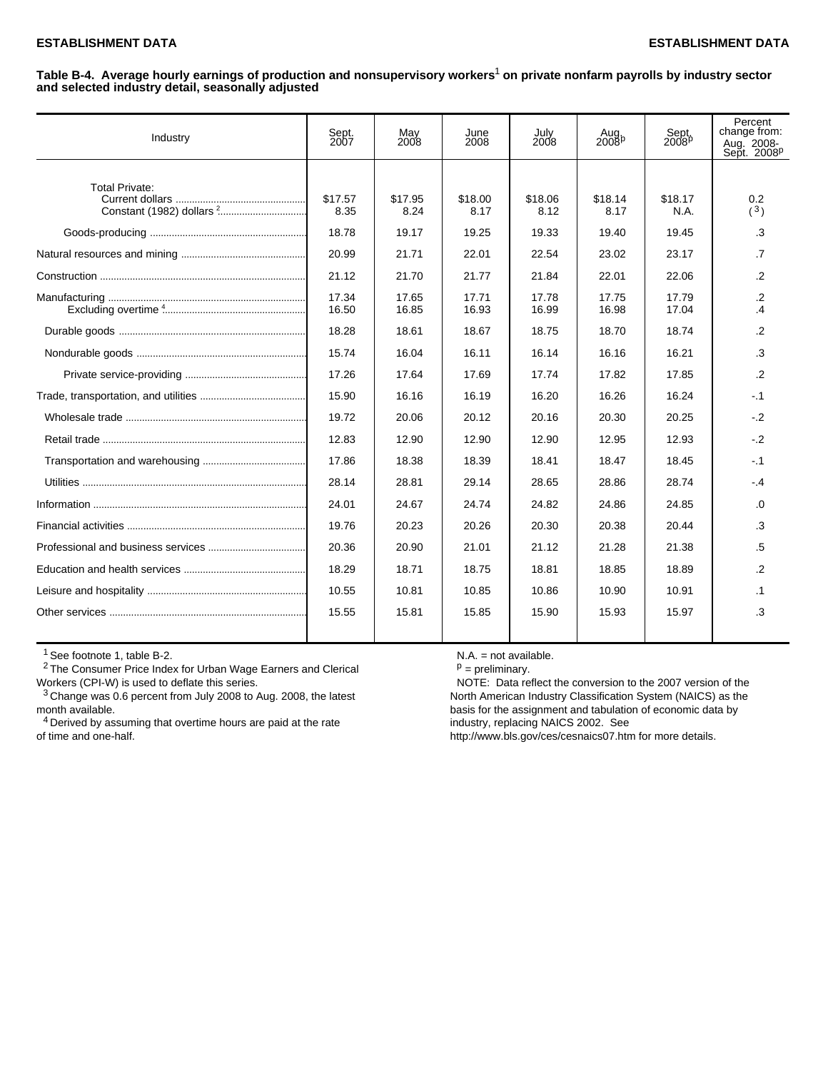**ESTABLISHMENT DATA**

**Table B-4. Average hourly earnings of production and nonsupervisory workers[1] on private nonfarm payrolls by industry sector and selected industry detail, seasonally adjusted**

| Industry | Sept. 2007 | May 2008 | June 2008 | July 2008 | Aug. 2008[p] | Sept. 2008[p] | Percent change from: Aug. 2008- Sept. 2008[p] |
|---|---|---|---|---|---|---|---|
| Total Private: | | | | | | | |
| Current dollars | $17.57 | $17.95 | $18.00 | $18.06 | $18.14 | $18.17 | 0.2 |
| Constant (1982) dollars [2] | 8.35 | 8.24 | 8.17 | 8.12 | 8.17 | N.A. | ([3]) |
| Goods-producing | 18.78 | 19.17 | 19.25 | 19.33 | 19.40 | 19.45 | .3 |
| Natural resources and mining | 20.99 | 21.71 | 22.01 | 22.54 | 23.02 | 23.17 | .7 |
| Construction | 21.12 | 21.70 | 21.77 | 21.84 | 22.01 | 22.06 | .2 |
| Manufacturing | 17.34 | 17.65 | 17.71 | 17.78 | 17.75 | 17.79 | .2 |
| Excluding overtime [4] | 16.50 | 16.85 | 16.93 | 16.99 | 16.98 | 17.04 | .4 |
| Durable goods | 18.28 | 18.61 | 18.67 | 18.75 | 18.70 | 18.74 | .2 |
| Nondurable goods | 15.74 | 16.04 | 16.11 | 16.14 | 16.16 | 16.21 | .3 |
| Private service-providing | 17.26 | 17.64 | 17.69 | 17.74 | 17.82 | 17.85 | .2 |
| Trade, transportation, and utilities | 15.90 | 16.16 | 16.19 | 16.20 | 16.26 | 16.24 | -.1 |
| Wholesale trade | 19.72 | 20.06 | 20.12 | 20.16 | 20.30 | 20.25 | -.2 |
| Retail trade | 12.83 | 12.90 | 12.90 | 12.90 | 12.95 | 12.93 | -.2 |
| Transportation and warehousing | 17.86 | 18.38 | 18.39 | 18.41 | 18.47 | 18.45 | -.1 |
| Utilities | 28.14 | 28.81 | 29.14 | 28.65 | 28.86 | 28.74 | -.4 |
| Information | 24.01 | 24.67 | 24.74 | 24.82 | 24.86 | 24.85 | .0 |
| Financial activities | 19.76 | 20.23 | 20.26 | 20.30 | 20.38 | 20.44 | .3 |
| Professional and business services | 20.36 | 20.90 | 21.01 | 21.12 | 21.28 | 21.38 | .5 |
| Education and health services | 18.29 | 18.71 | 18.75 | 18.81 | 18.85 | 18.89 | .2 |
| Leisure and hospitality | 10.55 | 10.81 | 10.85 | 10.86 | 10.90 | 10.91 | .1 |
| Other services | 15.55 | 15.81 | 15.85 | 15.90 | 15.93 | 15.97 | .3 |

[1] See footnote 1, table B-2.

[2] The Consumer Price Index for Urban Wage Earners and Clerical Workers (CPI-W) is used to deflate this series.

[3] Change was 0.6 percent from July 2008 to Aug. 2008, the latest month available.

[4] Derived by assuming that overtime hours are paid at the rate of time and one-half.

N.A. = not available.

p = preliminary.

NOTE: Data reflect the conversion to the 2007 version of the North American Industry Classification System (NAICS) as the basis for the assignment and tabulation of economic data by industry, replacing NAICS 2002. See http://www.bls.gov/ces/cesnaics07.htm for more details.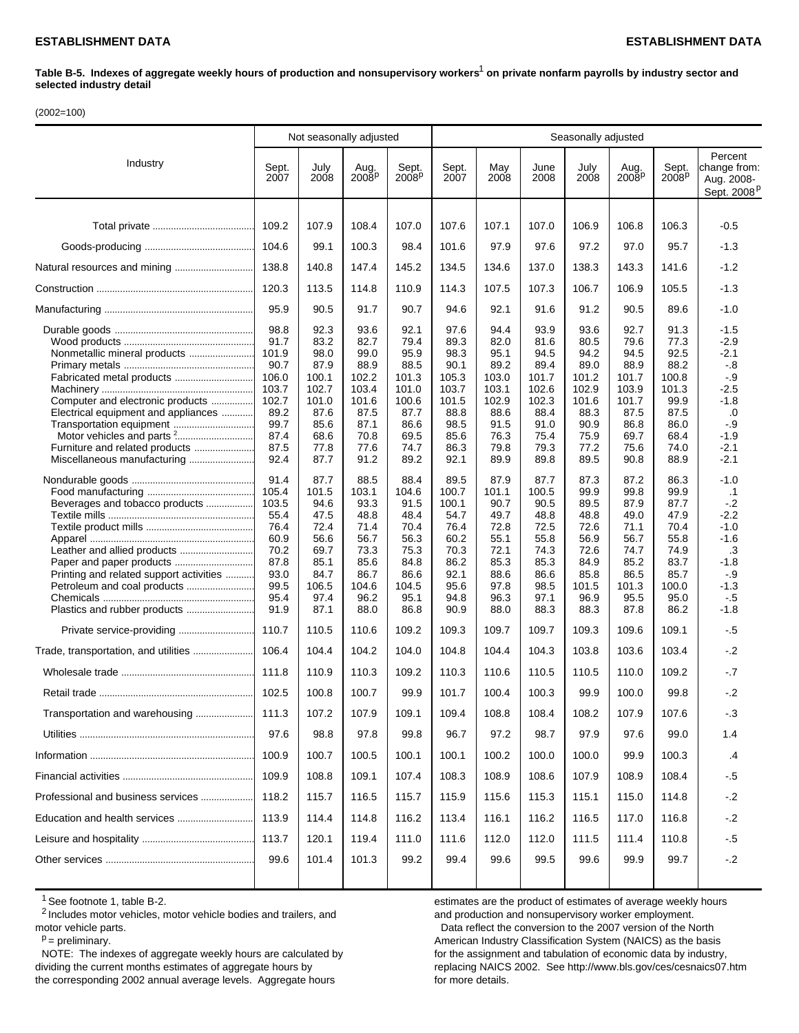**Table B-5. Indexes of aggregate weekly hours of production and nonsupervisory workers[1] on private nonfarm payrolls by industry sector and selected industry detail**

(2002=100)

| Industry | Not seasonally adjusted | | | | Seasonally adjusted | | | | | | |
|---|---|---|---|---|---|---|---|---|---|---|---|
| | Sept. 2007 | July 2008 | Aug. 2008[p] | Sept. 2008[p] | Sept. 2007 | May 2008 | June 2008 | July 2008 | Aug. 2008[p] | Sept. 2008[p] | Percent change from: Aug. 2008-Sept. 2008[p] |
| Total private | 109.2 | 107.9 | 108.4 | 107.0 | 107.6 | 107.1 | 107.0 | 106.9 | 106.8 | 106.3 | -0.5 |
| Goods-producing | 104.6 | 99.1 | 100.3 | 98.4 | 101.6 | 97.9 | 97.6 | 97.2 | 97.0 | 95.7 | -1.3 |
| Natural resources and mining | 138.8 | 140.8 | 147.4 | 145.2 | 134.5 | 134.6 | 137.0 | 138.3 | 143.3 | 141.6 | -1.2 |
| Construction | 120.3 | 113.5 | 114.8 | 110.9 | 114.3 | 107.5 | 107.3 | 106.7 | 106.9 | 105.5 | -1.3 |
| Manufacturing | 95.9 | 90.5 | 91.7 | 90.7 | 94.6 | 92.1 | 91.6 | 91.2 | 90.5 | 89.6 | -1.0 |
| Durable goods | 98.8 | 92.3 | 93.6 | 92.1 | 97.6 | 94.4 | 93.9 | 93.6 | 92.7 | 91.3 | -1.5 |
| Wood products | 91.7 | 83.2 | 82.7 | 79.4 | 89.3 | 82.0 | 81.6 | 80.5 | 79.6 | 77.3 | -2.9 |
| Nonmetallic mineral products | 101.9 | 98.0 | 99.0 | 95.9 | 98.3 | 95.1 | 94.5 | 94.2 | 94.5 | 92.5 | -2.1 |
| Primary metals | 90.7 | 87.9 | 88.9 | 88.5 | 90.1 | 89.2 | 89.4 | 89.0 | 88.9 | 88.2 | -.8 |
| Fabricated metal products | 106.0 | 100.1 | 102.2 | 101.3 | 105.3 | 103.0 | 101.7 | 101.2 | 101.7 | 100.8 | -.9 |
| Machinery | 103.7 | 102.7 | 103.4 | 101.0 | 103.7 | 103.1 | 102.6 | 102.9 | 103.9 | 101.3 | -2.5 |
| Computer and electronic products | 102.7 | 101.0 | 101.6 | 100.6 | 101.5 | 102.9 | 102.3 | 101.6 | 101.7 | 99.9 | -1.8 |
| Electrical equipment and appliances | 89.2 | 87.6 | 87.5 | 87.7 | 88.8 | 88.6 | 88.4 | 88.3 | 87.5 | 87.5 | .0 |
| Transportation equipment | 99.7 | 85.6 | 87.1 | 86.6 | 98.5 | 91.5 | 91.0 | 90.9 | 86.8 | 86.0 | -.9 |
| Motor vehicles and parts[2] | 87.4 | 68.6 | 70.8 | 69.5 | 85.6 | 76.3 | 75.4 | 75.9 | 69.7 | 68.4 | -1.9 |
| Furniture and related products | 87.5 | 77.8 | 77.6 | 74.7 | 86.3 | 79.8 | 79.3 | 77.2 | 75.6 | 74.0 | -2.1 |
| Miscellaneous manufacturing | 92.4 | 87.7 | 91.2 | 89.2 | 92.1 | 89.9 | 89.8 | 89.5 | 90.8 | 88.9 | -2.1 |
| Nondurable goods | 91.4 | 87.7 | 88.5 | 88.4 | 89.5 | 87.9 | 87.7 | 87.3 | 87.2 | 86.3 | -1.0 |
| Food manufacturing | 105.4 | 101.5 | 103.1 | 104.6 | 100.7 | 101.1 | 100.5 | 99.9 | 99.8 | 99.9 | .1 |
| Beverages and tobacco products | 103.5 | 94.6 | 93.3 | 91.5 | 100.1 | 90.7 | 90.5 | 89.5 | 87.9 | 87.7 | -.2 |
| Textile mills | 55.4 | 47.5 | 48.8 | 48.4 | 54.7 | 49.7 | 48.8 | 48.8 | 49.0 | 47.9 | -2.2 |
| Textile product mills | 76.4 | 72.4 | 71.4 | 70.4 | 76.4 | 72.8 | 72.5 | 72.6 | 71.1 | 70.4 | -1.0 |
| Apparel | 60.9 | 56.6 | 56.7 | 56.3 | 60.2 | 55.1 | 55.8 | 56.9 | 56.7 | 55.8 | -1.6 |
| Leather and allied products | 70.2 | 69.7 | 73.3 | 75.3 | 70.3 | 72.1 | 74.3 | 72.6 | 74.7 | 74.9 | .3 |
| Paper and paper products | 87.8 | 85.1 | 85.6 | 84.8 | 86.2 | 85.3 | 85.3 | 84.9 | 85.2 | 83.7 | -1.8 |
| Printing and related support activities | 93.0 | 84.7 | 86.7 | 86.6 | 92.1 | 88.6 | 86.6 | 85.8 | 86.5 | 85.7 | -.9 |
| Petroleum and coal products | 99.5 | 106.5 | 104.6 | 104.5 | 95.6 | 97.8 | 98.5 | 101.5 | 101.3 | 100.0 | -1.3 |
| Chemicals | 95.4 | 97.4 | 96.2 | 95.1 | 94.8 | 96.3 | 97.1 | 96.9 | 95.5 | 95.0 | -.5 |
| Plastics and rubber products | 91.9 | 87.1 | 88.0 | 86.8 | 90.9 | 88.0 | 88.3 | 88.3 | 87.8 | 86.2 | -1.8 |
| Private service-providing | 110.7 | 110.5 | 110.6 | 109.2 | 109.3 | 109.7 | 109.7 | 109.3 | 109.6 | 109.1 | -.5 |
| Trade, transportation, and utilities | 106.4 | 104.4 | 104.2 | 104.0 | 104.8 | 104.4 | 104.3 | 103.8 | 103.6 | 103.4 | -.2 |
| Wholesale trade | 111.8 | 110.9 | 110.3 | 109.2 | 110.3 | 110.6 | 110.5 | 110.5 | 110.0 | 109.2 | -.7 |
| Retail trade | 102.5 | 100.8 | 100.7 | 99.9 | 101.7 | 100.4 | 100.3 | 99.9 | 100.0 | 99.8 | -.2 |
| Transportation and warehousing | 111.3 | 107.2 | 107.9 | 109.1 | 109.4 | 108.8 | 108.4 | 108.2 | 107.9 | 107.6 | -.3 |
| Utilities | 97.6 | 98.8 | 97.8 | 99.8 | 96.7 | 97.2 | 98.7 | 97.9 | 97.6 | 99.0 | 1.4 |
| Information | 100.9 | 100.7 | 100.5 | 100.1 | 100.1 | 100.2 | 100.0 | 100.0 | 99.9 | 100.3 | .4 |
| Financial activities | 109.9 | 108.8 | 109.1 | 107.4 | 108.3 | 108.9 | 108.6 | 107.9 | 108.9 | 108.4 | -.5 |
| Professional and business services | 118.2 | 115.7 | 116.5 | 115.7 | 115.9 | 115.6 | 115.3 | 115.1 | 115.0 | 114.8 | -.2 |
| Education and health services | 113.9 | 114.4 | 114.8 | 116.2 | 113.4 | 116.1 | 116.2 | 116.5 | 117.0 | 116.8 | -.2 |
| Leisure and hospitality | 113.7 | 120.1 | 119.4 | 111.0 | 111.6 | 112.0 | 112.0 | 111.5 | 111.4 | 110.8 | -.5 |
| Other services | 99.6 | 101.4 | 101.3 | 99.2 | 99.4 | 99.6 | 99.5 | 99.6 | 99.9 | 99.7 | -.2 |

[1] See footnote 1, table B-2.

[2] Includes motor vehicles, motor vehicle bodies and trailers, and motor vehicle parts.

[p] = preliminary.

NOTE: The indexes of aggregate weekly hours are calculated by dividing the current months estimates of aggregate hours by the corresponding 2002 annual average levels. Aggregate hours estimates are the product of estimates of average weekly hours and production and nonsupervisory worker employment.

Data reflect the conversion to the 2007 version of the North American Industry Classification System (NAICS) as the basis for the assignment and tabulation of economic data by industry, replacing NAICS 2002. See http://www.bls.gov/ces/cesnaics07.htm for more details.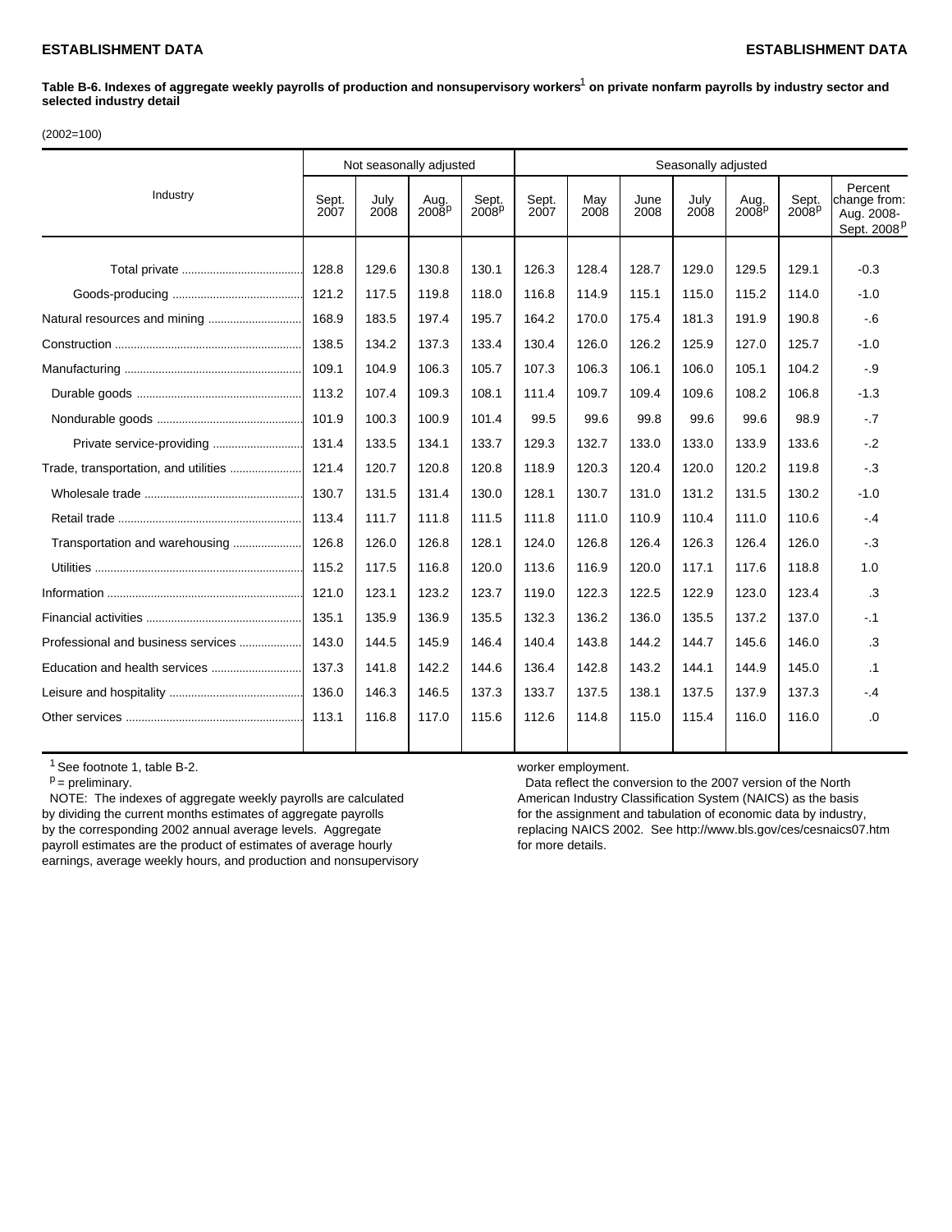**Table B-6. Indexes of aggregate weekly payrolls of production and nonsupervisory workers[1] on private nonfarm payrolls by industry sector and selected industry detail**

(2002=100)

| Industry | Not seasonally adjusted | | | | Seasonally adjusted | | | | | | |
|---|---|---|---|---|---|---|---|---|---|---|---|
| | Sept. 2007 | July 2008 | Aug. 2008[p] | Sept. 2008[p] | Sept. 2007 | May 2008 | June 2008 | July 2008 | Aug. 2008[p] | Sept. 2008[p] | Percent change from: Aug. 2008-Sept. 2008[p] |
| Total private | 128.8 | 129.6 | 130.8 | 130.1 | 126.3 | 128.4 | 128.7 | 129.0 | 129.5 | 129.1 | -0.3 |
| Goods-producing | 121.2 | 117.5 | 119.8 | 118.0 | 116.8 | 114.9 | 115.1 | 115.0 | 115.2 | 114.0 | -1.0 |
| Natural resources and mining | 168.9 | 183.5 | 197.4 | 195.7 | 164.2 | 170.0 | 175.4 | 181.3 | 191.9 | 190.8 | -.6 |
| Construction | 138.5 | 134.2 | 137.3 | 133.4 | 130.4 | 126.0 | 126.2 | 125.9 | 127.0 | 125.7 | -1.0 |
| Manufacturing | 109.1 | 104.9 | 106.3 | 105.7 | 107.3 | 106.3 | 106.1 | 106.0 | 105.1 | 104.2 | -.9 |
| Durable goods | 113.2 | 107.4 | 109.3 | 108.1 | 111.4 | 109.7 | 109.4 | 109.6 | 108.2 | 106.8 | -1.3 |
| Nondurable goods | 101.9 | 100.3 | 100.9 | 101.4 | 99.5 | 99.6 | 99.8 | 99.6 | 99.6 | 98.9 | -.7 |
| Private service-providing | 131.4 | 133.5 | 134.1 | 133.7 | 129.3 | 132.7 | 133.0 | 133.0 | 133.9 | 133.6 | -.2 |
| Trade, transportation, and utilities | 121.4 | 120.7 | 120.8 | 120.8 | 118.9 | 120.3 | 120.4 | 120.0 | 120.2 | 119.8 | -.3 |
| Wholesale trade | 130.7 | 131.5 | 131.4 | 130.0 | 128.1 | 130.7 | 131.0 | 131.2 | 131.5 | 130.2 | -1.0 |
| Retail trade | 113.4 | 111.7 | 111.8 | 111.5 | 111.8 | 111.0 | 110.9 | 110.4 | 111.0 | 110.6 | -.4 |
| Transportation and warehousing | 126.8 | 126.0 | 126.8 | 128.1 | 124.0 | 126.8 | 126.4 | 126.3 | 126.4 | 126.0 | -.3 |
| Utilities | 115.2 | 117.5 | 116.8 | 120.0 | 113.6 | 116.9 | 120.0 | 117.1 | 117.6 | 118.8 | 1.0 |
| Information | 121.0 | 123.1 | 123.2 | 123.7 | 119.0 | 122.3 | 122.5 | 122.9 | 123.0 | 123.4 | .3 |
| Financial activities | 135.1 | 135.9 | 136.9 | 135.5 | 132.3 | 136.2 | 136.0 | 135.5 | 137.2 | 137.0 | -.1 |
| Professional and business services | 143.0 | 144.5 | 145.9 | 146.4 | 140.4 | 143.8 | 144.2 | 144.7 | 145.6 | 146.0 | .3 |
| Education and health services | 137.3 | 141.8 | 142.2 | 144.6 | 136.4 | 142.8 | 143.2 | 144.1 | 144.9 | 145.0 | .1 |
| Leisure and hospitality | 136.0 | 146.3 | 146.5 | 137.3 | 133.7 | 137.5 | 138.1 | 137.5 | 137.9 | 137.3 | -.4 |
| Other services | 113.1 | 116.8 | 117.0 | 115.6 | 112.6 | 114.8 | 115.0 | 115.4 | 116.0 | 116.0 | .0 |

[1] See footnote 1, table B-2.

[p] = preliminary.

NOTE: The indexes of aggregate weekly payrolls are calculated by dividing the current months estimates of aggregate payrolls by the corresponding 2002 annual average levels. Aggregate payroll estimates are the product of estimates of average hourly earnings, average weekly hours, and production and nonsupervisory worker employment.

Data reflect the conversion to the 2007 version of the North American Industry Classification System (NAICS) as the basis for the assignment and tabulation of economic data by industry, replacing NAICS 2002. See http://www.bls.gov/ces/cesnaics07.htm for more details.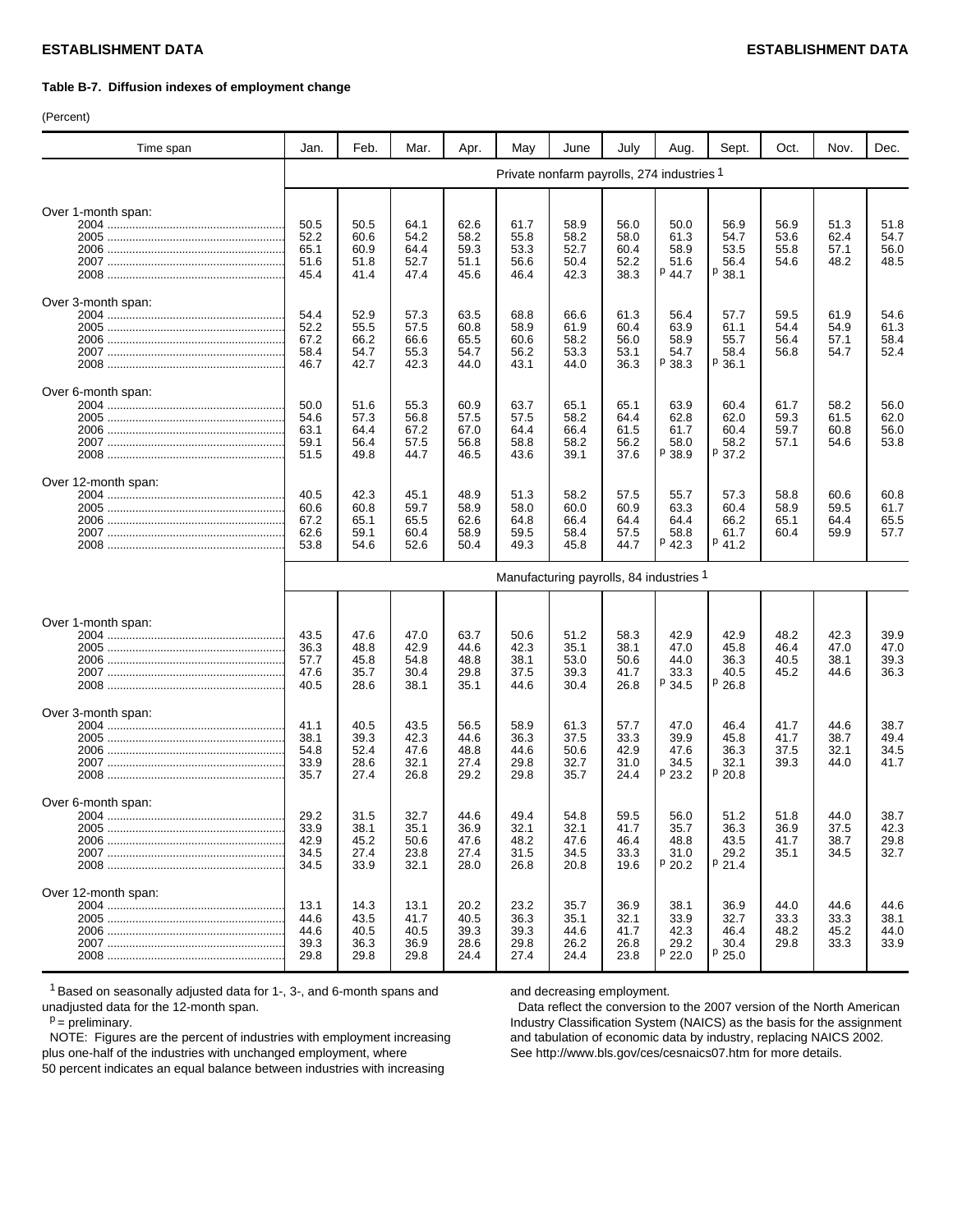**Table B-7. Diffusion indexes of employment change**

(Percent)

| Time span | Jan. | Feb. | Mar. | Apr. | May | June | July | Aug. | Sept. | Oct. | Nov. | Dec. |
|---|---|---|---|---|---|---|---|---|---|---|---|---|
| | Private nonfarm payrolls, 274 industries [1] | | | | | | | | | | | |
| Over 1-month span: | | | | | | | | | | | | |
| 2004 | 50.5 | 50.5 | 64.1 | 62.6 | 61.7 | 58.9 | 56.0 | 50.0 | 56.9 | 56.9 | 51.3 | 51.8 |
| 2005 | 52.2 | 60.6 | 54.2 | 58.2 | 55.8 | 58.2 | 58.0 | 61.3 | 54.7 | 53.6 | 62.4 | 54.7 |
| 2006 | 65.1 | 60.9 | 64.4 | 59.3 | 53.3 | 52.7 | 60.4 | 58.9 | 53.5 | 55.8 | 57.1 | 56.0 |
| 2007 | 51.6 | 51.8 | 52.7 | 51.1 | 56.6 | 50.4 | 52.2 | 51.6 | 56.4 | 54.6 | 48.2 | 48.5 |
| 2008 | 45.4 | 41.4 | 47.4 | 45.6 | 46.4 | 42.3 | 38.3 | p 44.7 | p 38.1 | | | |
| Over 3-month span: | | | | | | | | | | | | |
| 2004 | 54.4 | 52.9 | 57.3 | 63.5 | 68.8 | 66.6 | 61.3 | 56.4 | 57.7 | 59.5 | 61.9 | 54.6 |
| 2005 | 52.2 | 55.5 | 57.5 | 60.8 | 58.9 | 61.9 | 60.4 | 63.9 | 61.1 | 54.4 | 54.9 | 61.3 |
| 2006 | 67.2 | 66.2 | 66.6 | 65.5 | 60.6 | 58.2 | 56.0 | 58.9 | 55.7 | 56.4 | 57.1 | 58.4 |
| 2007 | 58.4 | 54.7 | 55.3 | 54.7 | 56.2 | 53.3 | 53.1 | 54.7 | 58.4 | 56.8 | 54.7 | 52.4 |
| 2008 | 46.7 | 42.7 | 42.3 | 44.0 | 43.1 | 44.0 | 36.3 | p 38.3 | p 36.1 | | | |
| Over 6-month span: | | | | | | | | | | | | |
| 2004 | 50.0 | 51.6 | 55.3 | 60.9 | 63.7 | 65.1 | 65.1 | 63.9 | 60.4 | 61.7 | 58.2 | 56.0 |
| 2005 | 54.6 | 57.3 | 56.8 | 57.5 | 57.5 | 58.2 | 64.4 | 62.8 | 62.0 | 59.3 | 61.5 | 62.0 |
| 2006 | 63.1 | 64.4 | 67.2 | 67.0 | 64.4 | 66.4 | 61.5 | 61.7 | 60.4 | 59.7 | 60.8 | 56.0 |
| 2007 | 59.1 | 56.4 | 57.5 | 56.8 | 58.8 | 58.2 | 56.2 | 58.0 | 58.2 | 57.1 | 54.6 | 53.8 |
| 2008 | 51.5 | 49.8 | 44.7 | 46.5 | 43.6 | 39.1 | 37.6 | p 38.9 | p 37.2 | | | |
| Over 12-month span: | | | | | | | | | | | | |
| 2004 | 40.5 | 42.3 | 45.1 | 48.9 | 51.3 | 58.2 | 57.5 | 55.7 | 57.3 | 58.8 | 60.6 | 60.8 |
| 2005 | 60.6 | 60.8 | 59.7 | 58.9 | 58.0 | 60.0 | 60.9 | 63.3 | 60.4 | 58.9 | 59.5 | 61.7 |
| 2006 | 67.2 | 65.1 | 65.5 | 62.6 | 64.8 | 66.4 | 64.4 | 64.4 | 66.2 | 65.1 | 64.4 | 65.5 |
| 2007 | 62.6 | 59.1 | 60.4 | 58.9 | 59.5 | 58.4 | 57.5 | 58.8 | 61.7 | 60.4 | 59.9 | 57.7 |
| 2008 | 53.8 | 54.6 | 52.6 | 50.4 | 49.3 | 45.8 | 44.7 | p 42.3 | p 41.2 | | | |
| | Manufacturing payrolls, 84 industries [1] | | | | | | | | | | | |
| Over 1-month span: | | | | | | | | | | | | |
| 2004 | 43.5 | 47.6 | 47.0 | 63.7 | 50.6 | 51.2 | 58.3 | 42.9 | 42.9 | 48.2 | 42.3 | 39.9 |
| 2005 | 36.3 | 48.8 | 42.9 | 44.6 | 42.3 | 35.1 | 38.1 | 47.0 | 45.8 | 46.4 | 47.0 | 47.0 |
| 2006 | 57.7 | 45.8 | 54.8 | 48.8 | 38.1 | 53.0 | 50.6 | 44.0 | 36.3 | 40.5 | 38.1 | 39.3 |
| 2007 | 47.6 | 35.7 | 30.4 | 29.8 | 37.5 | 39.3 | 41.7 | 33.3 | 40.5 | 45.2 | 44.6 | 36.3 |
| 2008 | 40.5 | 28.6 | 38.1 | 35.1 | 44.6 | 30.4 | 26.8 | p 34.5 | p 26.8 | | | |
| Over 3-month span: | | | | | | | | | | | | |
| 2004 | 41.1 | 40.5 | 43.5 | 56.5 | 58.9 | 61.3 | 57.7 | 47.0 | 46.4 | 41.7 | 44.6 | 38.7 |
| 2005 | 38.1 | 39.3 | 42.3 | 44.6 | 36.3 | 37.5 | 33.3 | 39.9 | 45.8 | 41.7 | 38.7 | 49.4 |
| 2006 | 54.8 | 52.4 | 47.6 | 48.8 | 44.6 | 50.6 | 42.9 | 47.6 | 36.3 | 37.5 | 32.1 | 34.5 |
| 2007 | 33.9 | 28.6 | 32.1 | 27.4 | 29.8 | 32.7 | 31.0 | 34.5 | 32.1 | 39.3 | 44.0 | 41.7 |
| 2008 | 35.7 | 27.4 | 26.8 | 29.2 | 29.8 | 35.7 | 24.4 | p 23.2 | p 20.8 | | | |
| Over 6-month span: | | | | | | | | | | | | |
| 2004 | 29.2 | 31.5 | 32.7 | 44.6 | 49.4 | 54.8 | 59.5 | 56.0 | 51.2 | 51.8 | 44.0 | 38.7 |
| 2005 | 33.9 | 38.1 | 35.1 | 36.9 | 32.1 | 32.1 | 41.7 | 35.7 | 36.3 | 36.9 | 37.5 | 42.3 |
| 2006 | 42.9 | 45.2 | 50.6 | 47.6 | 48.2 | 47.6 | 46.4 | 48.8 | 43.5 | 41.7 | 38.7 | 29.8 |
| 2007 | 34.5 | 27.4 | 23.8 | 27.4 | 31.5 | 34.5 | 33.3 | 31.0 | 29.2 | 35.1 | 34.5 | 32.7 |
| 2008 | 34.5 | 33.9 | 32.1 | 28.0 | 26.8 | 20.8 | 19.6 | p 20.2 | p 21.4 | | | |
| Over 12-month span: | | | | | | | | | | | | |
| 2004 | 13.1 | 14.3 | 13.1 | 20.2 | 23.2 | 35.7 | 36.9 | 38.1 | 36.9 | 44.0 | 44.6 | 44.6 |
| 2005 | 44.6 | 43.5 | 41.7 | 40.5 | 36.3 | 35.1 | 32.1 | 33.9 | 32.7 | 33.3 | 33.3 | 38.1 |
| 2006 | 44.6 | 40.5 | 40.5 | 39.3 | 39.3 | 44.6 | 41.7 | 42.3 | 46.4 | 48.2 | 45.2 | 44.0 |
| 2007 | 39.3 | 36.3 | 36.9 | 28.6 | 29.8 | 26.2 | 26.8 | 29.2 | 30.4 | 29.8 | 33.3 | 33.9 |
| 2008 | 29.8 | 29.8 | 29.8 | 24.4 | 27.4 | 24.4 | 23.8 | p 22.0 | p 25.0 | | | |

[1] Based on seasonally adjusted data for 1-, 3-, and 6-month spans and unadjusted data for the 12-month span.

p = preliminary.

NOTE: Figures are the percent of industries with employment increasing plus one-half of the industries with unchanged employment, where 50 percent indicates an equal balance between industries with increasing and decreasing employment.

Data reflect the conversion to the 2007 version of the North American Industry Classification System (NAICS) as the basis for the assignment and tabulation of economic data by industry, replacing NAICS 2002. See http://www.bls.gov/ces/cesnaics07.htm for more details.